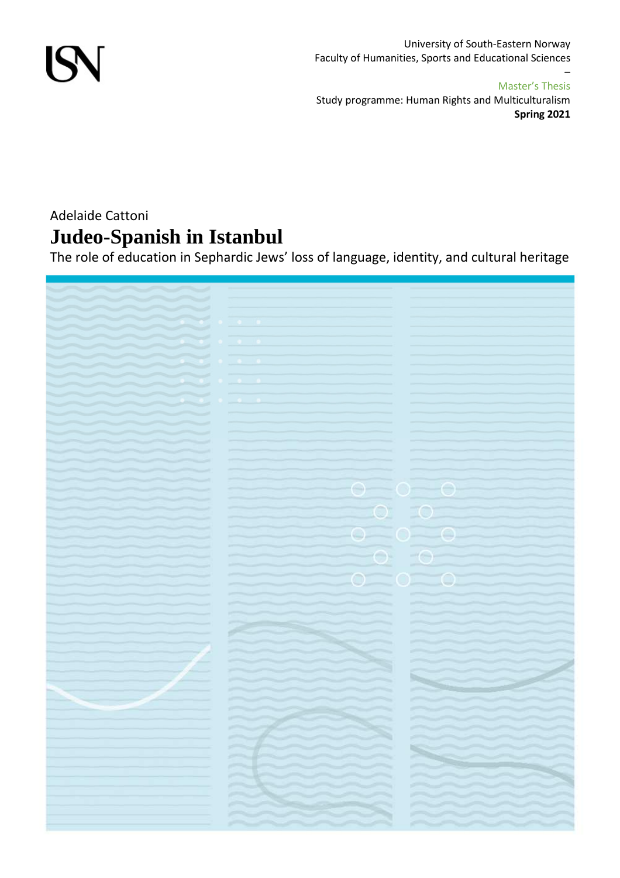ISN

University of South-Eastern Norway
Faculty of Humanities, Sports and Educational Sciences
–
Master's Thesis
Study programme: Human Rights and Multiculturalism
**Spring 2021**

Adelaide Cattoni

# Judeo-Spanish in Istanbul

The role of education in Sephardic Jews' loss of language, identity, and cultural heritage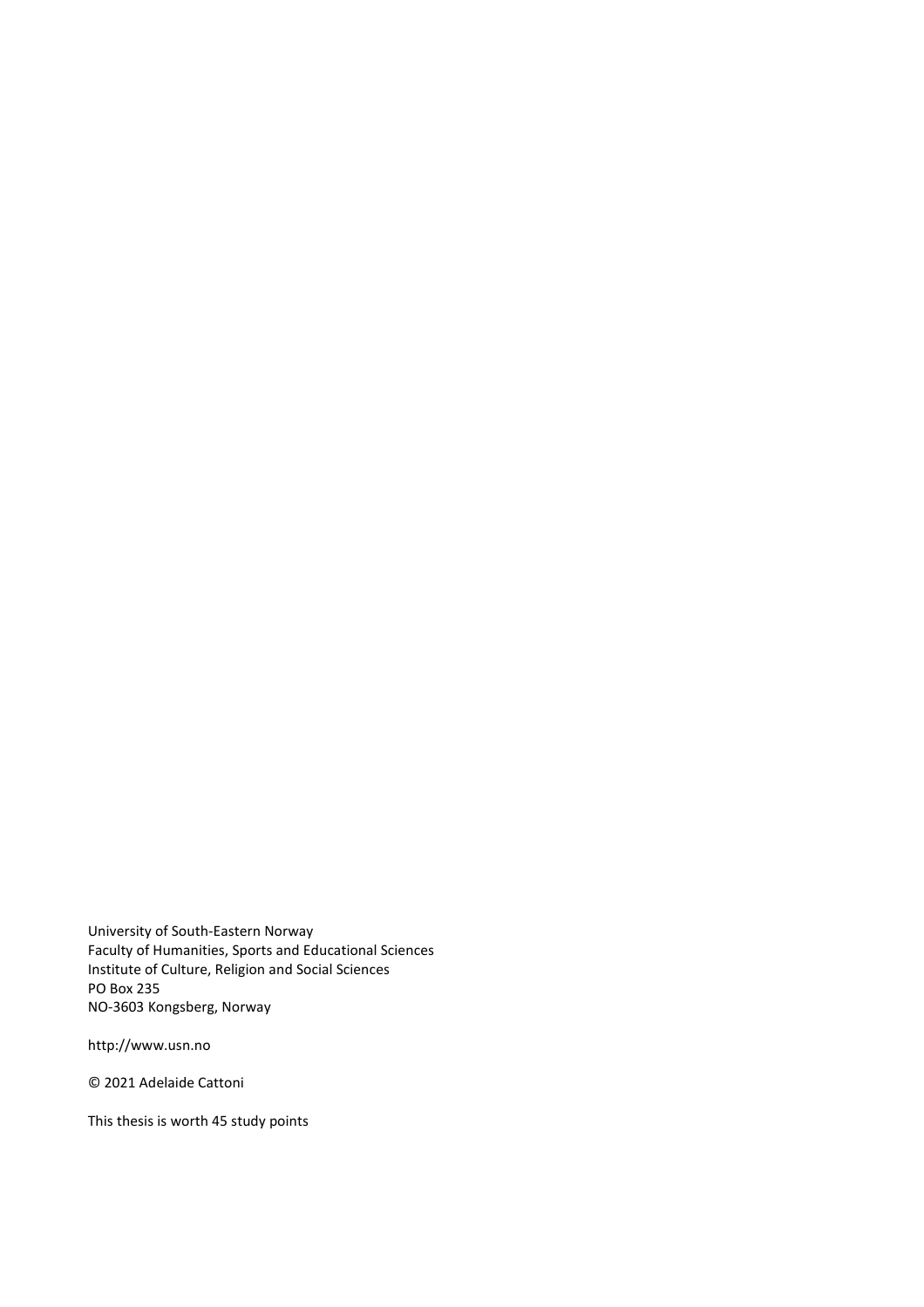University of South-Eastern Norway
Faculty of Humanities, Sports and Educational Sciences
Institute of Culture, Religion and Social Sciences
PO Box 235
NO-3603 Kongsberg, Norway

http://www.usn.no

© 2021 Adelaide Cattoni

This thesis is worth 45 study points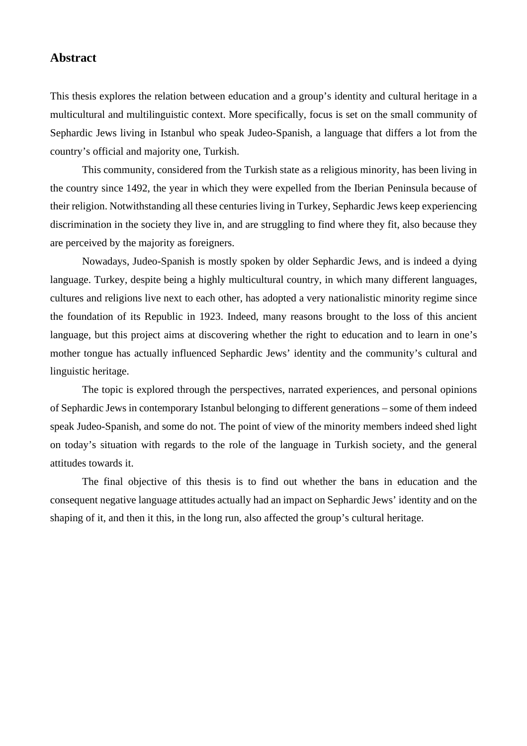## Abstract

This thesis explores the relation between education and a group's identity and cultural heritage in a multicultural and multilinguistic context. More specifically, focus is set on the small community of Sephardic Jews living in Istanbul who speak Judeo-Spanish, a language that differs a lot from the country's official and majority one, Turkish.

This community, considered from the Turkish state as a religious minority, has been living in the country since 1492, the year in which they were expelled from the Iberian Peninsula because of their religion. Notwithstanding all these centuries living in Turkey, Sephardic Jews keep experiencing discrimination in the society they live in, and are struggling to find where they fit, also because they are perceived by the majority as foreigners.

Nowadays, Judeo-Spanish is mostly spoken by older Sephardic Jews, and is indeed a dying language. Turkey, despite being a highly multicultural country, in which many different languages, cultures and religions live next to each other, has adopted a very nationalistic minority regime since the foundation of its Republic in 1923. Indeed, many reasons brought to the loss of this ancient language, but this project aims at discovering whether the right to education and to learn in one's mother tongue has actually influenced Sephardic Jews' identity and the community's cultural and linguistic heritage.

The topic is explored through the perspectives, narrated experiences, and personal opinions of Sephardic Jews in contemporary Istanbul belonging to different generations – some of them indeed speak Judeo-Spanish, and some do not. The point of view of the minority members indeed shed light on today's situation with regards to the role of the language in Turkish society, and the general attitudes towards it.

The final objective of this thesis is to find out whether the bans in education and the consequent negative language attitudes actually had an impact on Sephardic Jews' identity and on the shaping of it, and then it this, in the long run, also affected the group's cultural heritage.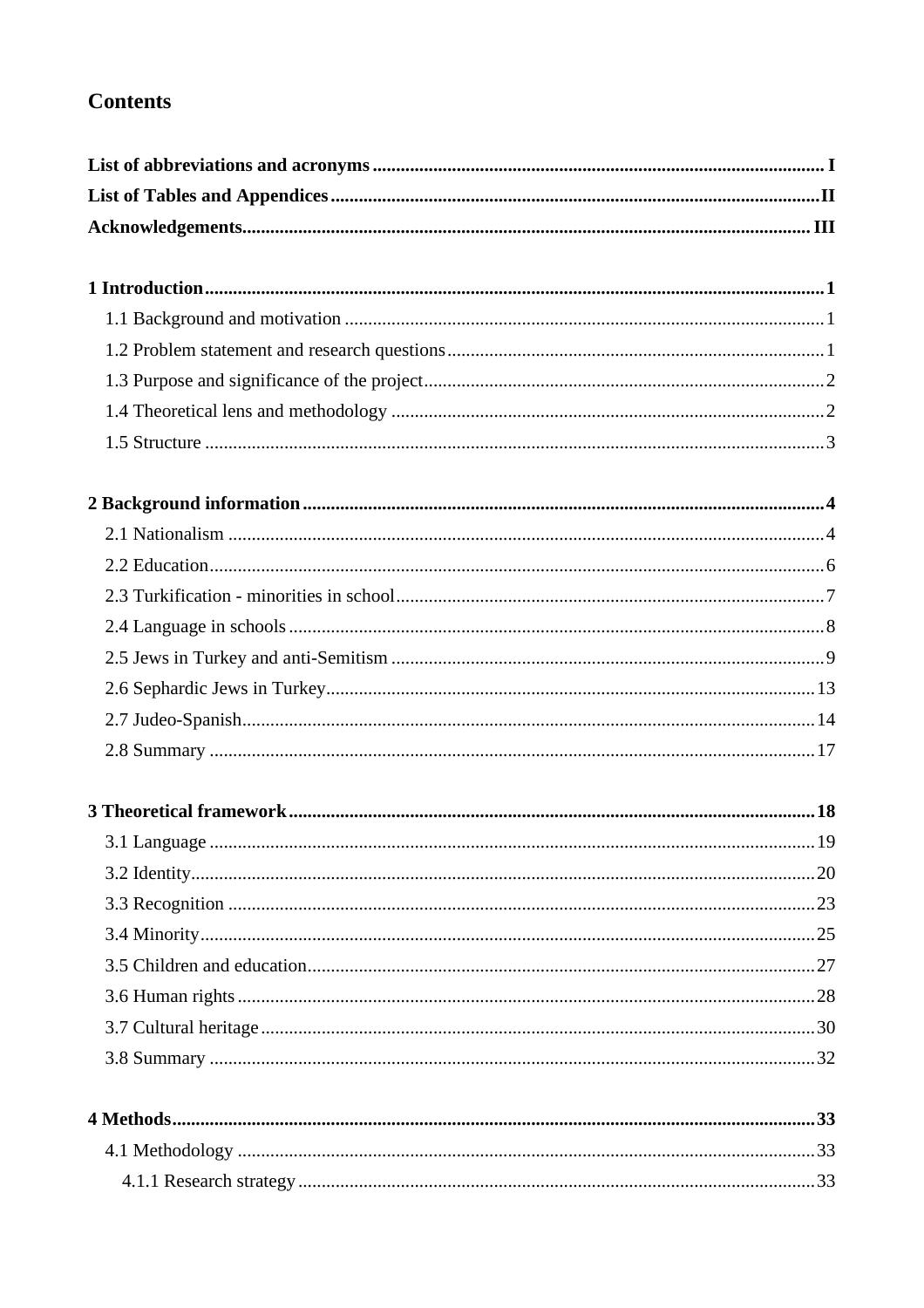# Contents

**List of abbreviations and acronyms ............................................................................................ I**

**List of Tables and Appendices ....................................................................................................II**

**Acknowledgements....................................................................................................................III**

**1 Introduction ................................................................................................................................1**

1.1 Background and motivation ....................................................................................................1

1.2 Problem statement and research questions ................................................................................1

1.3 Purpose and significance of the project .....................................................................................2

1.4 Theoretical lens and methodology ............................................................................................2

1.5 Structure ..................................................................................................................................3

**2 Background information ...........................................................................................................4**

2.1 Nationalism .............................................................................................................................4

2.2 Education ................................................................................................................................6

2.3 Turkification - minorities in school ..........................................................................................7

2.4 Language in schools .................................................................................................................8

2.5 Jews in Turkey and anti-Semitism ............................................................................................9

2.6 Sephardic Jews in Turkey ........................................................................................................13

2.7 Judeo-Spanish .........................................................................................................................14

2.8 Summary ................................................................................................................................17

**3 Theoretical framework ............................................................................................................18**

3.1 Language ................................................................................................................................19

3.2 Identity ...................................................................................................................................20

3.3 Recognition ............................................................................................................................23

3.4 Minority ..................................................................................................................................25

3.5 Children and education ...........................................................................................................27

3.6 Human rights ..........................................................................................................................28

3.7 Cultural heritage .....................................................................................................................30

3.8 Summary ................................................................................................................................32

**4 Methods .....................................................................................................................................33**

4.1 Methodology ..........................................................................................................................33

4.1.1 Research strategy ...............................................................................................................33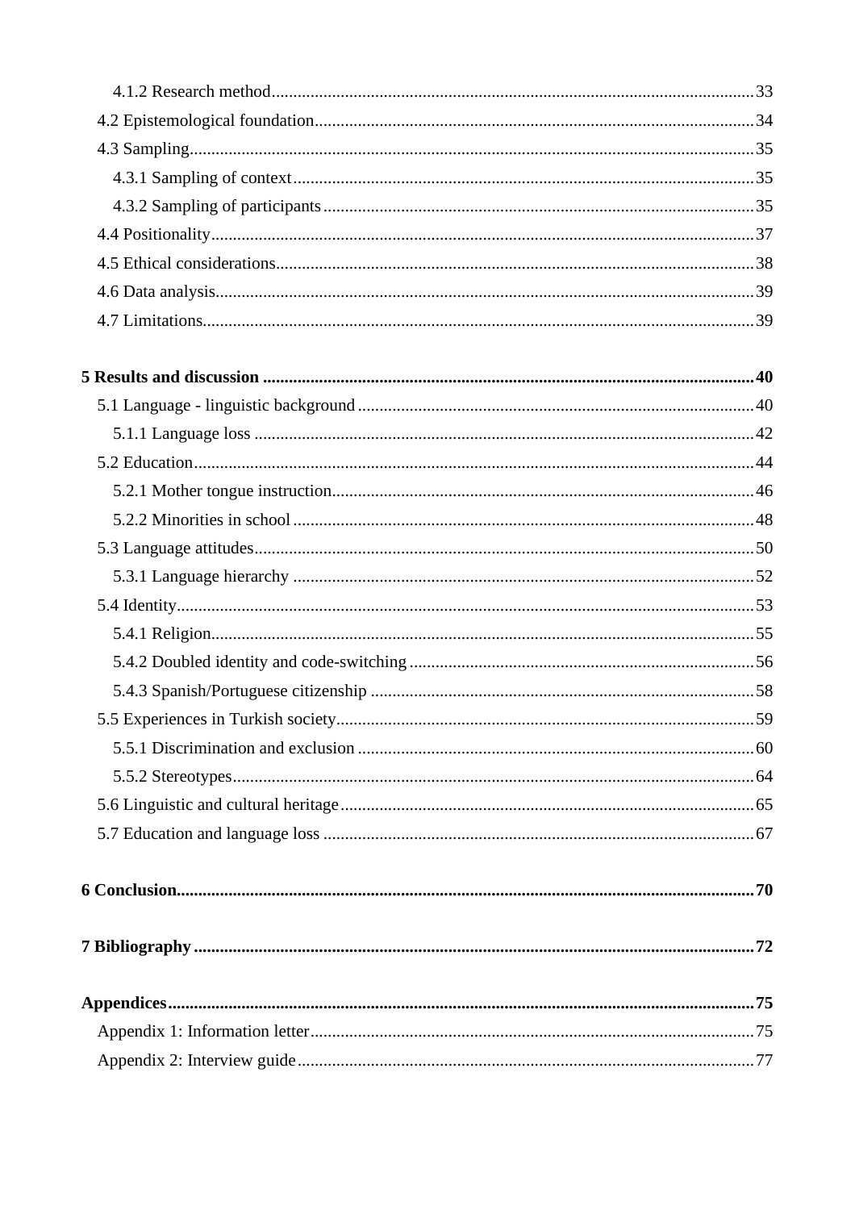4.1.2 Research method ............................................................ 33
4.2 Epistemological foundation ................................................... 34
4.3 Sampling ..................................................................... 35
4.3.1 Sampling of context .......................................................... 35
4.3.2 Sampling of participants ..................................................... 35
4.4 Positionality ................................................................. 37
4.5 Ethical considerations ........................................................ 38
4.6 Data analysis ................................................................. 39
4.7 Limitations ................................................................... 39

**5 Results and discussion ........................................................ 40**
5.1 Language - linguistic background .............................................. 40
5.1.1 Language loss ................................................................ 42
5.2 Education ..................................................................... 44
5.2.1 Mother tongue instruction .................................................... 46
5.2.2 Minorities in school ......................................................... 48
5.3 Language attitudes ............................................................ 50
5.3.1 Language hierarchy ........................................................... 52
5.4 Identity ...................................................................... 53
5.4.1 Religion ..................................................................... 55
5.4.2 Doubled identity and code-switching .......................................... 56
5.4.3 Spanish/Portuguese citizenship ............................................... 58
5.5 Experiences in Turkish society ................................................ 59
5.5.1 Discrimination and exclusion ................................................. 60
5.5.2 Stereotypes .................................................................. 64
5.6 Linguistic and cultural heritage .............................................. 65
5.7 Education and language loss ................................................... 67

**6 Conclusion .................................................................... 70**

**7 Bibliography .................................................................. 72**

**Appendices ..................................................................... 75**
Appendix 1: Information letter ................................................... 75
Appendix 2: Interview guide ...................................................... 77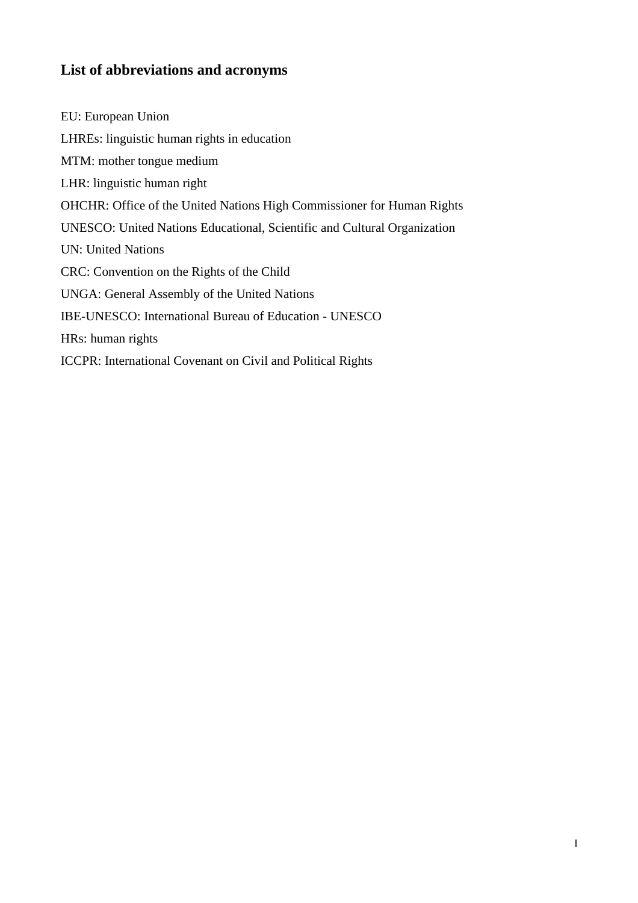## List of abbreviations and acronyms

EU: European Union

LHREs: linguistic human rights in education

MTM: mother tongue medium

LHR: linguistic human right

OHCHR: Office of the United Nations High Commissioner for Human Rights

UNESCO: United Nations Educational, Scientific and Cultural Organization

UN: United Nations

CRC: Convention on the Rights of the Child

UNGA: General Assembly of the United Nations

IBE-UNESCO: International Bureau of Education - UNESCO

HRs: human rights

ICCPR: International Covenant on Civil and Political Rights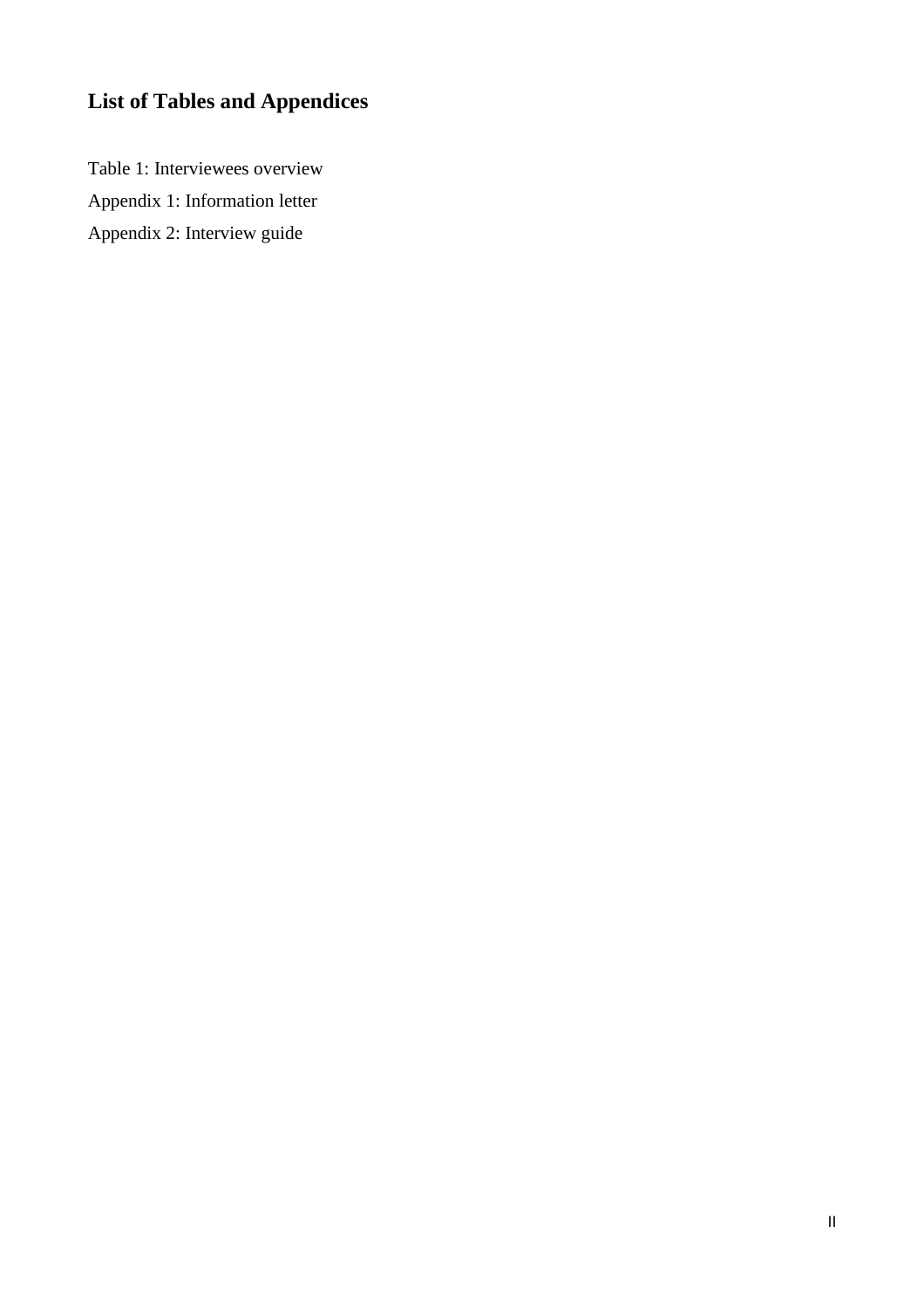## List of Tables and Appendices

Table 1: Interviewees overview

Appendix 1: Information letter

Appendix 2: Interview guide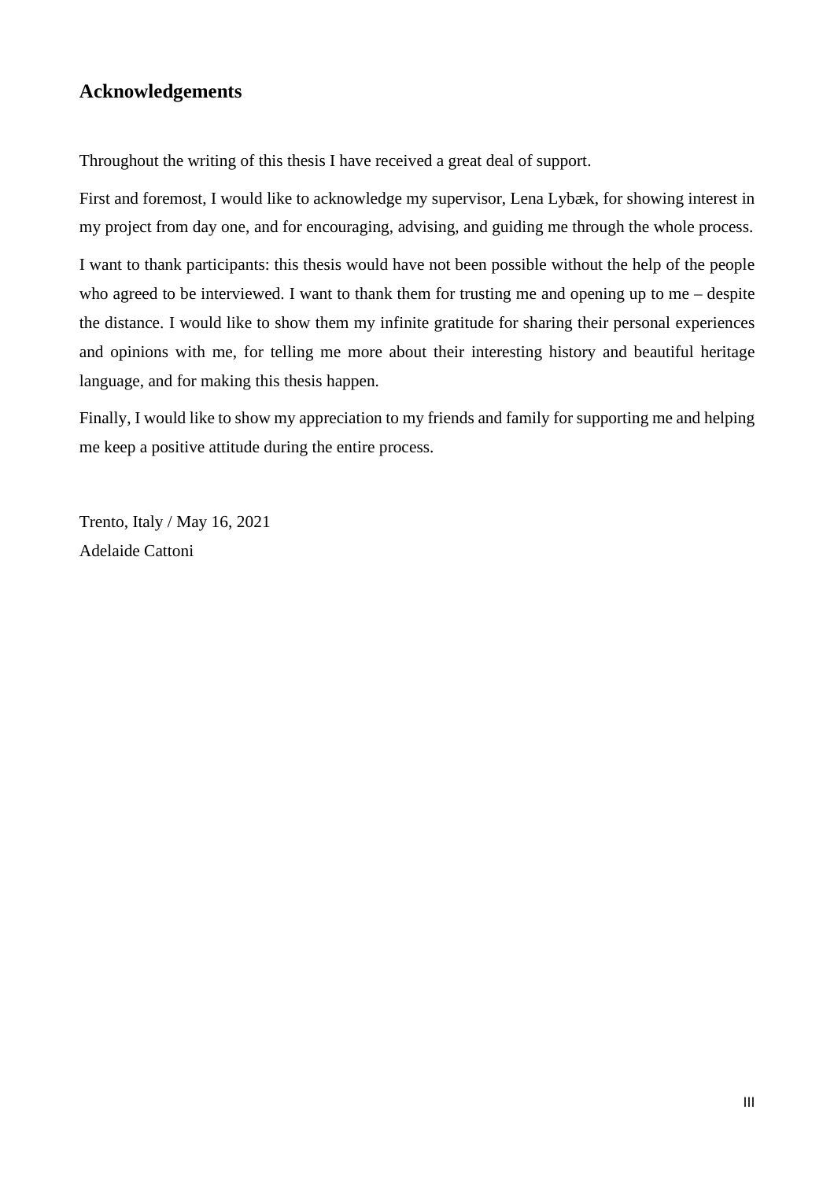## Acknowledgements

Throughout the writing of this thesis I have received a great deal of support.

First and foremost, I would like to acknowledge my supervisor, Lena Lybæk, for showing interest in my project from day one, and for encouraging, advising, and guiding me through the whole process.

I want to thank participants: this thesis would have not been possible without the help of the people who agreed to be interviewed. I want to thank them for trusting me and opening up to me – despite the distance. I would like to show them my infinite gratitude for sharing their personal experiences and opinions with me, for telling me more about their interesting history and beautiful heritage language, and for making this thesis happen.

Finally, I would like to show my appreciation to my friends and family for supporting me and helping me keep a positive attitude during the entire process.

Trento, Italy / May 16, 2021
Adelaide Cattoni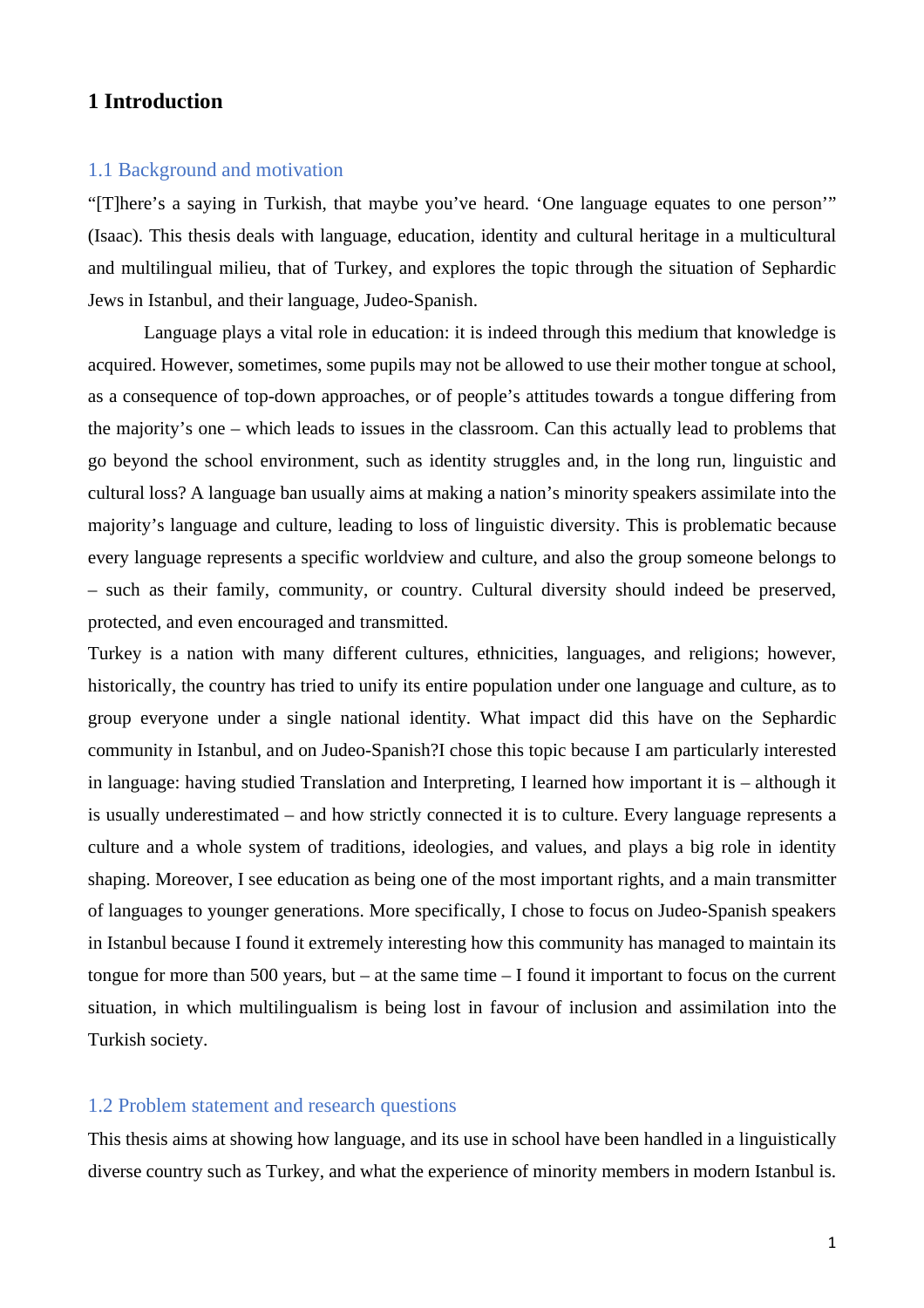# 1 Introduction

## 1.1 Background and motivation

"[T]here's a saying in Turkish, that maybe you've heard. 'One language equates to one person'" (Isaac). This thesis deals with language, education, identity and cultural heritage in a multicultural and multilingual milieu, that of Turkey, and explores the topic through the situation of Sephardic Jews in Istanbul, and their language, Judeo-Spanish.

Language plays a vital role in education: it is indeed through this medium that knowledge is acquired. However, sometimes, some pupils may not be allowed to use their mother tongue at school, as a consequence of top-down approaches, or of people's attitudes towards a tongue differing from the majority's one – which leads to issues in the classroom. Can this actually lead to problems that go beyond the school environment, such as identity struggles and, in the long run, linguistic and cultural loss? A language ban usually aims at making a nation's minority speakers assimilate into the majority's language and culture, leading to loss of linguistic diversity. This is problematic because every language represents a specific worldview and culture, and also the group someone belongs to – such as their family, community, or country. Cultural diversity should indeed be preserved, protected, and even encouraged and transmitted.

Turkey is a nation with many different cultures, ethnicities, languages, and religions; however, historically, the country has tried to unify its entire population under one language and culture, as to group everyone under a single national identity. What impact did this have on the Sephardic community in Istanbul, and on Judeo-Spanish?I chose this topic because I am particularly interested in language: having studied Translation and Interpreting, I learned how important it is – although it is usually underestimated – and how strictly connected it is to culture. Every language represents a culture and a whole system of traditions, ideologies, and values, and plays a big role in identity shaping. Moreover, I see education as being one of the most important rights, and a main transmitter of languages to younger generations. More specifically, I chose to focus on Judeo-Spanish speakers in Istanbul because I found it extremely interesting how this community has managed to maintain its tongue for more than 500 years, but – at the same time – I found it important to focus on the current situation, in which multilingualism is being lost in favour of inclusion and assimilation into the Turkish society.

## 1.2 Problem statement and research questions

This thesis aims at showing how language, and its use in school have been handled in a linguistically diverse country such as Turkey, and what the experience of minority members in modern Istanbul is.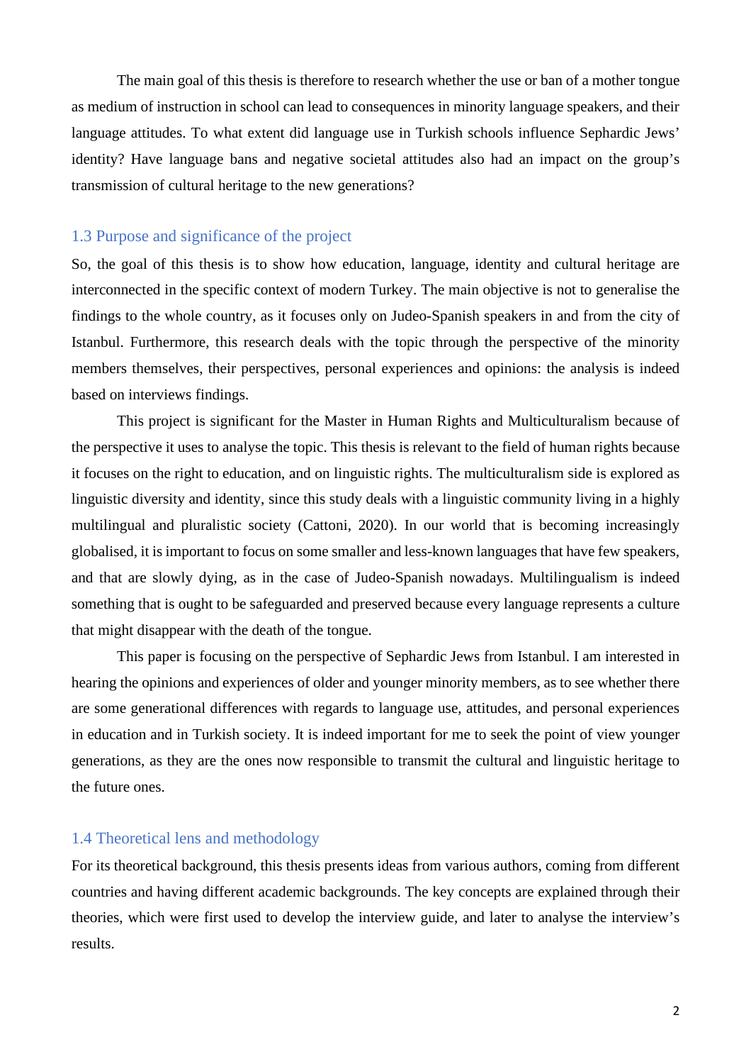The main goal of this thesis is therefore to research whether the use or ban of a mother tongue as medium of instruction in school can lead to consequences in minority language speakers, and their language attitudes. To what extent did language use in Turkish schools influence Sephardic Jews' identity? Have language bans and negative societal attitudes also had an impact on the group's transmission of cultural heritage to the new generations?

### 1.3 Purpose and significance of the project

So, the goal of this thesis is to show how education, language, identity and cultural heritage are interconnected in the specific context of modern Turkey. The main objective is not to generalise the findings to the whole country, as it focuses only on Judeo-Spanish speakers in and from the city of Istanbul. Furthermore, this research deals with the topic through the perspective of the minority members themselves, their perspectives, personal experiences and opinions: the analysis is indeed based on interviews findings.

This project is significant for the Master in Human Rights and Multiculturalism because of the perspective it uses to analyse the topic. This thesis is relevant to the field of human rights because it focuses on the right to education, and on linguistic rights. The multiculturalism side is explored as linguistic diversity and identity, since this study deals with a linguistic community living in a highly multilingual and pluralistic society (Cattoni, 2020). In our world that is becoming increasingly globalised, it is important to focus on some smaller and less-known languages that have few speakers, and that are slowly dying, as in the case of Judeo-Spanish nowadays. Multilingualism is indeed something that is ought to be safeguarded and preserved because every language represents a culture that might disappear with the death of the tongue.

This paper is focusing on the perspective of Sephardic Jews from Istanbul. I am interested in hearing the opinions and experiences of older and younger minority members, as to see whether there are some generational differences with regards to language use, attitudes, and personal experiences in education and in Turkish society. It is indeed important for me to seek the point of view younger generations, as they are the ones now responsible to transmit the cultural and linguistic heritage to the future ones.

### 1.4 Theoretical lens and methodology

For its theoretical background, this thesis presents ideas from various authors, coming from different countries and having different academic backgrounds. The key concepts are explained through their theories, which were first used to develop the interview guide, and later to analyse the interview's results.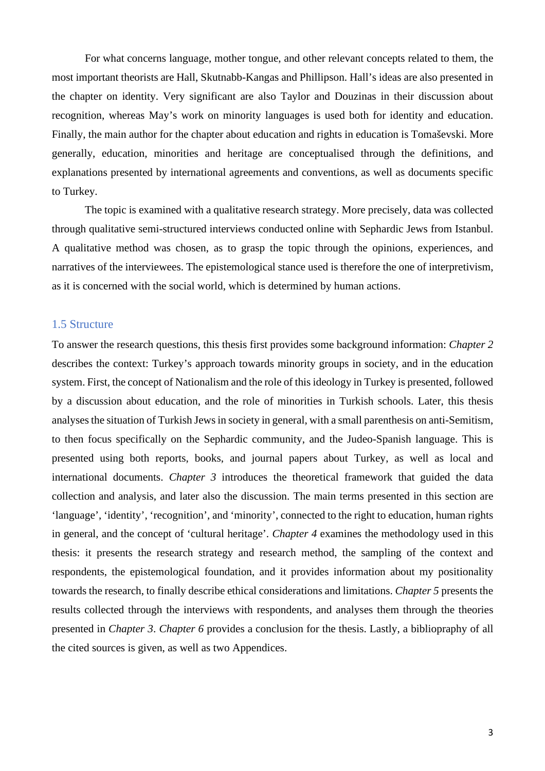For what concerns language, mother tongue, and other relevant concepts related to them, the most important theorists are Hall, Skutnabb-Kangas and Phillipson. Hall's ideas are also presented in the chapter on identity. Very significant are also Taylor and Douzinas in their discussion about recognition, whereas May's work on minority languages is used both for identity and education. Finally, the main author for the chapter about education and rights in education is Tomaševski. More generally, education, minorities and heritage are conceptualised through the definitions, and explanations presented by international agreements and conventions, as well as documents specific to Turkey.

The topic is examined with a qualitative research strategy. More precisely, data was collected through qualitative semi-structured interviews conducted online with Sephardic Jews from Istanbul. A qualitative method was chosen, as to grasp the topic through the opinions, experiences, and narratives of the interviewees. The epistemological stance used is therefore the one of interpretivism, as it is concerned with the social world, which is determined by human actions.

### 1.5 Structure

To answer the research questions, this thesis first provides some background information: *Chapter 2* describes the context: Turkey's approach towards minority groups in society, and in the education system. First, the concept of Nationalism and the role of this ideology in Turkey is presented, followed by a discussion about education, and the role of minorities in Turkish schools. Later, this thesis analyses the situation of Turkish Jews in society in general, with a small parenthesis on anti-Semitism, to then focus specifically on the Sephardic community, and the Judeo-Spanish language. This is presented using both reports, books, and journal papers about Turkey, as well as local and international documents. *Chapter 3* introduces the theoretical framework that guided the data collection and analysis, and later also the discussion. The main terms presented in this section are 'language', 'identity', 'recognition', and 'minority', connected to the right to education, human rights in general, and the concept of 'cultural heritage'. *Chapter 4* examines the methodology used in this thesis: it presents the research strategy and research method, the sampling of the context and respondents, the epistemological foundation, and it provides information about my positionality towards the research, to finally describe ethical considerations and limitations. *Chapter 5* presents the results collected through the interviews with respondents, and analyses them through the theories presented in *Chapter 3*. *Chapter 6* provides a conclusion for the thesis. Lastly, a bibliography of all the cited sources is given, as well as two Appendices.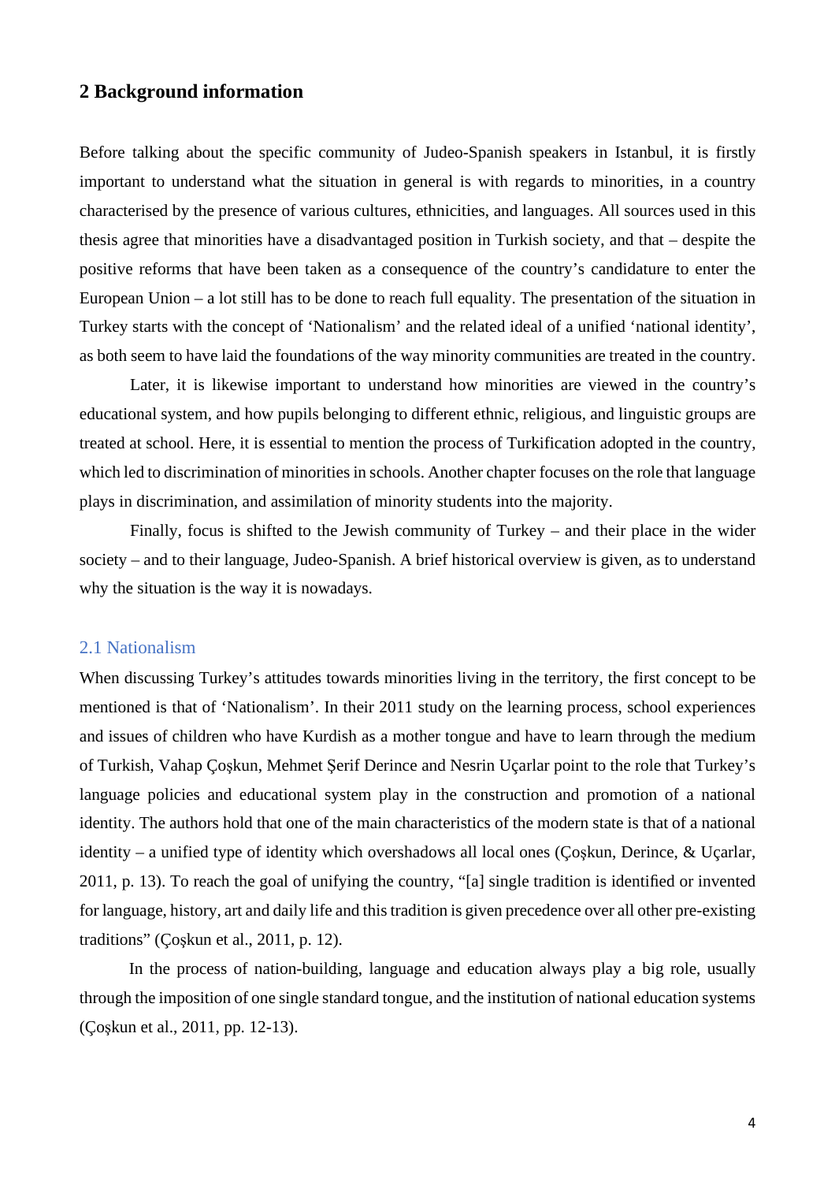## 2 Background information

Before talking about the specific community of Judeo-Spanish speakers in Istanbul, it is firstly important to understand what the situation in general is with regards to minorities, in a country characterised by the presence of various cultures, ethnicities, and languages. All sources used in this thesis agree that minorities have a disadvantaged position in Turkish society, and that – despite the positive reforms that have been taken as a consequence of the country's candidature to enter the European Union – a lot still has to be done to reach full equality. The presentation of the situation in Turkey starts with the concept of 'Nationalism' and the related ideal of a unified 'national identity', as both seem to have laid the foundations of the way minority communities are treated in the country.

Later, it is likewise important to understand how minorities are viewed in the country's educational system, and how pupils belonging to different ethnic, religious, and linguistic groups are treated at school. Here, it is essential to mention the process of Turkification adopted in the country, which led to discrimination of minorities in schools. Another chapter focuses on the role that language plays in discrimination, and assimilation of minority students into the majority.

Finally, focus is shifted to the Jewish community of Turkey – and their place in the wider society – and to their language, Judeo-Spanish. A brief historical overview is given, as to understand why the situation is the way it is nowadays.

### 2.1 Nationalism

When discussing Turkey's attitudes towards minorities living in the territory, the first concept to be mentioned is that of 'Nationalism'. In their 2011 study on the learning process, school experiences and issues of children who have Kurdish as a mother tongue and have to learn through the medium of Turkish, Vahap Çoşkun, Mehmet Şerif Derince and Nesrin Uçarlar point to the role that Turkey's language policies and educational system play in the construction and promotion of a national identity. The authors hold that one of the main characteristics of the modern state is that of a national identity – a unified type of identity which overshadows all local ones (Çoşkun, Derince, & Uçarlar, 2011, p. 13). To reach the goal of unifying the country, "[a] single tradition is identified or invented for language, history, art and daily life and this tradition is given precedence over all other pre-existing traditions" (Çoşkun et al., 2011, p. 12).

In the process of nation-building, language and education always play a big role, usually through the imposition of one single standard tongue, and the institution of national education systems (Çoşkun et al., 2011, pp. 12-13).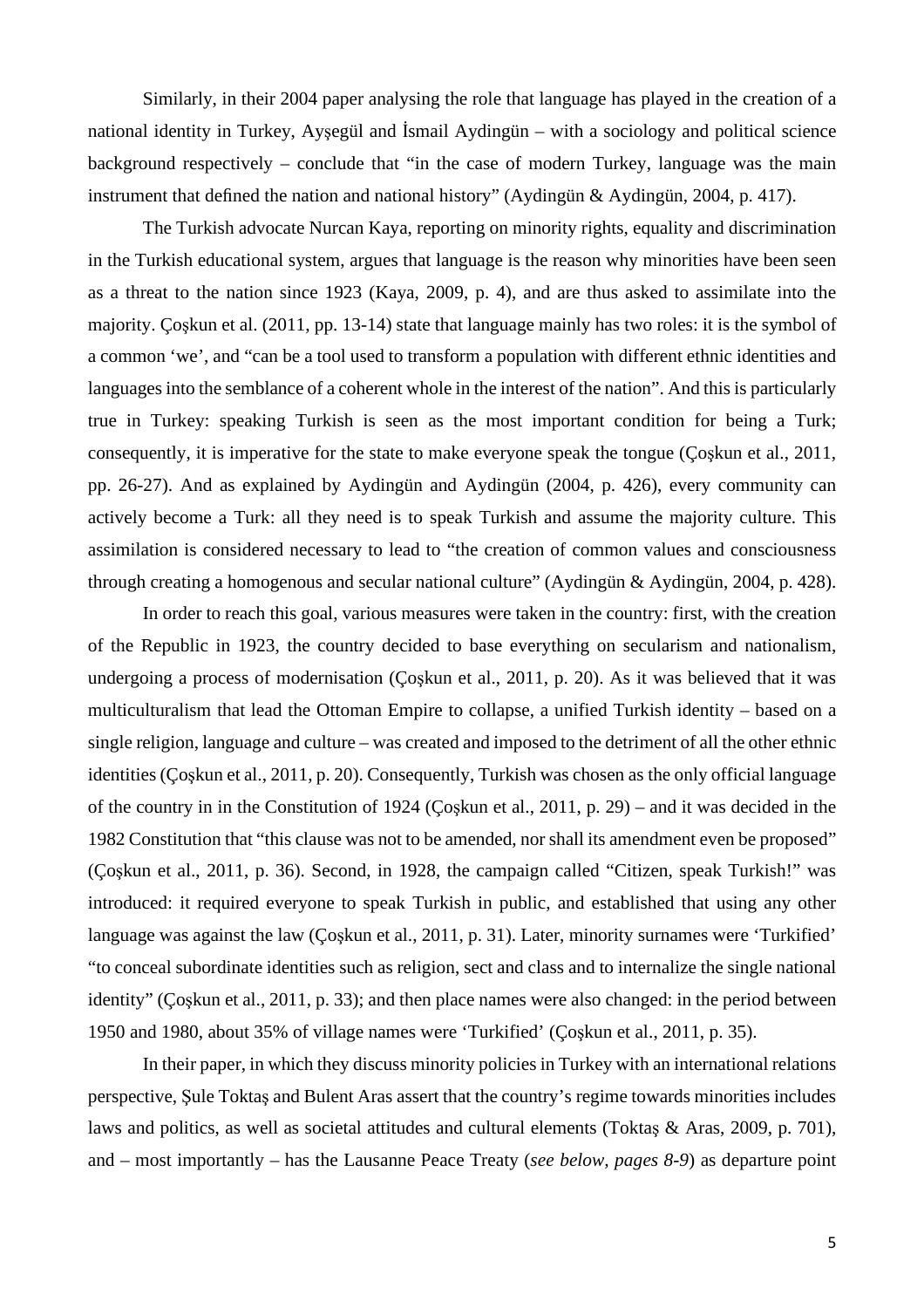Similarly, in their 2004 paper analysing the role that language has played in the creation of a national identity in Turkey, Ayşegül and İsmail Aydingün – with a sociology and political science background respectively – conclude that "in the case of modern Turkey, language was the main instrument that defined the nation and national history" (Aydingün & Aydingün, 2004, p. 417).

The Turkish advocate Nurcan Kaya, reporting on minority rights, equality and discrimination in the Turkish educational system, argues that language is the reason why minorities have been seen as a threat to the nation since 1923 (Kaya, 2009, p. 4), and are thus asked to assimilate into the majority. Çoşkun et al. (2011, pp. 13-14) state that language mainly has two roles: it is the symbol of a common 'we', and "can be a tool used to transform a population with different ethnic identities and languages into the semblance of a coherent whole in the interest of the nation". And this is particularly true in Turkey: speaking Turkish is seen as the most important condition for being a Turk; consequently, it is imperative for the state to make everyone speak the tongue (Çoşkun et al., 2011, pp. 26-27). And as explained by Aydingün and Aydingün (2004, p. 426), every community can actively become a Turk: all they need is to speak Turkish and assume the majority culture. This assimilation is considered necessary to lead to "the creation of common values and consciousness through creating a homogenous and secular national culture" (Aydingün & Aydingün, 2004, p. 428).

In order to reach this goal, various measures were taken in the country: first, with the creation of the Republic in 1923, the country decided to base everything on secularism and nationalism, undergoing a process of modernisation (Çoşkun et al., 2011, p. 20). As it was believed that it was multiculturalism that lead the Ottoman Empire to collapse, a unified Turkish identity – based on a single religion, language and culture – was created and imposed to the detriment of all the other ethnic identities (Çoşkun et al., 2011, p. 20). Consequently, Turkish was chosen as the only official language of the country in in the Constitution of 1924 (Çoşkun et al., 2011, p. 29) – and it was decided in the 1982 Constitution that "this clause was not to be amended, nor shall its amendment even be proposed" (Çoşkun et al., 2011, p. 36). Second, in 1928, the campaign called "Citizen, speak Turkish!" was introduced: it required everyone to speak Turkish in public, and established that using any other language was against the law (Çoşkun et al., 2011, p. 31). Later, minority surnames were 'Turkified' "to conceal subordinate identities such as religion, sect and class and to internalize the single national identity" (Çoşkun et al., 2011, p. 33); and then place names were also changed: in the period between 1950 and 1980, about 35% of village names were 'Turkified' (Çoşkun et al., 2011, p. 35).

In their paper, in which they discuss minority policies in Turkey with an international relations perspective, Şule Toktaş and Bulent Aras assert that the country's regime towards minorities includes laws and politics, as well as societal attitudes and cultural elements (Toktaş & Aras, 2009, p. 701), and – most importantly – has the Lausanne Peace Treaty (*see below, pages 8-9*) as departure point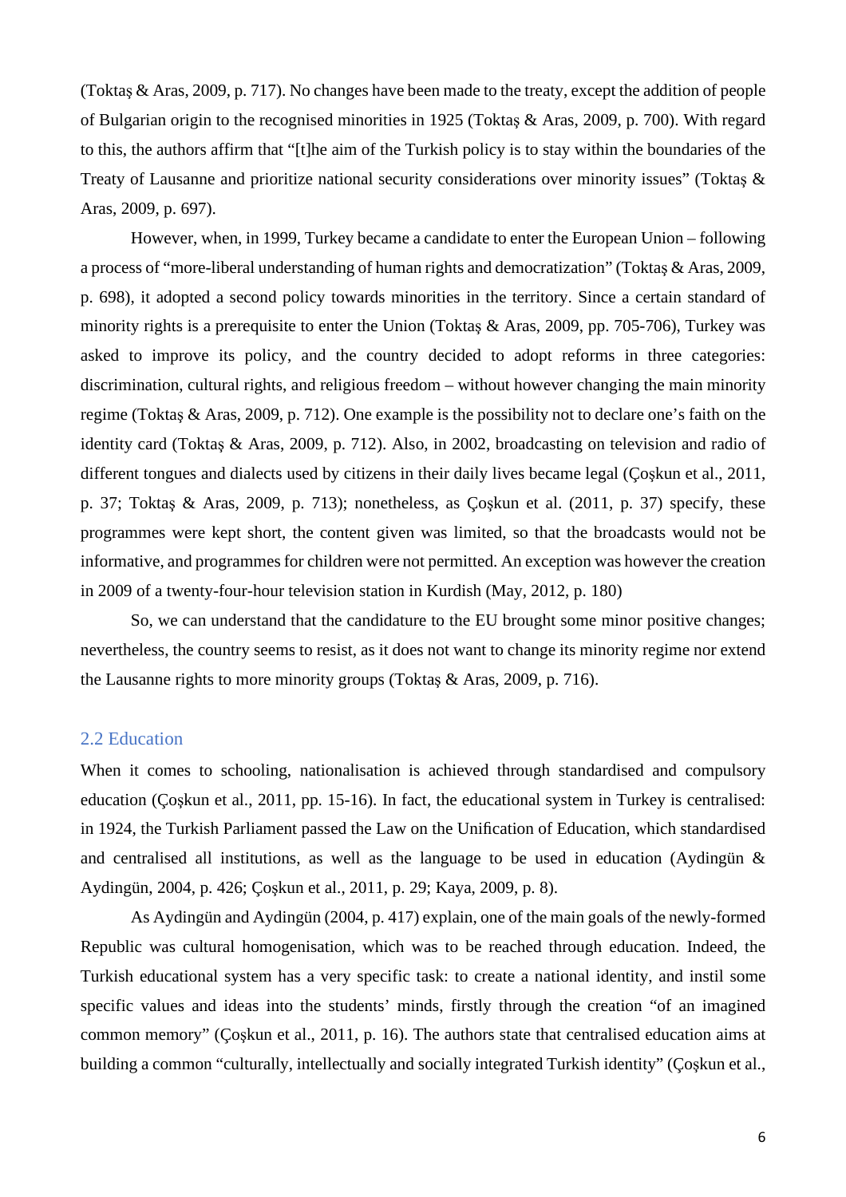(Toktaş & Aras, 2009, p. 717). No changes have been made to the treaty, except the addition of people of Bulgarian origin to the recognised minorities in 1925 (Toktaş & Aras, 2009, p. 700). With regard to this, the authors affirm that "[t]he aim of the Turkish policy is to stay within the boundaries of the Treaty of Lausanne and prioritize national security considerations over minority issues" (Toktaş & Aras, 2009, p. 697).

However, when, in 1999, Turkey became a candidate to enter the European Union – following a process of "more-liberal understanding of human rights and democratization" (Toktaş & Aras, 2009, p. 698), it adopted a second policy towards minorities in the territory. Since a certain standard of minority rights is a prerequisite to enter the Union (Toktaş & Aras, 2009, pp. 705-706), Turkey was asked to improve its policy, and the country decided to adopt reforms in three categories: discrimination, cultural rights, and religious freedom – without however changing the main minority regime (Toktaş & Aras, 2009, p. 712). One example is the possibility not to declare one's faith on the identity card (Toktaş & Aras, 2009, p. 712). Also, in 2002, broadcasting on television and radio of different tongues and dialects used by citizens in their daily lives became legal (Çoşkun et al., 2011, p. 37; Toktaş & Aras, 2009, p. 713); nonetheless, as Çoşkun et al. (2011, p. 37) specify, these programmes were kept short, the content given was limited, so that the broadcasts would not be informative, and programmes for children were not permitted. An exception was however the creation in 2009 of a twenty-four-hour television station in Kurdish (May, 2012, p. 180)

So, we can understand that the candidature to the EU brought some minor positive changes; nevertheless, the country seems to resist, as it does not want to change its minority regime nor extend the Lausanne rights to more minority groups (Toktaş & Aras, 2009, p. 716).

## 2.2 Education

When it comes to schooling, nationalisation is achieved through standardised and compulsory education (Çoşkun et al., 2011, pp. 15-16). In fact, the educational system in Turkey is centralised: in 1924, the Turkish Parliament passed the Law on the Unification of Education, which standardised and centralised all institutions, as well as the language to be used in education (Aydingün & Aydingün, 2004, p. 426; Çoşkun et al., 2011, p. 29; Kaya, 2009, p. 8).

As Aydingün and Aydingün (2004, p. 417) explain, one of the main goals of the newly-formed Republic was cultural homogenisation, which was to be reached through education. Indeed, the Turkish educational system has a very specific task: to create a national identity, and instil some specific values and ideas into the students' minds, firstly through the creation "of an imagined common memory" (Çoşkun et al., 2011, p. 16). The authors state that centralised education aims at building a common "culturally, intellectually and socially integrated Turkish identity" (Çoşkun et al.,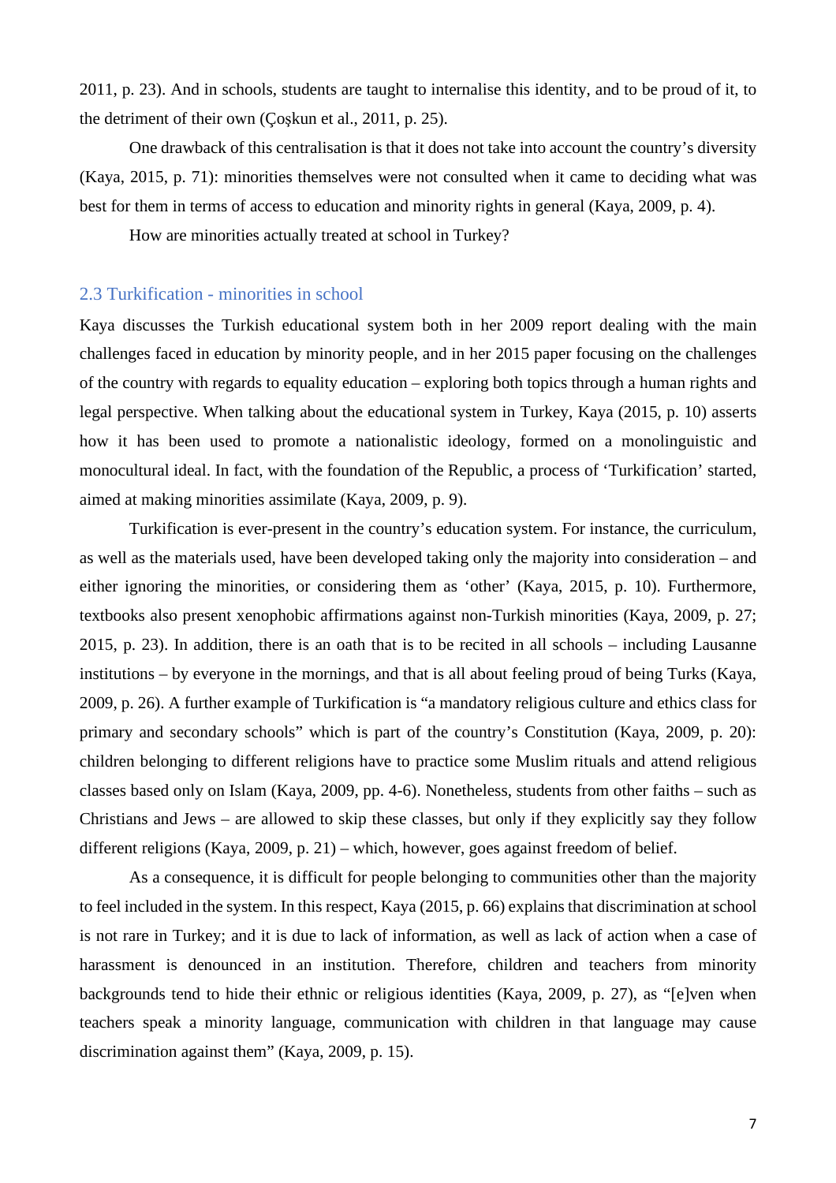2011, p. 23). And in schools, students are taught to internalise this identity, and to be proud of it, to the detriment of their own (Çoşkun et al., 2011, p. 25).

One drawback of this centralisation is that it does not take into account the country's diversity (Kaya, 2015, p. 71): minorities themselves were not consulted when it came to deciding what was best for them in terms of access to education and minority rights in general (Kaya, 2009, p. 4).

How are minorities actually treated at school in Turkey?

### 2.3 Turkification - minorities in school

Kaya discusses the Turkish educational system both in her 2009 report dealing with the main challenges faced in education by minority people, and in her 2015 paper focusing on the challenges of the country with regards to equality education – exploring both topics through a human rights and legal perspective. When talking about the educational system in Turkey, Kaya (2015, p. 10) asserts how it has been used to promote a nationalistic ideology, formed on a monolinguistic and monocultural ideal. In fact, with the foundation of the Republic, a process of 'Turkification' started, aimed at making minorities assimilate (Kaya, 2009, p. 9).

Turkification is ever-present in the country's education system. For instance, the curriculum, as well as the materials used, have been developed taking only the majority into consideration – and either ignoring the minorities, or considering them as 'other' (Kaya, 2015, p. 10). Furthermore, textbooks also present xenophobic affirmations against non-Turkish minorities (Kaya, 2009, p. 27; 2015, p. 23). In addition, there is an oath that is to be recited in all schools – including Lausanne institutions – by everyone in the mornings, and that is all about feeling proud of being Turks (Kaya, 2009, p. 26). A further example of Turkification is "a mandatory religious culture and ethics class for primary and secondary schools" which is part of the country's Constitution (Kaya, 2009, p. 20): children belonging to different religions have to practice some Muslim rituals and attend religious classes based only on Islam (Kaya, 2009, pp. 4-6). Nonetheless, students from other faiths – such as Christians and Jews – are allowed to skip these classes, but only if they explicitly say they follow different religions (Kaya, 2009, p. 21) – which, however, goes against freedom of belief.

As a consequence, it is difficult for people belonging to communities other than the majority to feel included in the system. In this respect, Kaya (2015, p. 66) explains that discrimination at school is not rare in Turkey; and it is due to lack of information, as well as lack of action when a case of harassment is denounced in an institution. Therefore, children and teachers from minority backgrounds tend to hide their ethnic or religious identities (Kaya, 2009, p. 27), as "[e]ven when teachers speak a minority language, communication with children in that language may cause discrimination against them" (Kaya, 2009, p. 15).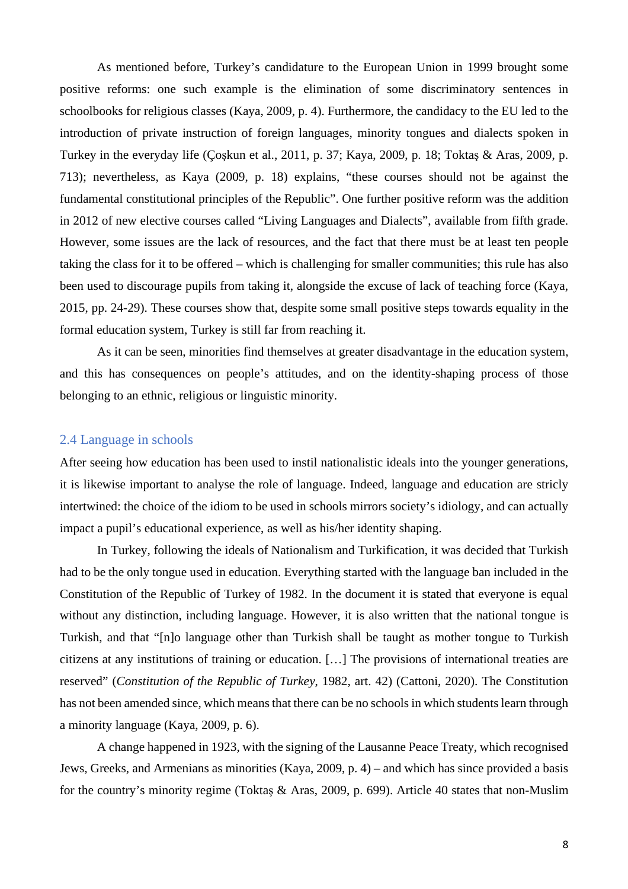As mentioned before, Turkey's candidature to the European Union in 1999 brought some positive reforms: one such example is the elimination of some discriminatory sentences in schoolbooks for religious classes (Kaya, 2009, p. 4). Furthermore, the candidacy to the EU led to the introduction of private instruction of foreign languages, minority tongues and dialects spoken in Turkey in the everyday life (Çoşkun et al., 2011, p. 37; Kaya, 2009, p. 18; Toktaş & Aras, 2009, p. 713); nevertheless, as Kaya (2009, p. 18) explains, "these courses should not be against the fundamental constitutional principles of the Republic". One further positive reform was the addition in 2012 of new elective courses called "Living Languages and Dialects", available from fifth grade. However, some issues are the lack of resources, and the fact that there must be at least ten people taking the class for it to be offered – which is challenging for smaller communities; this rule has also been used to discourage pupils from taking it, alongside the excuse of lack of teaching force (Kaya, 2015, pp. 24-29). These courses show that, despite some small positive steps towards equality in the formal education system, Turkey is still far from reaching it.

As it can be seen, minorities find themselves at greater disadvantage in the education system, and this has consequences on people's attitudes, and on the identity-shaping process of those belonging to an ethnic, religious or linguistic minority.

## 2.4 Language in schools

After seeing how education has been used to instil nationalistic ideals into the younger generations, it is likewise important to analyse the role of language. Indeed, language and education are stricly intertwined: the choice of the idiom to be used in schools mirrors society's idiology, and can actually impact a pupil's educational experience, as well as his/her identity shaping.

In Turkey, following the ideals of Nationalism and Turkification, it was decided that Turkish had to be the only tongue used in education. Everything started with the language ban included in the Constitution of the Republic of Turkey of 1982. In the document it is stated that everyone is equal without any distinction, including language. However, it is also written that the national tongue is Turkish, and that "[n]o language other than Turkish shall be taught as mother tongue to Turkish citizens at any institutions of training or education. […] The provisions of international treaties are reserved" (*Constitution of the Republic of Turkey*, 1982, art. 42) (Cattoni, 2020). The Constitution has not been amended since, which means that there can be no schools in which students learn through a minority language (Kaya, 2009, p. 6).

A change happened in 1923, with the signing of the Lausanne Peace Treaty, which recognised Jews, Greeks, and Armenians as minorities (Kaya, 2009, p. 4) – and which has since provided a basis for the country's minority regime (Toktaş & Aras, 2009, p. 699). Article 40 states that non-Muslim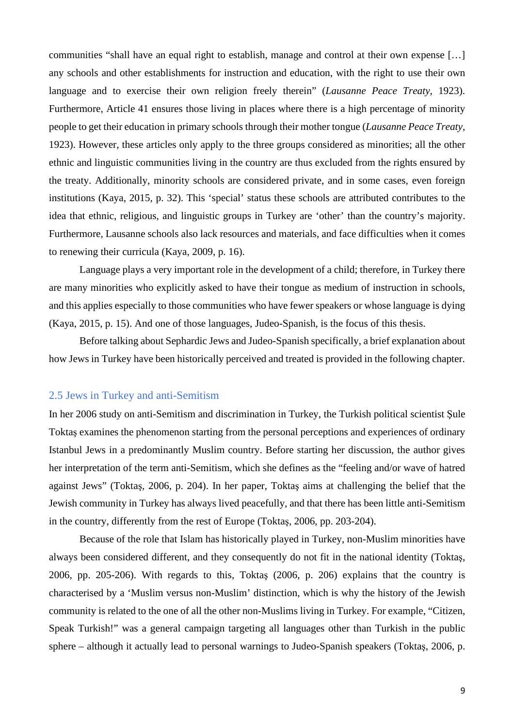communities "shall have an equal right to establish, manage and control at their own expense […] any schools and other establishments for instruction and education, with the right to use their own language and to exercise their own religion freely therein" (*Lausanne Peace Treaty*, 1923). Furthermore, Article 41 ensures those living in places where there is a high percentage of minority people to get their education in primary schools through their mother tongue (*Lausanne Peace Treaty*, 1923). However, these articles only apply to the three groups considered as minorities; all the other ethnic and linguistic communities living in the country are thus excluded from the rights ensured by the treaty. Additionally, minority schools are considered private, and in some cases, even foreign institutions (Kaya, 2015, p. 32). This 'special' status these schools are attributed contributes to the idea that ethnic, religious, and linguistic groups in Turkey are 'other' than the country's majority. Furthermore, Lausanne schools also lack resources and materials, and face difficulties when it comes to renewing their curricula (Kaya, 2009, p. 16).

Language plays a very important role in the development of a child; therefore, in Turkey there are many minorities who explicitly asked to have their tongue as medium of instruction in schools, and this applies especially to those communities who have fewer speakers or whose language is dying (Kaya, 2015, p. 15). And one of those languages, Judeo-Spanish, is the focus of this thesis.

Before talking about Sephardic Jews and Judeo-Spanish specifically, a brief explanation about how Jews in Turkey have been historically perceived and treated is provided in the following chapter.

## 2.5 Jews in Turkey and anti-Semitism

In her 2006 study on anti-Semitism and discrimination in Turkey, the Turkish political scientist Şule Toktaş examines the phenomenon starting from the personal perceptions and experiences of ordinary Istanbul Jews in a predominantly Muslim country. Before starting her discussion, the author gives her interpretation of the term anti-Semitism, which she defines as the "feeling and/or wave of hatred against Jews" (Toktaş, 2006, p. 204). In her paper, Toktaş aims at challenging the belief that the Jewish community in Turkey has always lived peacefully, and that there has been little anti-Semitism in the country, differently from the rest of Europe (Toktaş, 2006, pp. 203-204).

Because of the role that Islam has historically played in Turkey, non-Muslim minorities have always been considered different, and they consequently do not fit in the national identity (Toktaş, 2006, pp. 205-206). With regards to this, Toktaş (2006, p. 206) explains that the country is characterised by a 'Muslim versus non-Muslim' distinction, which is why the history of the Jewish community is related to the one of all the other non-Muslims living in Turkey. For example, "Citizen, Speak Turkish!" was a general campaign targeting all languages other than Turkish in the public sphere – although it actually lead to personal warnings to Judeo-Spanish speakers (Toktaş, 2006, p.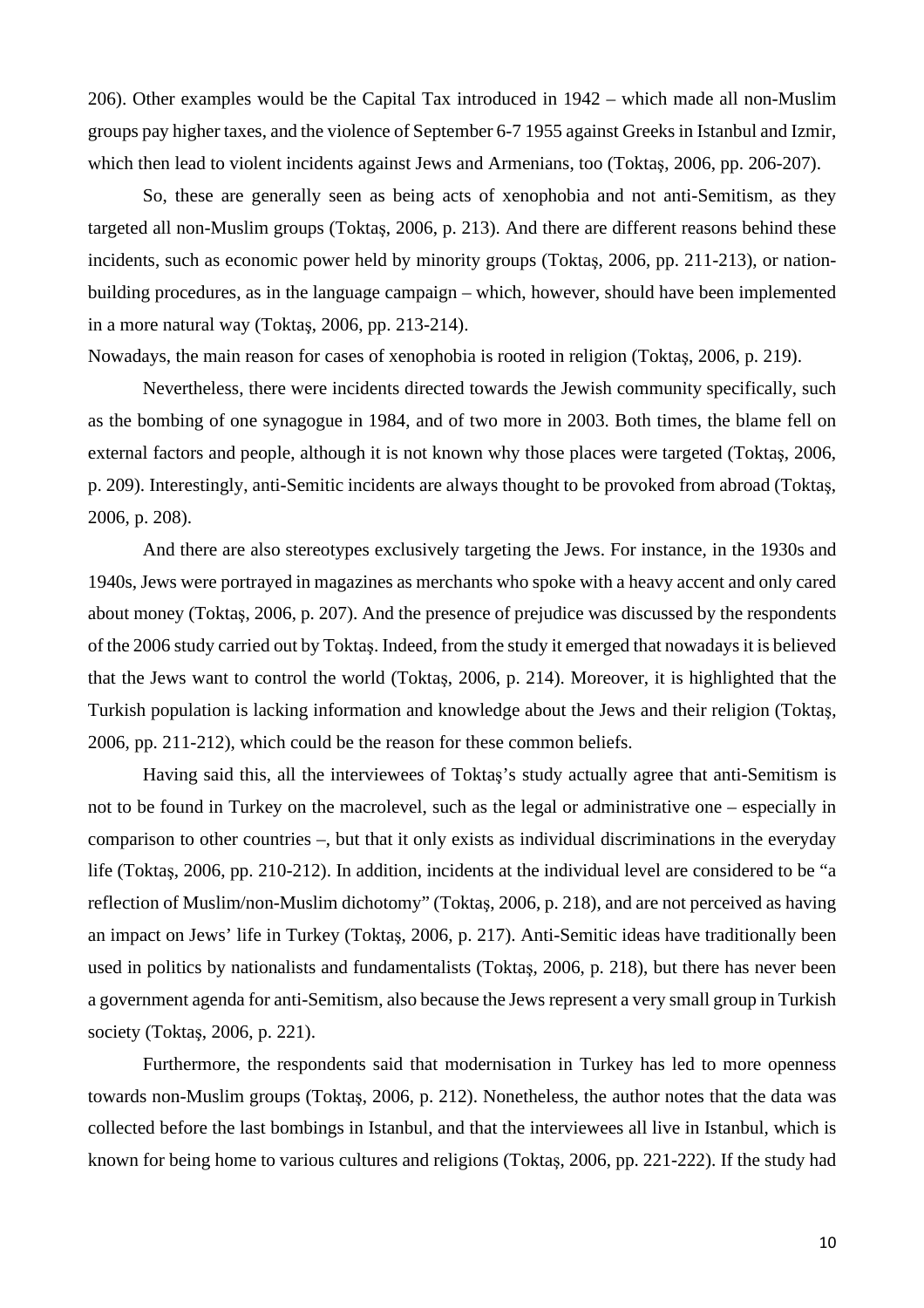206). Other examples would be the Capital Tax introduced in 1942 – which made all non-Muslim groups pay higher taxes, and the violence of September 6-7 1955 against Greeks in Istanbul and Izmir, which then lead to violent incidents against Jews and Armenians, too (Toktaş, 2006, pp. 206-207).

So, these are generally seen as being acts of xenophobia and not anti-Semitism, as they targeted all non-Muslim groups (Toktaş, 2006, p. 213). And there are different reasons behind these incidents, such as economic power held by minority groups (Toktaş, 2006, pp. 211-213), or nation-building procedures, as in the language campaign – which, however, should have been implemented in a more natural way (Toktaş, 2006, pp. 213-214).

Nowadays, the main reason for cases of xenophobia is rooted in religion (Toktaş, 2006, p. 219).

Nevertheless, there were incidents directed towards the Jewish community specifically, such as the bombing of one synagogue in 1984, and of two more in 2003. Both times, the blame fell on external factors and people, although it is not known why those places were targeted (Toktaş, 2006, p. 209). Interestingly, anti-Semitic incidents are always thought to be provoked from abroad (Toktaş, 2006, p. 208).

And there are also stereotypes exclusively targeting the Jews. For instance, in the 1930s and 1940s, Jews were portrayed in magazines as merchants who spoke with a heavy accent and only cared about money (Toktaş, 2006, p. 207). And the presence of prejudice was discussed by the respondents of the 2006 study carried out by Toktaş. Indeed, from the study it emerged that nowadays it is believed that the Jews want to control the world (Toktaş, 2006, p. 214). Moreover, it is highlighted that the Turkish population is lacking information and knowledge about the Jews and their religion (Toktaş, 2006, pp. 211-212), which could be the reason for these common beliefs.

Having said this, all the interviewees of Toktaş's study actually agree that anti-Semitism is not to be found in Turkey on the macrolevel, such as the legal or administrative one – especially in comparison to other countries –, but that it only exists as individual discriminations in the everyday life (Toktaş, 2006, pp. 210-212). In addition, incidents at the individual level are considered to be "a reflection of Muslim/non-Muslim dichotomy" (Toktaş, 2006, p. 218), and are not perceived as having an impact on Jews' life in Turkey (Toktaş, 2006, p. 217). Anti-Semitic ideas have traditionally been used in politics by nationalists and fundamentalists (Toktaş, 2006, p. 218), but there has never been a government agenda for anti-Semitism, also because the Jews represent a very small group in Turkish society (Toktaş, 2006, p. 221).

Furthermore, the respondents said that modernisation in Turkey has led to more openness towards non-Muslim groups (Toktaş, 2006, p. 212). Nonetheless, the author notes that the data was collected before the last bombings in Istanbul, and that the interviewees all live in Istanbul, which is known for being home to various cultures and religions (Toktaş, 2006, pp. 221-222). If the study had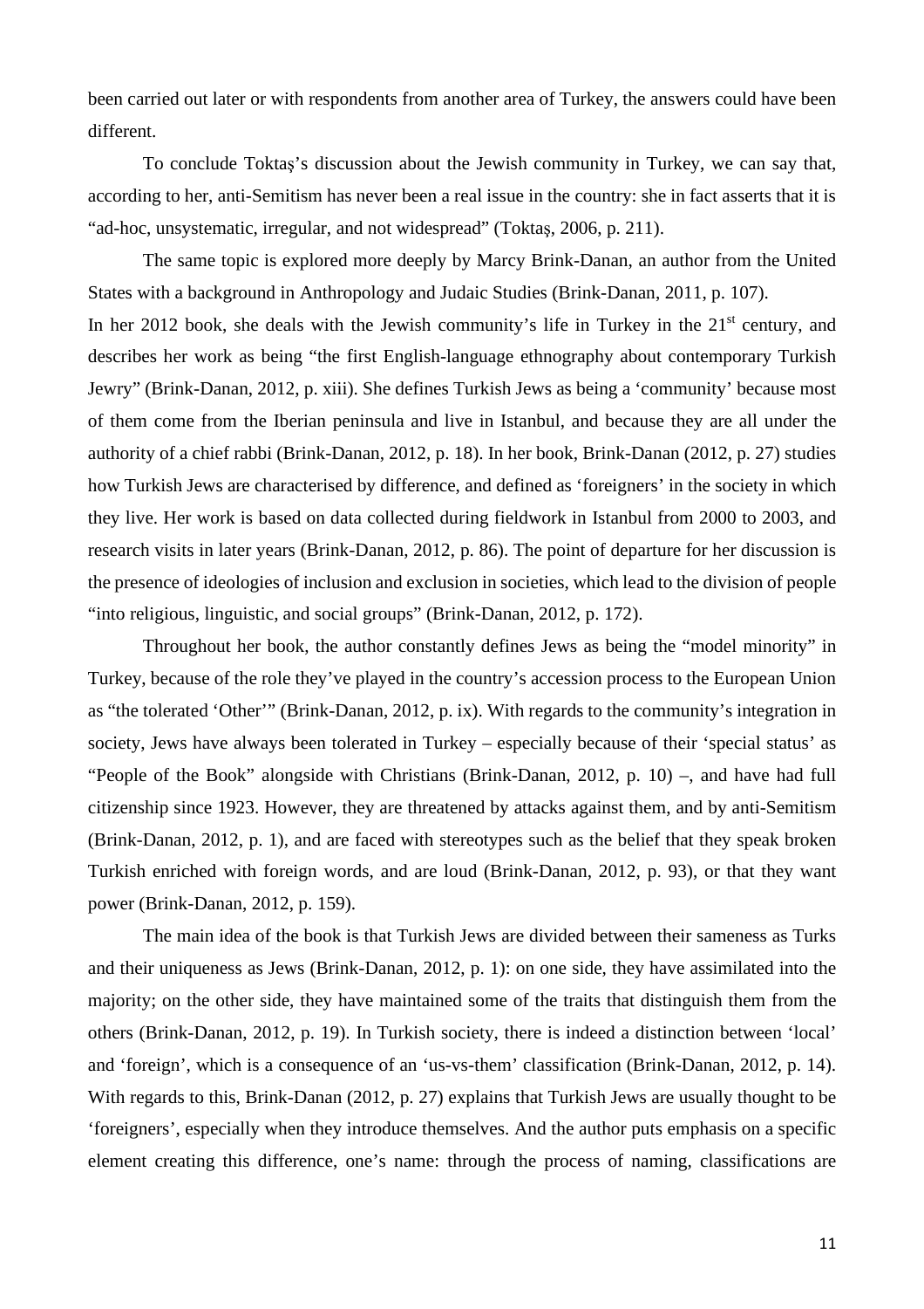been carried out later or with respondents from another area of Turkey, the answers could have been different.

To conclude Toktaş's discussion about the Jewish community in Turkey, we can say that, according to her, anti-Semitism has never been a real issue in the country: she in fact asserts that it is "ad-hoc, unsystematic, irregular, and not widespread" (Toktaş, 2006, p. 211).

The same topic is explored more deeply by Marcy Brink-Danan, an author from the United States with a background in Anthropology and Judaic Studies (Brink-Danan, 2011, p. 107). In her 2012 book, she deals with the Jewish community's life in Turkey in the 21st century, and describes her work as being "the first English-language ethnography about contemporary Turkish Jewry" (Brink-Danan, 2012, p. xiii). She defines Turkish Jews as being a 'community' because most of them come from the Iberian peninsula and live in Istanbul, and because they are all under the authority of a chief rabbi (Brink-Danan, 2012, p. 18). In her book, Brink-Danan (2012, p. 27) studies how Turkish Jews are characterised by difference, and defined as 'foreigners' in the society in which they live. Her work is based on data collected during fieldwork in Istanbul from 2000 to 2003, and research visits in later years (Brink-Danan, 2012, p. 86). The point of departure for her discussion is the presence of ideologies of inclusion and exclusion in societies, which lead to the division of people "into religious, linguistic, and social groups" (Brink-Danan, 2012, p. 172).

Throughout her book, the author constantly defines Jews as being the "model minority" in Turkey, because of the role they've played in the country's accession process to the European Union as "the tolerated 'Other'" (Brink-Danan, 2012, p. ix). With regards to the community's integration in society, Jews have always been tolerated in Turkey – especially because of their 'special status' as "People of the Book" alongside with Christians (Brink-Danan, 2012, p. 10) –, and have had full citizenship since 1923. However, they are threatened by attacks against them, and by anti-Semitism (Brink-Danan, 2012, p. 1), and are faced with stereotypes such as the belief that they speak broken Turkish enriched with foreign words, and are loud (Brink-Danan, 2012, p. 93), or that they want power (Brink-Danan, 2012, p. 159).

The main idea of the book is that Turkish Jews are divided between their sameness as Turks and their uniqueness as Jews (Brink-Danan, 2012, p. 1): on one side, they have assimilated into the majority; on the other side, they have maintained some of the traits that distinguish them from the others (Brink-Danan, 2012, p. 19). In Turkish society, there is indeed a distinction between 'local' and 'foreign', which is a consequence of an 'us-vs-them' classification (Brink-Danan, 2012, p. 14). With regards to this, Brink-Danan (2012, p. 27) explains that Turkish Jews are usually thought to be 'foreigners', especially when they introduce themselves. And the author puts emphasis on a specific element creating this difference, one's name: through the process of naming, classifications are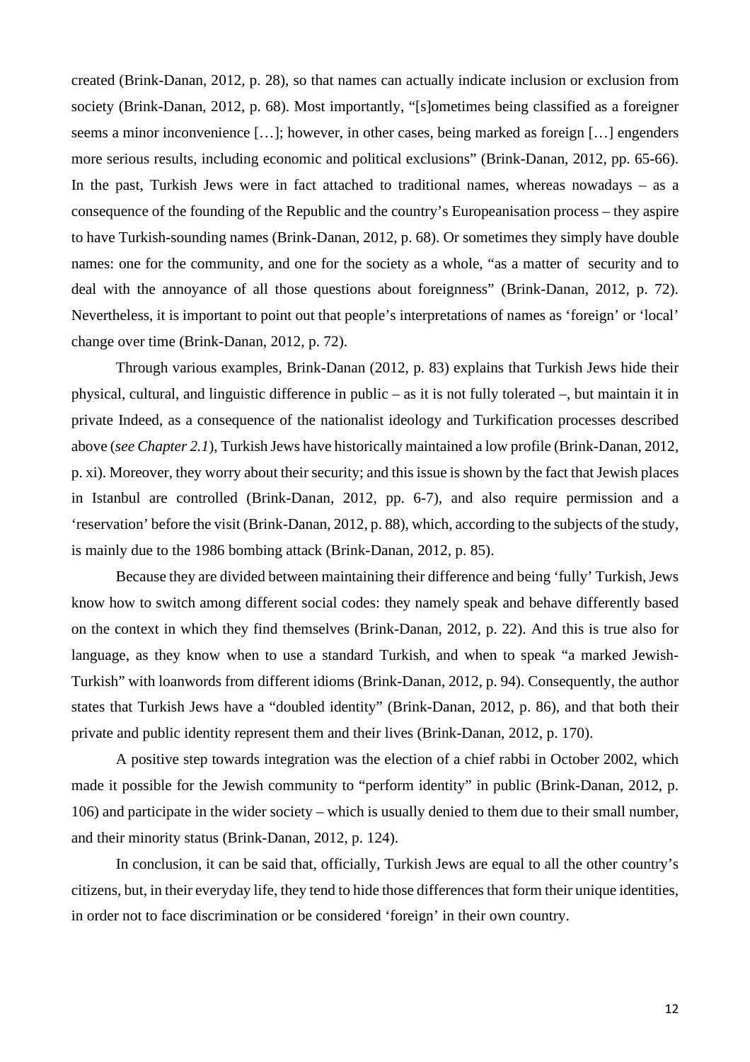created (Brink-Danan, 2012, p. 28), so that names can actually indicate inclusion or exclusion from society (Brink-Danan, 2012, p. 68). Most importantly, "[s]ometimes being classified as a foreigner seems a minor inconvenience […]; however, in other cases, being marked as foreign […] engenders more serious results, including economic and political exclusions" (Brink-Danan, 2012, pp. 65-66). In the past, Turkish Jews were in fact attached to traditional names, whereas nowadays – as a consequence of the founding of the Republic and the country's Europeanisation process – they aspire to have Turkish-sounding names (Brink-Danan, 2012, p. 68). Or sometimes they simply have double names: one for the community, and one for the society as a whole, "as a matter of security and to deal with the annoyance of all those questions about foreignness" (Brink-Danan, 2012, p. 72). Nevertheless, it is important to point out that people's interpretations of names as 'foreign' or 'local' change over time (Brink-Danan, 2012, p. 72).

Through various examples, Brink-Danan (2012, p. 83) explains that Turkish Jews hide their physical, cultural, and linguistic difference in public – as it is not fully tolerated –, but maintain it in private Indeed, as a consequence of the nationalist ideology and Turkification processes described above (*see Chapter 2.1*), Turkish Jews have historically maintained a low profile (Brink-Danan, 2012, p. xi). Moreover, they worry about their security; and this issue is shown by the fact that Jewish places in Istanbul are controlled (Brink-Danan, 2012, pp. 6-7), and also require permission and a 'reservation' before the visit (Brink-Danan, 2012, p. 88), which, according to the subjects of the study, is mainly due to the 1986 bombing attack (Brink-Danan, 2012, p. 85).

Because they are divided between maintaining their difference and being 'fully' Turkish, Jews know how to switch among different social codes: they namely speak and behave differently based on the context in which they find themselves (Brink-Danan, 2012, p. 22). And this is true also for language, as they know when to use a standard Turkish, and when to speak "a marked Jewish-Turkish" with loanwords from different idioms (Brink-Danan, 2012, p. 94). Consequently, the author states that Turkish Jews have a "doubled identity" (Brink-Danan, 2012, p. 86), and that both their private and public identity represent them and their lives (Brink-Danan, 2012, p. 170).

A positive step towards integration was the election of a chief rabbi in October 2002, which made it possible for the Jewish community to "perform identity" in public (Brink-Danan, 2012, p. 106) and participate in the wider society – which is usually denied to them due to their small number, and their minority status (Brink-Danan, 2012, p. 124).

In conclusion, it can be said that, officially, Turkish Jews are equal to all the other country's citizens, but, in their everyday life, they tend to hide those differences that form their unique identities, in order not to face discrimination or be considered 'foreign' in their own country.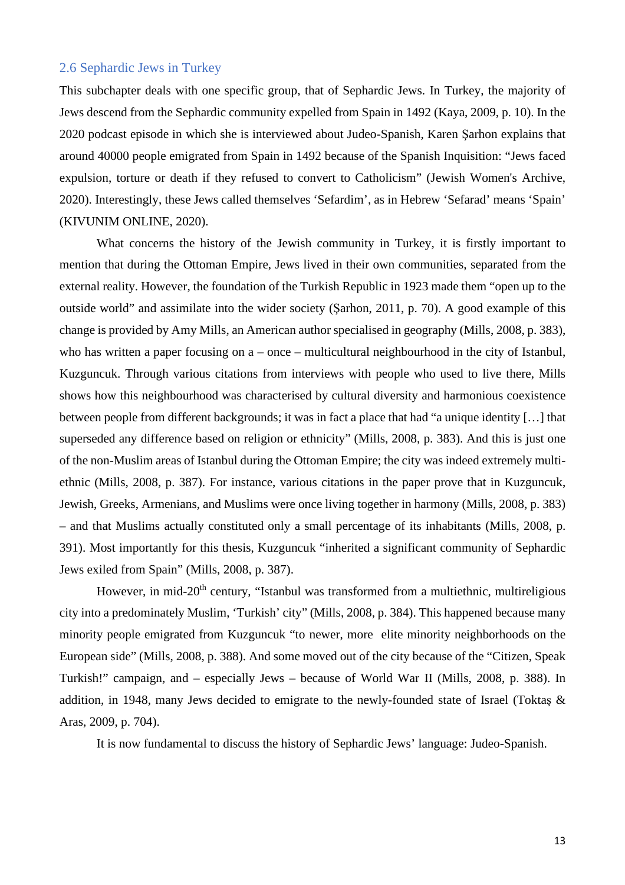## 2.6 Sephardic Jews in Turkey

This subchapter deals with one specific group, that of Sephardic Jews. In Turkey, the majority of Jews descend from the Sephardic community expelled from Spain in 1492 (Kaya, 2009, p. 10). In the 2020 podcast episode in which she is interviewed about Judeo-Spanish, Karen Şarhon explains that around 40000 people emigrated from Spain in 1492 because of the Spanish Inquisition: "Jews faced expulsion, torture or death if they refused to convert to Catholicism" (Jewish Women's Archive, 2020). Interestingly, these Jews called themselves 'Sefardim', as in Hebrew 'Sefarad' means 'Spain' (KIVUNIM ONLINE, 2020).

What concerns the history of the Jewish community in Turkey, it is firstly important to mention that during the Ottoman Empire, Jews lived in their own communities, separated from the external reality. However, the foundation of the Turkish Republic in 1923 made them "open up to the outside world" and assimilate into the wider society (Şarhon, 2011, p. 70). A good example of this change is provided by Amy Mills, an American author specialised in geography (Mills, 2008, p. 383), who has written a paper focusing on a – once – multicultural neighbourhood in the city of Istanbul, Kuzguncuk. Through various citations from interviews with people who used to live there, Mills shows how this neighbourhood was characterised by cultural diversity and harmonious coexistence between people from different backgrounds; it was in fact a place that had "a unique identity […] that superseded any difference based on religion or ethnicity" (Mills, 2008, p. 383). And this is just one of the non-Muslim areas of Istanbul during the Ottoman Empire; the city was indeed extremely multi-ethnic (Mills, 2008, p. 387). For instance, various citations in the paper prove that in Kuzguncuk, Jewish, Greeks, Armenians, and Muslims were once living together in harmony (Mills, 2008, p. 383) – and that Muslims actually constituted only a small percentage of its inhabitants (Mills, 2008, p. 391). Most importantly for this thesis, Kuzguncuk "inherited a significant community of Sephardic Jews exiled from Spain" (Mills, 2008, p. 387).

However, in mid-20th century, "Istanbul was transformed from a multiethnic, multireligious city into a predominately Muslim, 'Turkish' city" (Mills, 2008, p. 384). This happened because many minority people emigrated from Kuzguncuk "to newer, more elite minority neighborhoods on the European side" (Mills, 2008, p. 388). And some moved out of the city because of the "Citizen, Speak Turkish!" campaign, and – especially Jews – because of World War II (Mills, 2008, p. 388). In addition, in 1948, many Jews decided to emigrate to the newly-founded state of Israel (Toktaş & Aras, 2009, p. 704).

It is now fundamental to discuss the history of Sephardic Jews' language: Judeo-Spanish.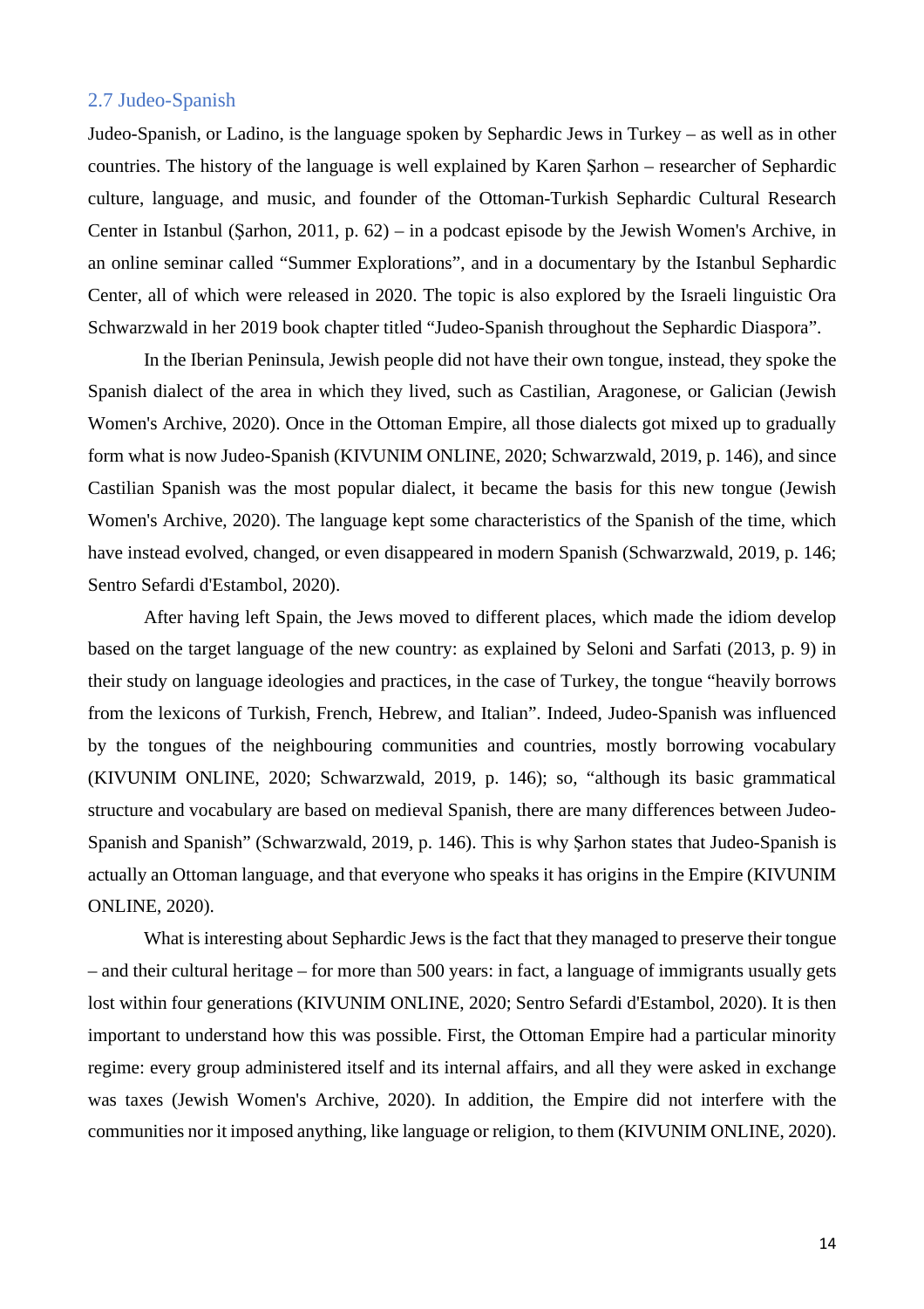## 2.7 Judeo-Spanish

Judeo-Spanish, or Ladino, is the language spoken by Sephardic Jews in Turkey – as well as in other countries. The history of the language is well explained by Karen Şarhon – researcher of Sephardic culture, language, and music, and founder of the Ottoman-Turkish Sephardic Cultural Research Center in Istanbul (Şarhon, 2011, p. 62) – in a podcast episode by the Jewish Women's Archive, in an online seminar called "Summer Explorations", and in a documentary by the Istanbul Sephardic Center, all of which were released in 2020. The topic is also explored by the Israeli linguistic Ora Schwarzwald in her 2019 book chapter titled "Judeo-Spanish throughout the Sephardic Diaspora".

In the Iberian Peninsula, Jewish people did not have their own tongue, instead, they spoke the Spanish dialect of the area in which they lived, such as Castilian, Aragonese, or Galician (Jewish Women's Archive, 2020). Once in the Ottoman Empire, all those dialects got mixed up to gradually form what is now Judeo-Spanish (KIVUNIM ONLINE, 2020; Schwarzwald, 2019, p. 146), and since Castilian Spanish was the most popular dialect, it became the basis for this new tongue (Jewish Women's Archive, 2020). The language kept some characteristics of the Spanish of the time, which have instead evolved, changed, or even disappeared in modern Spanish (Schwarzwald, 2019, p. 146; Sentro Sefardi d'Estambol, 2020).

After having left Spain, the Jews moved to different places, which made the idiom develop based on the target language of the new country: as explained by Seloni and Sarfati (2013, p. 9) in their study on language ideologies and practices, in the case of Turkey, the tongue "heavily borrows from the lexicons of Turkish, French, Hebrew, and Italian". Indeed, Judeo-Spanish was influenced by the tongues of the neighbouring communities and countries, mostly borrowing vocabulary (KIVUNIM ONLINE, 2020; Schwarzwald, 2019, p. 146); so, "although its basic grammatical structure and vocabulary are based on medieval Spanish, there are many differences between Judeo-Spanish and Spanish" (Schwarzwald, 2019, p. 146). This is why Şarhon states that Judeo-Spanish is actually an Ottoman language, and that everyone who speaks it has origins in the Empire (KIVUNIM ONLINE, 2020).

What is interesting about Sephardic Jews is the fact that they managed to preserve their tongue – and their cultural heritage – for more than 500 years: in fact, a language of immigrants usually gets lost within four generations (KIVUNIM ONLINE, 2020; Sentro Sefardi d'Estambol, 2020). It is then important to understand how this was possible. First, the Ottoman Empire had a particular minority regime: every group administered itself and its internal affairs, and all they were asked in exchange was taxes (Jewish Women's Archive, 2020). In addition, the Empire did not interfere with the communities nor it imposed anything, like language or religion, to them (KIVUNIM ONLINE, 2020).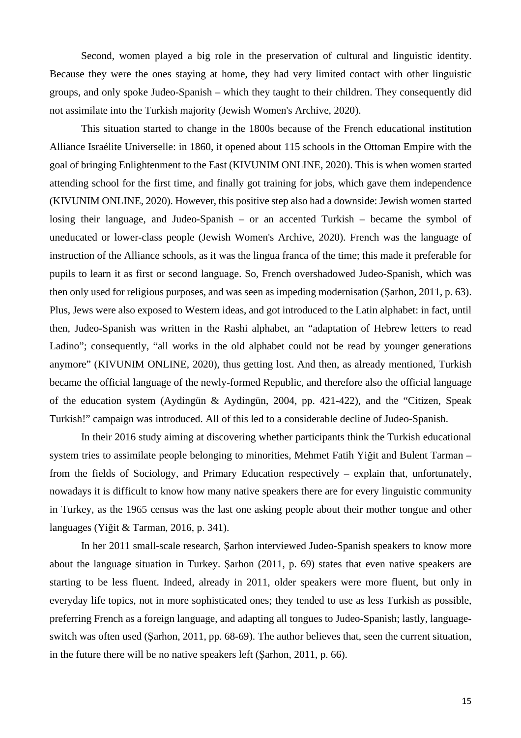Second, women played a big role in the preservation of cultural and linguistic identity. Because they were the ones staying at home, they had very limited contact with other linguistic groups, and only spoke Judeo-Spanish – which they taught to their children. They consequently did not assimilate into the Turkish majority (Jewish Women's Archive, 2020).

This situation started to change in the 1800s because of the French educational institution Alliance Israélite Universelle: in 1860, it opened about 115 schools in the Ottoman Empire with the goal of bringing Enlightenment to the East (KIVUNIM ONLINE, 2020). This is when women started attending school for the first time, and finally got training for jobs, which gave them independence (KIVUNIM ONLINE, 2020). However, this positive step also had a downside: Jewish women started losing their language, and Judeo-Spanish – or an accented Turkish – became the symbol of uneducated or lower-class people (Jewish Women's Archive, 2020). French was the language of instruction of the Alliance schools, as it was the lingua franca of the time; this made it preferable for pupils to learn it as first or second language. So, French overshadowed Judeo-Spanish, which was then only used for religious purposes, and was seen as impeding modernisation (Şarhon, 2011, p. 63). Plus, Jews were also exposed to Western ideas, and got introduced to the Latin alphabet: in fact, until then, Judeo-Spanish was written in the Rashi alphabet, an "adaptation of Hebrew letters to read Ladino"; consequently, "all works in the old alphabet could not be read by younger generations anymore" (KIVUNIM ONLINE, 2020), thus getting lost. And then, as already mentioned, Turkish became the official language of the newly-formed Republic, and therefore also the official language of the education system (Aydingün & Aydingün, 2004, pp. 421-422), and the "Citizen, Speak Turkish!" campaign was introduced. All of this led to a considerable decline of Judeo-Spanish.

In their 2016 study aiming at discovering whether participants think the Turkish educational system tries to assimilate people belonging to minorities, Mehmet Fatih Yiğit and Bulent Tarman – from the fields of Sociology, and Primary Education respectively – explain that, unfortunately, nowadays it is difficult to know how many native speakers there are for every linguistic community in Turkey, as the 1965 census was the last one asking people about their mother tongue and other languages (Yiğit & Tarman, 2016, p. 341).

In her 2011 small-scale research, Şarhon interviewed Judeo-Spanish speakers to know more about the language situation in Turkey. Şarhon (2011, p. 69) states that even native speakers are starting to be less fluent. Indeed, already in 2011, older speakers were more fluent, but only in everyday life topics, not in more sophisticated ones; they tended to use as less Turkish as possible, preferring French as a foreign language, and adapting all tongues to Judeo-Spanish; lastly, language-switch was often used (Şarhon, 2011, pp. 68-69). The author believes that, seen the current situation, in the future there will be no native speakers left (Şarhon, 2011, p. 66).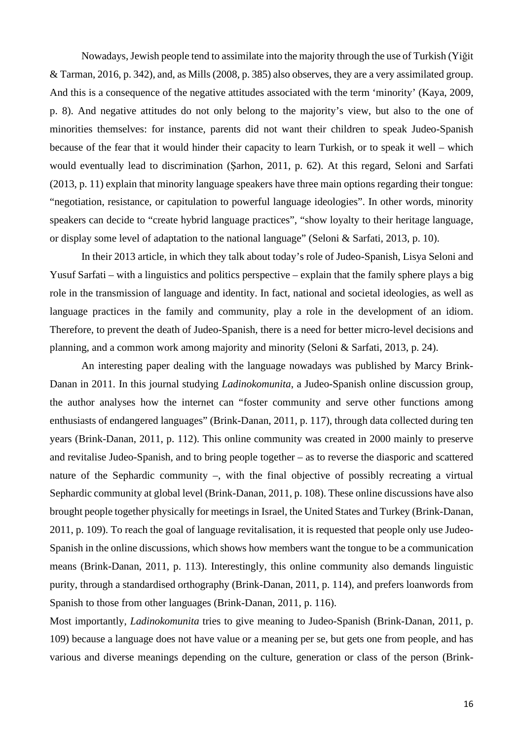Nowadays, Jewish people tend to assimilate into the majority through the use of Turkish (Yiğit & Tarman, 2016, p. 342), and, as Mills (2008, p. 385) also observes, they are a very assimilated group. And this is a consequence of the negative attitudes associated with the term 'minority' (Kaya, 2009, p. 8). And negative attitudes do not only belong to the majority's view, but also to the one of minorities themselves: for instance, parents did not want their children to speak Judeo-Spanish because of the fear that it would hinder their capacity to learn Turkish, or to speak it well – which would eventually lead to discrimination (Şarhon, 2011, p. 62). At this regard, Seloni and Sarfati (2013, p. 11) explain that minority language speakers have three main options regarding their tongue: "negotiation, resistance, or capitulation to powerful language ideologies". In other words, minority speakers can decide to "create hybrid language practices", "show loyalty to their heritage language, or display some level of adaptation to the national language" (Seloni & Sarfati, 2013, p. 10).

In their 2013 article, in which they talk about today's role of Judeo-Spanish, Lisya Seloni and Yusuf Sarfati – with a linguistics and politics perspective – explain that the family sphere plays a big role in the transmission of language and identity. In fact, national and societal ideologies, as well as language practices in the family and community, play a role in the development of an idiom. Therefore, to prevent the death of Judeo-Spanish, there is a need for better micro-level decisions and planning, and a common work among majority and minority (Seloni & Sarfati, 2013, p. 24).

An interesting paper dealing with the language nowadays was published by Marcy Brink-Danan in 2011. In this journal studying *Ladinokomunita*, a Judeo-Spanish online discussion group, the author analyses how the internet can "foster community and serve other functions among enthusiasts of endangered languages" (Brink-Danan, 2011, p. 117), through data collected during ten years (Brink-Danan, 2011, p. 112). This online community was created in 2000 mainly to preserve and revitalise Judeo-Spanish, and to bring people together – as to reverse the diasporic and scattered nature of the Sephardic community –, with the final objective of possibly recreating a virtual Sephardic community at global level (Brink-Danan, 2011, p. 108). These online discussions have also brought people together physically for meetings in Israel, the United States and Turkey (Brink-Danan, 2011, p. 109). To reach the goal of language revitalisation, it is requested that people only use Judeo-Spanish in the online discussions, which shows how members want the tongue to be a communication means (Brink-Danan, 2011, p. 113). Interestingly, this online community also demands linguistic purity, through a standardised orthography (Brink-Danan, 2011, p. 114), and prefers loanwords from Spanish to those from other languages (Brink-Danan, 2011, p. 116).

Most importantly, *Ladinokomunita* tries to give meaning to Judeo-Spanish (Brink-Danan, 2011, p. 109) because a language does not have value or a meaning per se, but gets one from people, and has various and diverse meanings depending on the culture, generation or class of the person (Brink-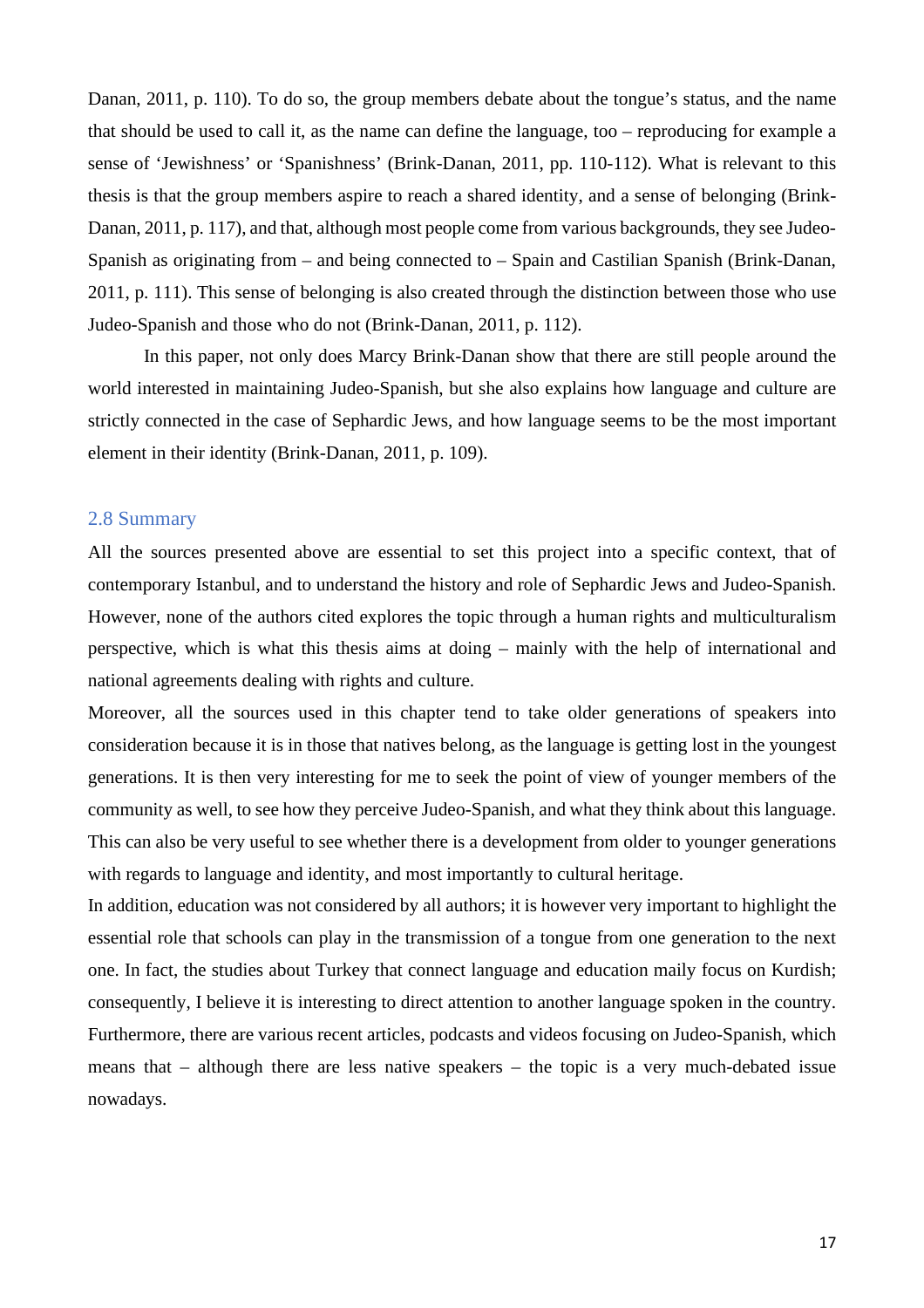Danan, 2011, p. 110). To do so, the group members debate about the tongue's status, and the name that should be used to call it, as the name can define the language, too – reproducing for example a sense of 'Jewishness' or 'Spanishness' (Brink-Danan, 2011, pp. 110-112). What is relevant to this thesis is that the group members aspire to reach a shared identity, and a sense of belonging (Brink-Danan, 2011, p. 117), and that, although most people come from various backgrounds, they see Judeo-Spanish as originating from – and being connected to – Spain and Castilian Spanish (Brink-Danan, 2011, p. 111). This sense of belonging is also created through the distinction between those who use Judeo-Spanish and those who do not (Brink-Danan, 2011, p. 112).

In this paper, not only does Marcy Brink-Danan show that there are still people around the world interested in maintaining Judeo-Spanish, but she also explains how language and culture are strictly connected in the case of Sephardic Jews, and how language seems to be the most important element in their identity (Brink-Danan, 2011, p. 109).

## 2.8 Summary

All the sources presented above are essential to set this project into a specific context, that of contemporary Istanbul, and to understand the history and role of Sephardic Jews and Judeo-Spanish. However, none of the authors cited explores the topic through a human rights and multiculturalism perspective, which is what this thesis aims at doing – mainly with the help of international and national agreements dealing with rights and culture.

Moreover, all the sources used in this chapter tend to take older generations of speakers into consideration because it is in those that natives belong, as the language is getting lost in the youngest generations. It is then very interesting for me to seek the point of view of younger members of the community as well, to see how they perceive Judeo-Spanish, and what they think about this language. This can also be very useful to see whether there is a development from older to younger generations with regards to language and identity, and most importantly to cultural heritage.

In addition, education was not considered by all authors; it is however very important to highlight the essential role that schools can play in the transmission of a tongue from one generation to the next one. In fact, the studies about Turkey that connect language and education maily focus on Kurdish; consequently, I believe it is interesting to direct attention to another language spoken in the country. Furthermore, there are various recent articles, podcasts and videos focusing on Judeo-Spanish, which means that – although there are less native speakers – the topic is a very much-debated issue nowadays.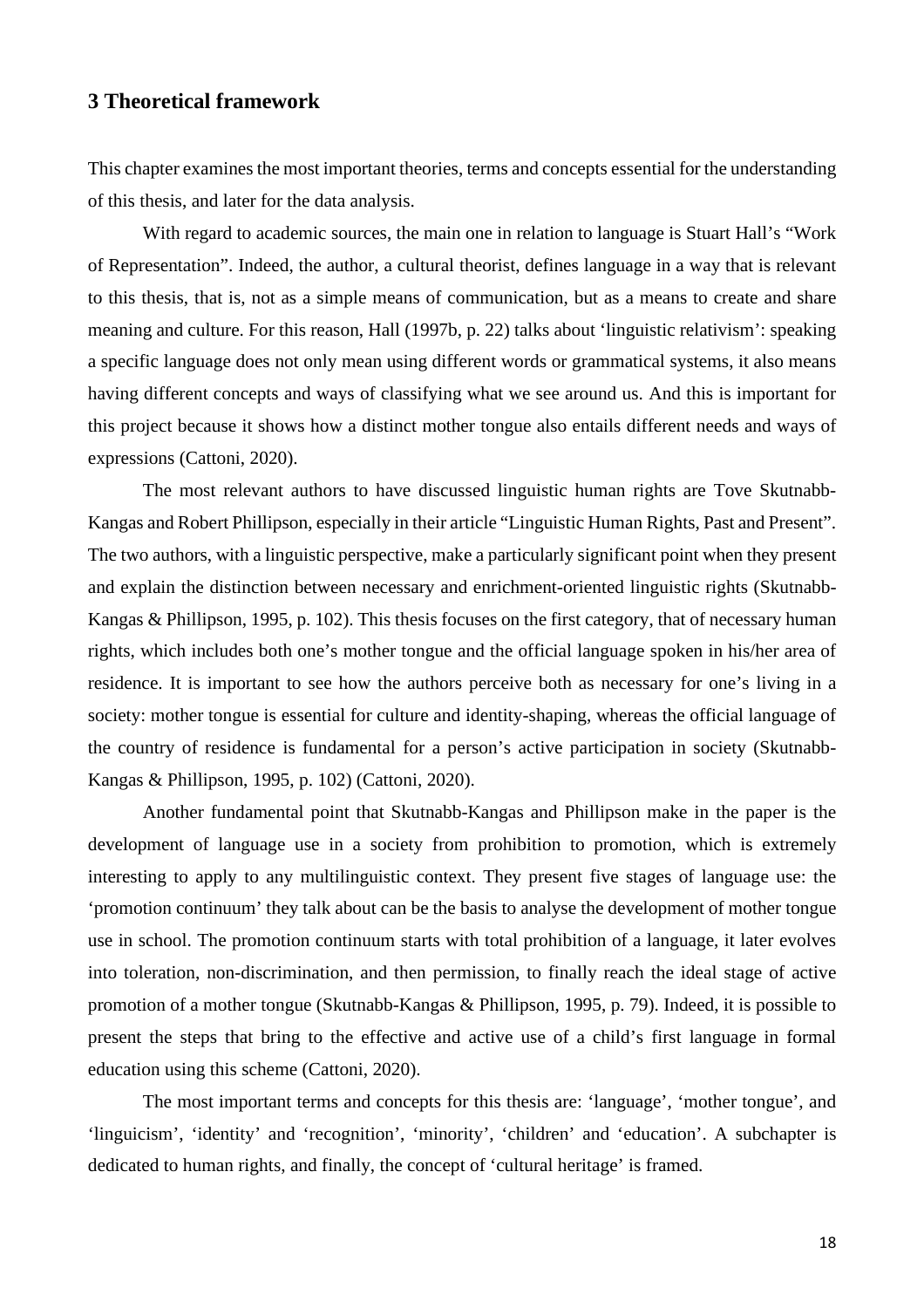## 3 Theoretical framework

This chapter examines the most important theories, terms and concepts essential for the understanding of this thesis, and later for the data analysis.

With regard to academic sources, the main one in relation to language is Stuart Hall's "Work of Representation". Indeed, the author, a cultural theorist, defines language in a way that is relevant to this thesis, that is, not as a simple means of communication, but as a means to create and share meaning and culture. For this reason, Hall (1997b, p. 22) talks about 'linguistic relativism': speaking a specific language does not only mean using different words or grammatical systems, it also means having different concepts and ways of classifying what we see around us. And this is important for this project because it shows how a distinct mother tongue also entails different needs and ways of expressions (Cattoni, 2020).

The most relevant authors to have discussed linguistic human rights are Tove Skutnabb-Kangas and Robert Phillipson, especially in their article "Linguistic Human Rights, Past and Present". The two authors, with a linguistic perspective, make a particularly significant point when they present and explain the distinction between necessary and enrichment-oriented linguistic rights (Skutnabb-Kangas & Phillipson, 1995, p. 102). This thesis focuses on the first category, that of necessary human rights, which includes both one's mother tongue and the official language spoken in his/her area of residence. It is important to see how the authors perceive both as necessary for one's living in a society: mother tongue is essential for culture and identity-shaping, whereas the official language of the country of residence is fundamental for a person's active participation in society (Skutnabb-Kangas & Phillipson, 1995, p. 102) (Cattoni, 2020).

Another fundamental point that Skutnabb-Kangas and Phillipson make in the paper is the development of language use in a society from prohibition to promotion, which is extremely interesting to apply to any multilinguistic context. They present five stages of language use: the 'promotion continuum' they talk about can be the basis to analyse the development of mother tongue use in school. The promotion continuum starts with total prohibition of a language, it later evolves into toleration, non-discrimination, and then permission, to finally reach the ideal stage of active promotion of a mother tongue (Skutnabb-Kangas & Phillipson, 1995, p. 79). Indeed, it is possible to present the steps that bring to the effective and active use of a child's first language in formal education using this scheme (Cattoni, 2020).

The most important terms and concepts for this thesis are: 'language', 'mother tongue', and 'linguicism', 'identity' and 'recognition', 'minority', 'children' and 'education'. A subchapter is dedicated to human rights, and finally, the concept of 'cultural heritage' is framed.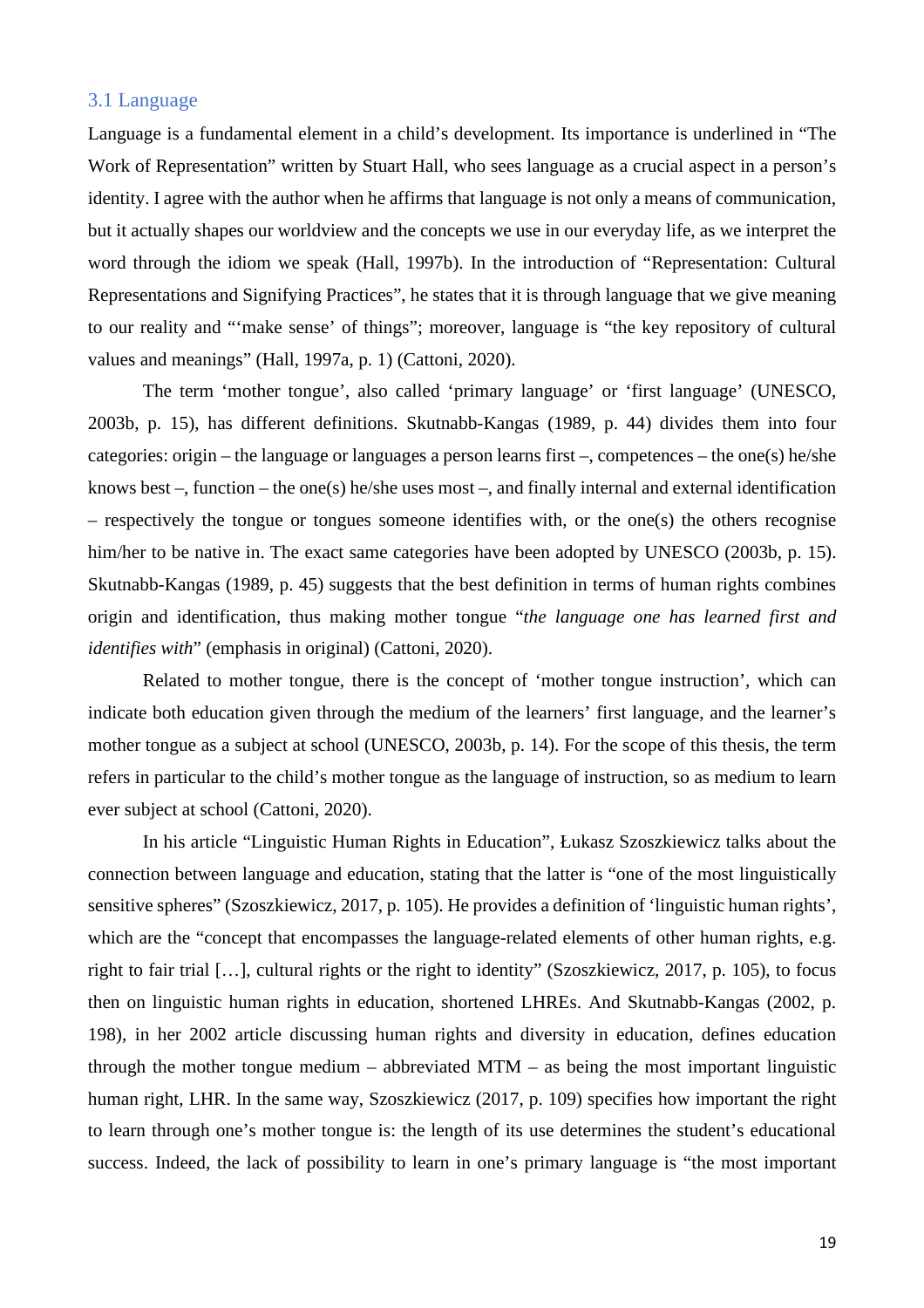### 3.1 Language

Language is a fundamental element in a child's development. Its importance is underlined in "The Work of Representation" written by Stuart Hall, who sees language as a crucial aspect in a person's identity. I agree with the author when he affirms that language is not only a means of communication, but it actually shapes our worldview and the concepts we use in our everyday life, as we interpret the word through the idiom we speak (Hall, 1997b). In the introduction of "Representation: Cultural Representations and Signifying Practices", he states that it is through language that we give meaning to our reality and "'make sense' of things"; moreover, language is "the key repository of cultural values and meanings" (Hall, 1997a, p. 1) (Cattoni, 2020).

The term 'mother tongue', also called 'primary language' or 'first language' (UNESCO, 2003b, p. 15), has different definitions. Skutnabb-Kangas (1989, p. 44) divides them into four categories: origin – the language or languages a person learns first –, competences – the one(s) he/she knows best –, function – the one(s) he/she uses most –, and finally internal and external identification – respectively the tongue or tongues someone identifies with, or the one(s) the others recognise him/her to be native in. The exact same categories have been adopted by UNESCO (2003b, p. 15). Skutnabb-Kangas (1989, p. 45) suggests that the best definition in terms of human rights combines origin and identification, thus making mother tongue "*the language one has learned first and identifies with*" (emphasis in original) (Cattoni, 2020).

Related to mother tongue, there is the concept of 'mother tongue instruction', which can indicate both education given through the medium of the learners' first language, and the learner's mother tongue as a subject at school (UNESCO, 2003b, p. 14). For the scope of this thesis, the term refers in particular to the child's mother tongue as the language of instruction, so as medium to learn ever subject at school (Cattoni, 2020).

In his article "Linguistic Human Rights in Education", Łukasz Szoszkiewicz talks about the connection between language and education, stating that the latter is "one of the most linguistically sensitive spheres" (Szoszkiewicz, 2017, p. 105). He provides a definition of 'linguistic human rights', which are the "concept that encompasses the language-related elements of other human rights, e.g. right to fair trial […], cultural rights or the right to identity" (Szoszkiewicz, 2017, p. 105), to focus then on linguistic human rights in education, shortened LHREs. And Skutnabb-Kangas (2002, p. 198), in her 2002 article discussing human rights and diversity in education, defines education through the mother tongue medium – abbreviated MTM – as being the most important linguistic human right, LHR. In the same way, Szoszkiewicz (2017, p. 109) specifies how important the right to learn through one's mother tongue is: the length of its use determines the student's educational success. Indeed, the lack of possibility to learn in one's primary language is "the most important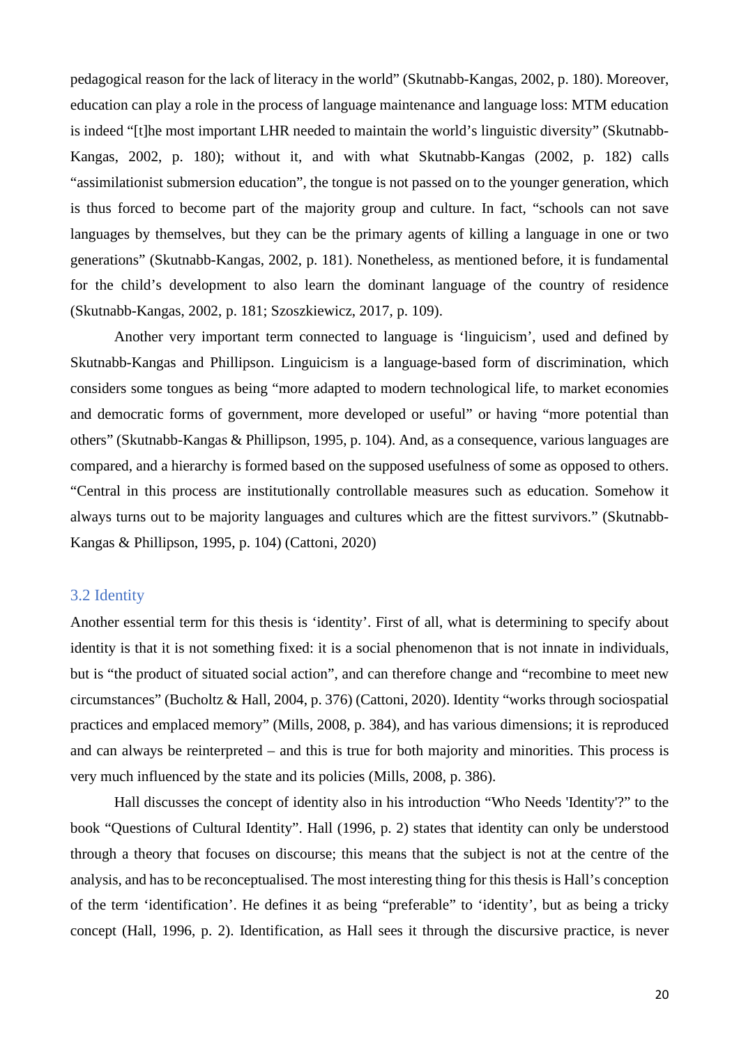pedagogical reason for the lack of literacy in the world" (Skutnabb-Kangas, 2002, p. 180). Moreover, education can play a role in the process of language maintenance and language loss: MTM education is indeed "[t]he most important LHR needed to maintain the world's linguistic diversity" (Skutnabb-Kangas, 2002, p. 180); without it, and with what Skutnabb-Kangas (2002, p. 182) calls "assimilationist submersion education", the tongue is not passed on to the younger generation, which is thus forced to become part of the majority group and culture. In fact, "schools can not save languages by themselves, but they can be the primary agents of killing a language in one or two generations" (Skutnabb-Kangas, 2002, p. 181). Nonetheless, as mentioned before, it is fundamental for the child's development to also learn the dominant language of the country of residence (Skutnabb-Kangas, 2002, p. 181; Szoszkiewicz, 2017, p. 109).

Another very important term connected to language is 'linguicism', used and defined by Skutnabb-Kangas and Phillipson. Linguicism is a language-based form of discrimination, which considers some tongues as being "more adapted to modern technological life, to market economies and democratic forms of government, more developed or useful" or having "more potential than others" (Skutnabb-Kangas & Phillipson, 1995, p. 104). And, as a consequence, various languages are compared, and a hierarchy is formed based on the supposed usefulness of some as opposed to others. "Central in this process are institutionally controllable measures such as education. Somehow it always turns out to be majority languages and cultures which are the fittest survivors." (Skutnabb-Kangas & Phillipson, 1995, p. 104) (Cattoni, 2020)

## 3.2 Identity

Another essential term for this thesis is 'identity'. First of all, what is determining to specify about identity is that it is not something fixed: it is a social phenomenon that is not innate in individuals, but is "the product of situated social action", and can therefore change and "recombine to meet new circumstances" (Bucholtz & Hall, 2004, p. 376) (Cattoni, 2020). Identity "works through sociospatial practices and emplaced memory" (Mills, 2008, p. 384), and has various dimensions; it is reproduced and can always be reinterpreted – and this is true for both majority and minorities. This process is very much influenced by the state and its policies (Mills, 2008, p. 386).

Hall discusses the concept of identity also in his introduction "Who Needs 'Identity'?" to the book "Questions of Cultural Identity". Hall (1996, p. 2) states that identity can only be understood through a theory that focuses on discourse; this means that the subject is not at the centre of the analysis, and has to be reconceptualised. The most interesting thing for this thesis is Hall's conception of the term 'identification'. He defines it as being "preferable" to 'identity', but as being a tricky concept (Hall, 1996, p. 2). Identification, as Hall sees it through the discursive practice, is never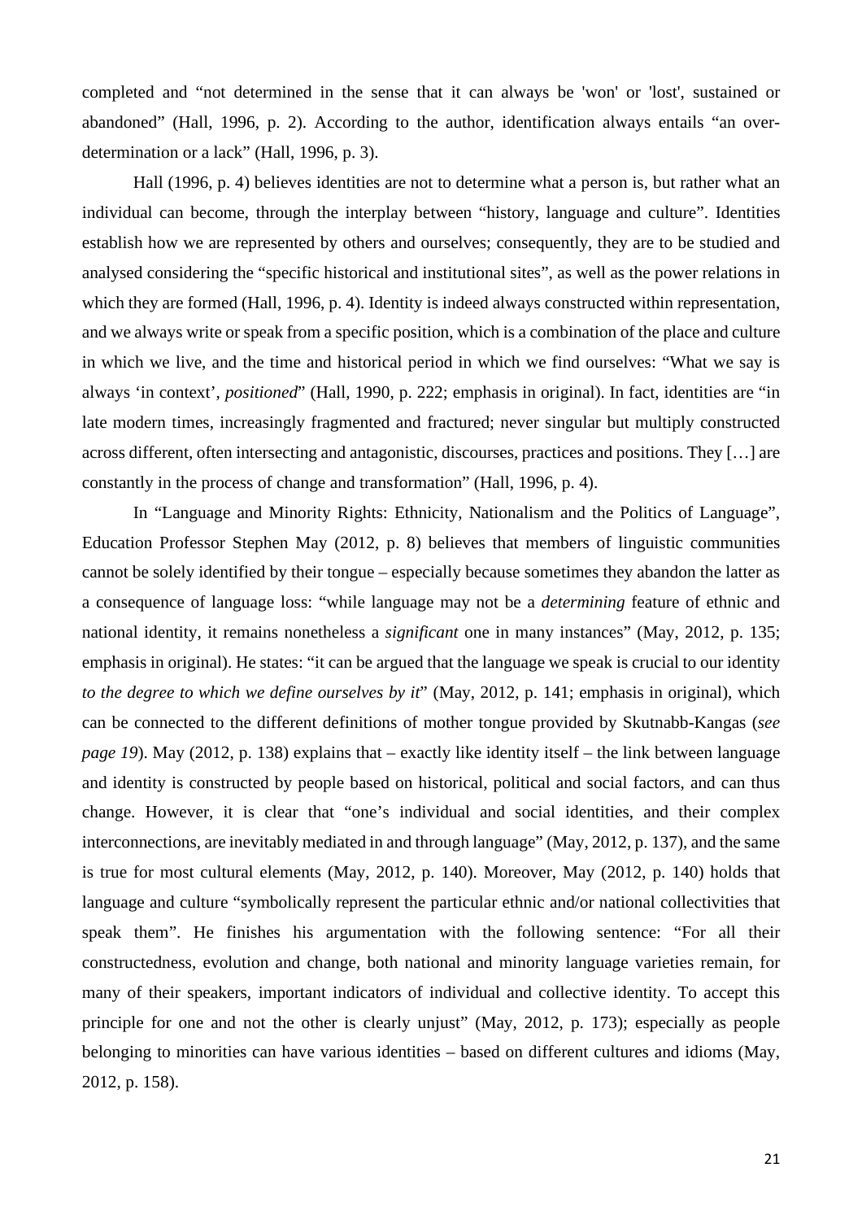completed and "not determined in the sense that it can always be 'won' or 'lost', sustained or abandoned" (Hall, 1996, p. 2). According to the author, identification always entails "an over-determination or a lack" (Hall, 1996, p. 3).

Hall (1996, p. 4) believes identities are not to determine what a person is, but rather what an individual can become, through the interplay between "history, language and culture". Identities establish how we are represented by others and ourselves; consequently, they are to be studied and analysed considering the "specific historical and institutional sites", as well as the power relations in which they are formed (Hall, 1996, p. 4). Identity is indeed always constructed within representation, and we always write or speak from a specific position, which is a combination of the place and culture in which we live, and the time and historical period in which we find ourselves: "What we say is always 'in context', *positioned*" (Hall, 1990, p. 222; emphasis in original). In fact, identities are "in late modern times, increasingly fragmented and fractured; never singular but multiply constructed across different, often intersecting and antagonistic, discourses, practices and positions. They […] are constantly in the process of change and transformation" (Hall, 1996, p. 4).

In "Language and Minority Rights: Ethnicity, Nationalism and the Politics of Language", Education Professor Stephen May (2012, p. 8) believes that members of linguistic communities cannot be solely identified by their tongue – especially because sometimes they abandon the latter as a consequence of language loss: "while language may not be a *determining* feature of ethnic and national identity, it remains nonetheless a *significant* one in many instances" (May, 2012, p. 135; emphasis in original). He states: "it can be argued that the language we speak is crucial to our identity *to the degree to which we define ourselves by it*" (May, 2012, p. 141; emphasis in original), which can be connected to the different definitions of mother tongue provided by Skutnabb-Kangas (*see page 19*). May (2012, p. 138) explains that – exactly like identity itself – the link between language and identity is constructed by people based on historical, political and social factors, and can thus change. However, it is clear that "one's individual and social identities, and their complex interconnections, are inevitably mediated in and through language" (May, 2012, p. 137), and the same is true for most cultural elements (May, 2012, p. 140). Moreover, May (2012, p. 140) holds that language and culture "symbolically represent the particular ethnic and/or national collectivities that speak them". He finishes his argumentation with the following sentence: "For all their constructedness, evolution and change, both national and minority language varieties remain, for many of their speakers, important indicators of individual and collective identity. To accept this principle for one and not the other is clearly unjust" (May, 2012, p. 173); especially as people belonging to minorities can have various identities – based on different cultures and idioms (May, 2012, p. 158).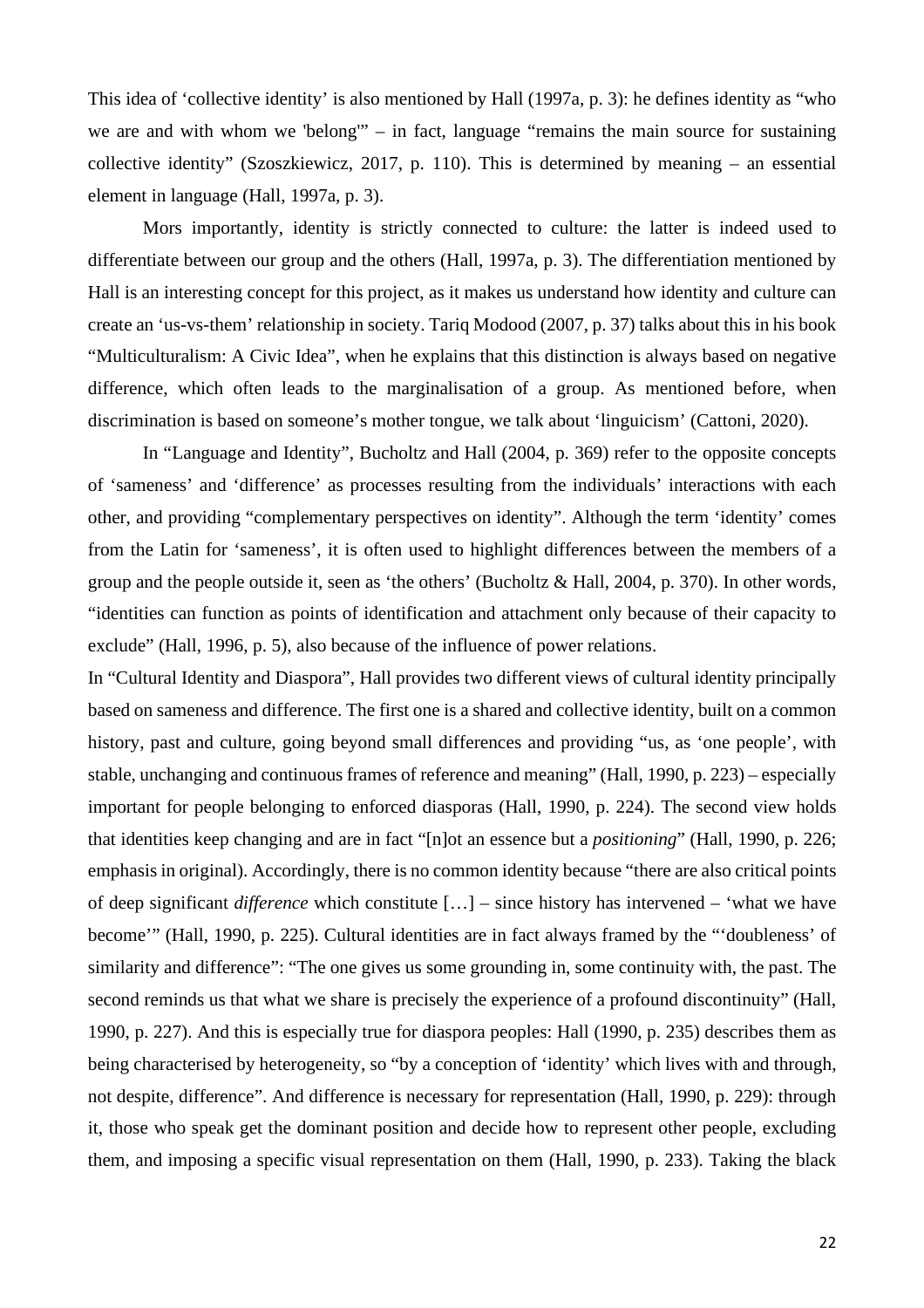This idea of 'collective identity' is also mentioned by Hall (1997a, p. 3): he defines identity as "who we are and with whom we 'belong'" – in fact, language "remains the main source for sustaining collective identity" (Szoszkiewicz, 2017, p. 110). This is determined by meaning – an essential element in language (Hall, 1997a, p. 3).

Mors importantly, identity is strictly connected to culture: the latter is indeed used to differentiate between our group and the others (Hall, 1997a, p. 3). The differentiation mentioned by Hall is an interesting concept for this project, as it makes us understand how identity and culture can create an 'us-vs-them' relationship in society. Tariq Modood (2007, p. 37) talks about this in his book "Multiculturalism: A Civic Idea", when he explains that this distinction is always based on negative difference, which often leads to the marginalisation of a group. As mentioned before, when discrimination is based on someone's mother tongue, we talk about 'linguicism' (Cattoni, 2020).

In "Language and Identity", Bucholtz and Hall (2004, p. 369) refer to the opposite concepts of 'sameness' and 'difference' as processes resulting from the individuals' interactions with each other, and providing "complementary perspectives on identity". Although the term 'identity' comes from the Latin for 'sameness', it is often used to highlight differences between the members of a group and the people outside it, seen as 'the others' (Bucholtz & Hall, 2004, p. 370). In other words, "identities can function as points of identification and attachment only because of their capacity to exclude" (Hall, 1996, p. 5), also because of the influence of power relations.

In "Cultural Identity and Diaspora", Hall provides two different views of cultural identity principally based on sameness and difference. The first one is a shared and collective identity, built on a common history, past and culture, going beyond small differences and providing "us, as 'one people', with stable, unchanging and continuous frames of reference and meaning" (Hall, 1990, p. 223) – especially important for people belonging to enforced diasporas (Hall, 1990, p. 224). The second view holds that identities keep changing and are in fact "[n]ot an essence but a *positioning*" (Hall, 1990, p. 226; emphasis in original). Accordingly, there is no common identity because "there are also critical points of deep significant *difference* which constitute […] – since history has intervened – 'what we have become'" (Hall, 1990, p. 225). Cultural identities are in fact always framed by the "'doubleness' of similarity and difference": "The one gives us some grounding in, some continuity with, the past. The second reminds us that what we share is precisely the experience of a profound discontinuity" (Hall, 1990, p. 227). And this is especially true for diaspora peoples: Hall (1990, p. 235) describes them as being characterised by heterogeneity, so "by a conception of 'identity' which lives with and through, not despite, difference". And difference is necessary for representation (Hall, 1990, p. 229): through it, those who speak get the dominant position and decide how to represent other people, excluding them, and imposing a specific visual representation on them (Hall, 1990, p. 233). Taking the black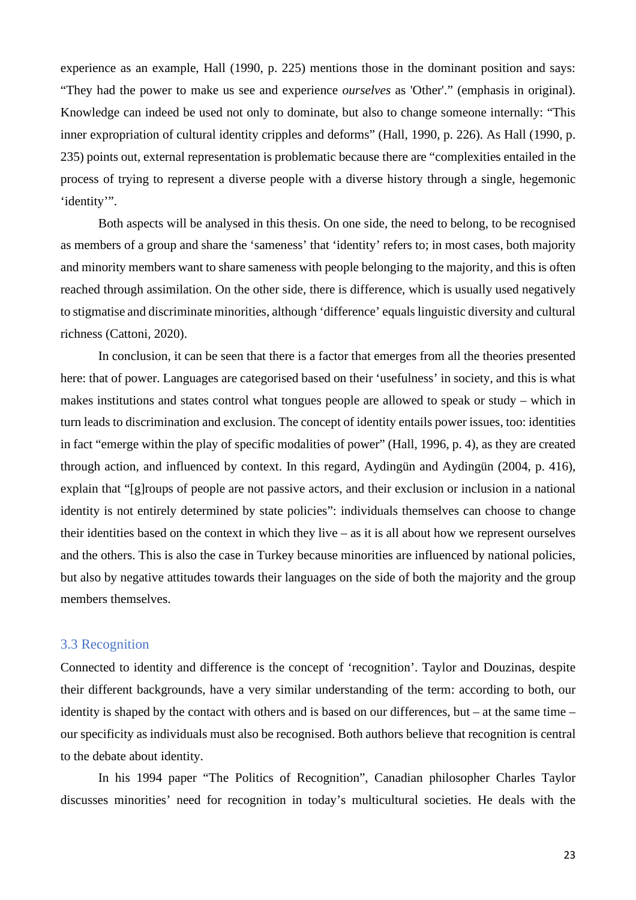experience as an example, Hall (1990, p. 225) mentions those in the dominant position and says: “They had the power to make us see and experience *ourselves* as 'Other'.” (emphasis in original). Knowledge can indeed be used not only to dominate, but also to change someone internally: “This inner expropriation of cultural identity cripples and deforms” (Hall, 1990, p. 226). As Hall (1990, p. 235) points out, external representation is problematic because there are “complexities entailed in the process of trying to represent a diverse people with a diverse history through a single, hegemonic ‘identity’”.

Both aspects will be analysed in this thesis. On one side, the need to belong, to be recognised as members of a group and share the ‘sameness’ that ‘identity’ refers to; in most cases, both majority and minority members want to share sameness with people belonging to the majority, and this is often reached through assimilation. On the other side, there is difference, which is usually used negatively to stigmatise and discriminate minorities, although ‘difference’ equals linguistic diversity and cultural richness (Cattoni, 2020).

In conclusion, it can be seen that there is a factor that emerges from all the theories presented here: that of power. Languages are categorised based on their ‘usefulness’ in society, and this is what makes institutions and states control what tongues people are allowed to speak or study – which in turn leads to discrimination and exclusion. The concept of identity entails power issues, too: identities in fact “emerge within the play of specific modalities of power” (Hall, 1996, p. 4), as they are created through action, and influenced by context. In this regard, Aydingün and Aydingün (2004, p. 416), explain that “[g]roups of people are not passive actors, and their exclusion or inclusion in a national identity is not entirely determined by state policies”: individuals themselves can choose to change their identities based on the context in which they live – as it is all about how we represent ourselves and the others. This is also the case in Turkey because minorities are influenced by national policies, but also by negative attitudes towards their languages on the side of both the majority and the group members themselves.

### 3.3 Recognition

Connected to identity and difference is the concept of ‘recognition’. Taylor and Douzinas, despite their different backgrounds, have a very similar understanding of the term: according to both, our identity is shaped by the contact with others and is based on our differences, but – at the same time – our specificity as individuals must also be recognised. Both authors believe that recognition is central to the debate about identity.

In his 1994 paper “The Politics of Recognition”, Canadian philosopher Charles Taylor discusses minorities’ need for recognition in today’s multicultural societies. He deals with the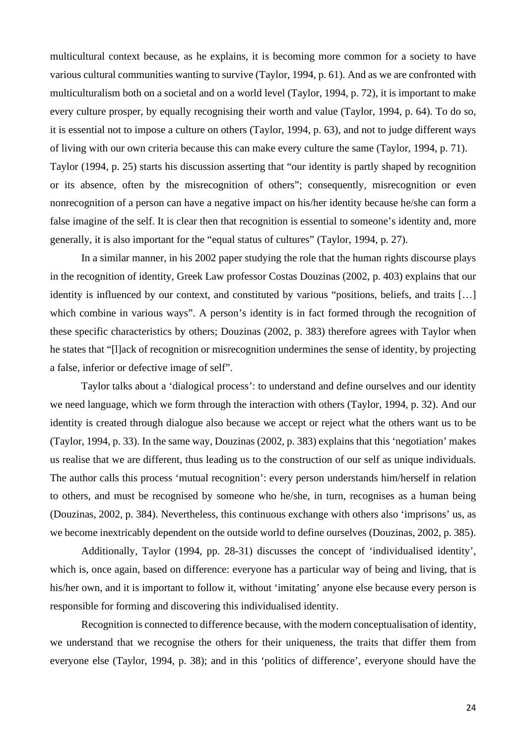multicultural context because, as he explains, it is becoming more common for a society to have various cultural communities wanting to survive (Taylor, 1994, p. 61). And as we are confronted with multiculturalism both on a societal and on a world level (Taylor, 1994, p. 72), it is important to make every culture prosper, by equally recognising their worth and value (Taylor, 1994, p. 64). To do so, it is essential not to impose a culture on others (Taylor, 1994, p. 63), and not to judge different ways of living with our own criteria because this can make every culture the same (Taylor, 1994, p. 71). Taylor (1994, p. 25) starts his discussion asserting that "our identity is partly shaped by recognition or its absence, often by the misrecognition of others"; consequently, misrecognition or even nonrecognition of a person can have a negative impact on his/her identity because he/she can form a false imagine of the self. It is clear then that recognition is essential to someone's identity and, more generally, it is also important for the "equal status of cultures" (Taylor, 1994, p. 27).

In a similar manner, in his 2002 paper studying the role that the human rights discourse plays in the recognition of identity, Greek Law professor Costas Douzinas (2002, p. 403) explains that our identity is influenced by our context, and constituted by various "positions, beliefs, and traits […] which combine in various ways". A person's identity is in fact formed through the recognition of these specific characteristics by others; Douzinas (2002, p. 383) therefore agrees with Taylor when he states that "[l]ack of recognition or misrecognition undermines the sense of identity, by projecting a false, inferior or defective image of self".

Taylor talks about a 'dialogical process': to understand and define ourselves and our identity we need language, which we form through the interaction with others (Taylor, 1994, p. 32). And our identity is created through dialogue also because we accept or reject what the others want us to be (Taylor, 1994, p. 33). In the same way, Douzinas (2002, p. 383) explains that this 'negotiation' makes us realise that we are different, thus leading us to the construction of our self as unique individuals. The author calls this process 'mutual recognition': every person understands him/herself in relation to others, and must be recognised by someone who he/she, in turn, recognises as a human being (Douzinas, 2002, p. 384). Nevertheless, this continuous exchange with others also 'imprisons' us, as we become inextricably dependent on the outside world to define ourselves (Douzinas, 2002, p. 385).

Additionally, Taylor (1994, pp. 28-31) discusses the concept of 'individualised identity', which is, once again, based on difference: everyone has a particular way of being and living, that is his/her own, and it is important to follow it, without 'imitating' anyone else because every person is responsible for forming and discovering this individualised identity.

Recognition is connected to difference because, with the modern conceptualisation of identity, we understand that we recognise the others for their uniqueness, the traits that differ them from everyone else (Taylor, 1994, p. 38); and in this 'politics of difference', everyone should have the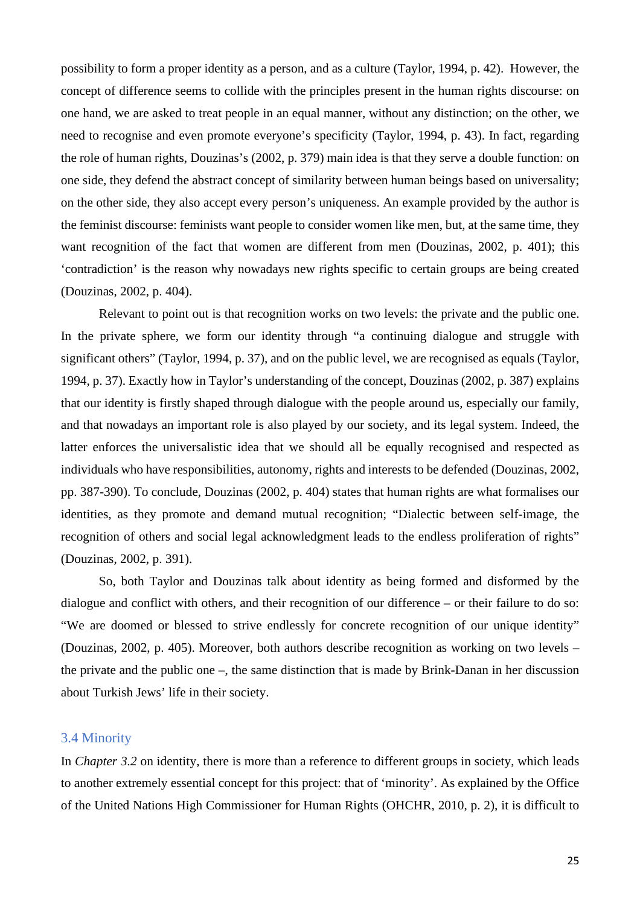possibility to form a proper identity as a person, and as a culture (Taylor, 1994, p. 42). However, the concept of difference seems to collide with the principles present in the human rights discourse: on one hand, we are asked to treat people in an equal manner, without any distinction; on the other, we need to recognise and even promote everyone's specificity (Taylor, 1994, p. 43). In fact, regarding the role of human rights, Douzinas's (2002, p. 379) main idea is that they serve a double function: on one side, they defend the abstract concept of similarity between human beings based on universality; on the other side, they also accept every person's uniqueness. An example provided by the author is the feminist discourse: feminists want people to consider women like men, but, at the same time, they want recognition of the fact that women are different from men (Douzinas, 2002, p. 401); this 'contradiction' is the reason why nowadays new rights specific to certain groups are being created (Douzinas, 2002, p. 404).

Relevant to point out is that recognition works on two levels: the private and the public one. In the private sphere, we form our identity through "a continuing dialogue and struggle with significant others" (Taylor, 1994, p. 37), and on the public level, we are recognised as equals (Taylor, 1994, p. 37). Exactly how in Taylor's understanding of the concept, Douzinas (2002, p. 387) explains that our identity is firstly shaped through dialogue with the people around us, especially our family, and that nowadays an important role is also played by our society, and its legal system. Indeed, the latter enforces the universalistic idea that we should all be equally recognised and respected as individuals who have responsibilities, autonomy, rights and interests to be defended (Douzinas, 2002, pp. 387-390). To conclude, Douzinas (2002, p. 404) states that human rights are what formalises our identities, as they promote and demand mutual recognition; "Dialectic between self-image, the recognition of others and social legal acknowledgment leads to the endless proliferation of rights" (Douzinas, 2002, p. 391).

So, both Taylor and Douzinas talk about identity as being formed and disformed by the dialogue and conflict with others, and their recognition of our difference – or their failure to do so: "We are doomed or blessed to strive endlessly for concrete recognition of our unique identity" (Douzinas, 2002, p. 405). Moreover, both authors describe recognition as working on two levels – the private and the public one –, the same distinction that is made by Brink-Danan in her discussion about Turkish Jews' life in their society.

### 3.4 Minority

In *Chapter 3.2* on identity, there is more than a reference to different groups in society, which leads to another extremely essential concept for this project: that of 'minority'. As explained by the Office of the United Nations High Commissioner for Human Rights (OHCHR, 2010, p. 2), it is difficult to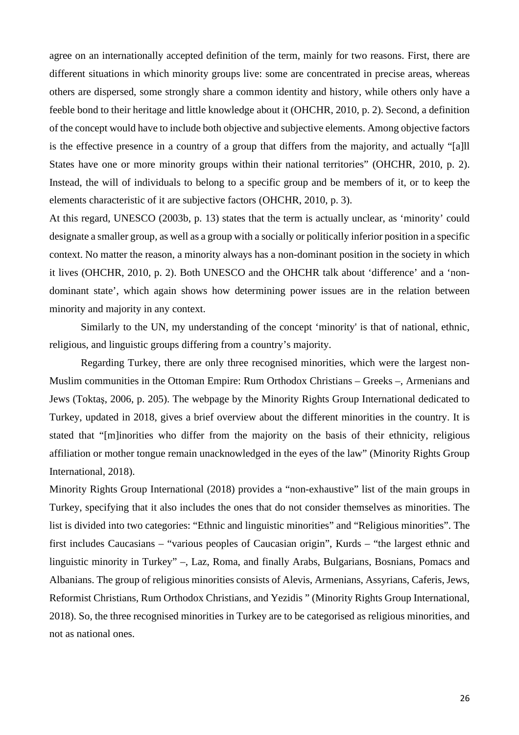agree on an internationally accepted definition of the term, mainly for two reasons. First, there are different situations in which minority groups live: some are concentrated in precise areas, whereas others are dispersed, some strongly share a common identity and history, while others only have a feeble bond to their heritage and little knowledge about it (OHCHR, 2010, p. 2). Second, a definition of the concept would have to include both objective and subjective elements. Among objective factors is the effective presence in a country of a group that differs from the majority, and actually "[a]ll States have one or more minority groups within their national territories" (OHCHR, 2010, p. 2). Instead, the will of individuals to belong to a specific group and be members of it, or to keep the elements characteristic of it are subjective factors (OHCHR, 2010, p. 3).

At this regard, UNESCO (2003b, p. 13) states that the term is actually unclear, as 'minority' could designate a smaller group, as well as a group with a socially or politically inferior position in a specific context. No matter the reason, a minority always has a non-dominant position in the society in which it lives (OHCHR, 2010, p. 2). Both UNESCO and the OHCHR talk about 'difference' and a 'non-dominant state', which again shows how determining power issues are in the relation between minority and majority in any context.

Similarly to the UN, my understanding of the concept 'minority' is that of national, ethnic, religious, and linguistic groups differing from a country's majority.

Regarding Turkey, there are only three recognised minorities, which were the largest non-Muslim communities in the Ottoman Empire: Rum Orthodox Christians – Greeks –, Armenians and Jews (Toktaş, 2006, p. 205). The webpage by the Minority Rights Group International dedicated to Turkey, updated in 2018, gives a brief overview about the different minorities in the country. It is stated that "[m]inorities who differ from the majority on the basis of their ethnicity, religious affiliation or mother tongue remain unacknowledged in the eyes of the law" (Minority Rights Group International, 2018).

Minority Rights Group International (2018) provides a "non-exhaustive" list of the main groups in Turkey, specifying that it also includes the ones that do not consider themselves as minorities. The list is divided into two categories: "Ethnic and linguistic minorities" and "Religious minorities". The first includes Caucasians – "various peoples of Caucasian origin", Kurds – "the largest ethnic and linguistic minority in Turkey" –, Laz, Roma, and finally Arabs, Bulgarians, Bosnians, Pomacs and Albanians. The group of religious minorities consists of Alevis, Armenians, Assyrians, Caferis, Jews, Reformist Christians, Rum Orthodox Christians, and Yezidis " (Minority Rights Group International, 2018). So, the three recognised minorities in Turkey are to be categorised as religious minorities, and not as national ones.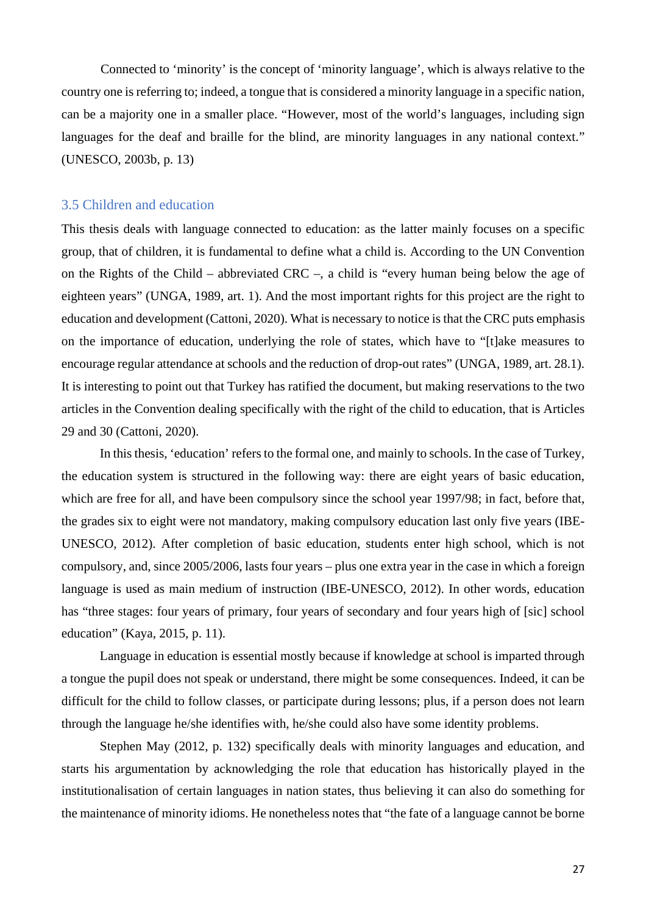Connected to 'minority' is the concept of 'minority language', which is always relative to the country one is referring to; indeed, a tongue that is considered a minority language in a specific nation, can be a majority one in a smaller place. "However, most of the world's languages, including sign languages for the deaf and braille for the blind, are minority languages in any national context." (UNESCO, 2003b, p. 13)

### 3.5 Children and education

This thesis deals with language connected to education: as the latter mainly focuses on a specific group, that of children, it is fundamental to define what a child is. According to the UN Convention on the Rights of the Child – abbreviated CRC –, a child is "every human being below the age of eighteen years" (UNGA, 1989, art. 1). And the most important rights for this project are the right to education and development (Cattoni, 2020). What is necessary to notice is that the CRC puts emphasis on the importance of education, underlying the role of states, which have to "[t]ake measures to encourage regular attendance at schools and the reduction of drop-out rates" (UNGA, 1989, art. 28.1). It is interesting to point out that Turkey has ratified the document, but making reservations to the two articles in the Convention dealing specifically with the right of the child to education, that is Articles 29 and 30 (Cattoni, 2020).

In this thesis, 'education' refers to the formal one, and mainly to schools. In the case of Turkey, the education system is structured in the following way: there are eight years of basic education, which are free for all, and have been compulsory since the school year 1997/98; in fact, before that, the grades six to eight were not mandatory, making compulsory education last only five years (IBE-UNESCO, 2012). After completion of basic education, students enter high school, which is not compulsory, and, since 2005/2006, lasts four years – plus one extra year in the case in which a foreign language is used as main medium of instruction (IBE-UNESCO, 2012). In other words, education has "three stages: four years of primary, four years of secondary and four years high of [sic] school education" (Kaya, 2015, p. 11).

Language in education is essential mostly because if knowledge at school is imparted through a tongue the pupil does not speak or understand, there might be some consequences. Indeed, it can be difficult for the child to follow classes, or participate during lessons; plus, if a person does not learn through the language he/she identifies with, he/she could also have some identity problems.

Stephen May (2012, p. 132) specifically deals with minority languages and education, and starts his argumentation by acknowledging the role that education has historically played in the institutionalisation of certain languages in nation states, thus believing it can also do something for the maintenance of minority idioms. He nonetheless notes that "the fate of a language cannot be borne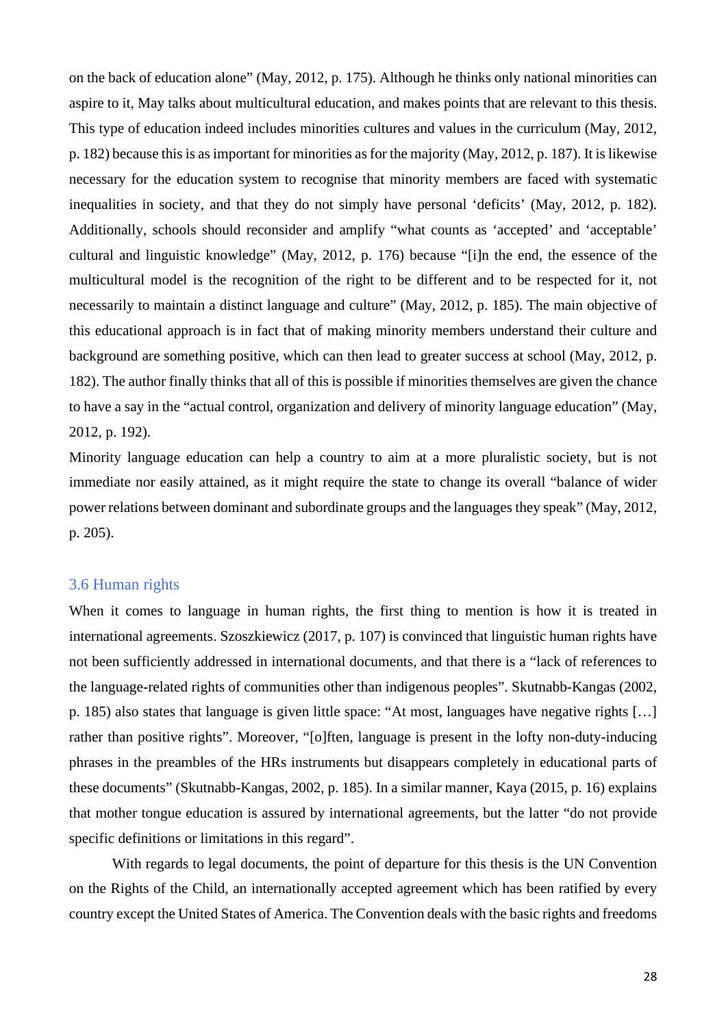on the back of education alone" (May, 2012, p. 175). Although he thinks only national minorities can aspire to it, May talks about multicultural education, and makes points that are relevant to this thesis. This type of education indeed includes minorities cultures and values in the curriculum (May, 2012, p. 182) because this is as important for minorities as for the majority (May, 2012, p. 187). It is likewise necessary for the education system to recognise that minority members are faced with systematic inequalities in society, and that they do not simply have personal 'deficits' (May, 2012, p. 182). Additionally, schools should reconsider and amplify "what counts as 'accepted' and 'acceptable' cultural and linguistic knowledge" (May, 2012, p. 176) because "[i]n the end, the essence of the multicultural model is the recognition of the right to be different and to be respected for it, not necessarily to maintain a distinct language and culture" (May, 2012, p. 185). The main objective of this educational approach is in fact that of making minority members understand their culture and background are something positive, which can then lead to greater success at school (May, 2012, p. 182). The author finally thinks that all of this is possible if minorities themselves are given the chance to have a say in the "actual control, organization and delivery of minority language education" (May, 2012, p. 192).

Minority language education can help a country to aim at a more pluralistic society, but is not immediate nor easily attained, as it might require the state to change its overall "balance of wider power relations between dominant and subordinate groups and the languages they speak" (May, 2012, p. 205).

### 3.6 Human rights

When it comes to language in human rights, the first thing to mention is how it is treated in international agreements. Szoszkiewicz (2017, p. 107) is convinced that linguistic human rights have not been sufficiently addressed in international documents, and that there is a "lack of references to the language-related rights of communities other than indigenous peoples". Skutnabb-Kangas (2002, p. 185) also states that language is given little space: "At most, languages have negative rights […] rather than positive rights". Moreover, "[o]ften, language is present in the lofty non-duty-inducing phrases in the preambles of the HRs instruments but disappears completely in educational parts of these documents" (Skutnabb-Kangas, 2002, p. 185). In a similar manner, Kaya (2015, p. 16) explains that mother tongue education is assured by international agreements, but the latter "do not provide specific definitions or limitations in this regard".

With regards to legal documents, the point of departure for this thesis is the UN Convention on the Rights of the Child, an internationally accepted agreement which has been ratified by every country except the United States of America. The Convention deals with the basic rights and freedoms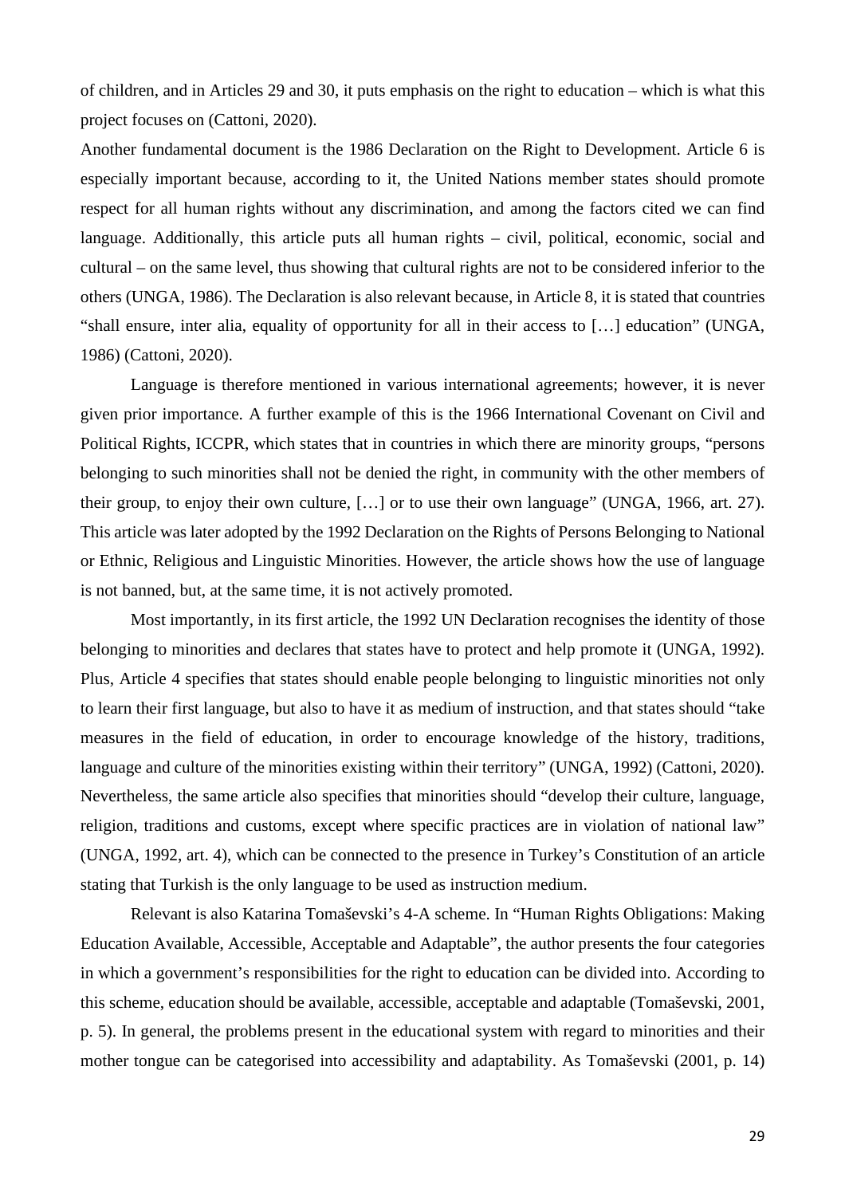of children, and in Articles 29 and 30, it puts emphasis on the right to education – which is what this project focuses on (Cattoni, 2020).

Another fundamental document is the 1986 Declaration on the Right to Development. Article 6 is especially important because, according to it, the United Nations member states should promote respect for all human rights without any discrimination, and among the factors cited we can find language. Additionally, this article puts all human rights – civil, political, economic, social and cultural – on the same level, thus showing that cultural rights are not to be considered inferior to the others (UNGA, 1986). The Declaration is also relevant because, in Article 8, it is stated that countries "shall ensure, inter alia, equality of opportunity for all in their access to […] education" (UNGA, 1986) (Cattoni, 2020).

Language is therefore mentioned in various international agreements; however, it is never given prior importance. A further example of this is the 1966 International Covenant on Civil and Political Rights, ICCPR, which states that in countries in which there are minority groups, "persons belonging to such minorities shall not be denied the right, in community with the other members of their group, to enjoy their own culture, […] or to use their own language" (UNGA, 1966, art. 27). This article was later adopted by the 1992 Declaration on the Rights of Persons Belonging to National or Ethnic, Religious and Linguistic Minorities. However, the article shows how the use of language is not banned, but, at the same time, it is not actively promoted.

Most importantly, in its first article, the 1992 UN Declaration recognises the identity of those belonging to minorities and declares that states have to protect and help promote it (UNGA, 1992). Plus, Article 4 specifies that states should enable people belonging to linguistic minorities not only to learn their first language, but also to have it as medium of instruction, and that states should "take measures in the field of education, in order to encourage knowledge of the history, traditions, language and culture of the minorities existing within their territory" (UNGA, 1992) (Cattoni, 2020). Nevertheless, the same article also specifies that minorities should "develop their culture, language, religion, traditions and customs, except where specific practices are in violation of national law" (UNGA, 1992, art. 4), which can be connected to the presence in Turkey's Constitution of an article stating that Turkish is the only language to be used as instruction medium.

Relevant is also Katarina Tomaševski's 4-A scheme. In "Human Rights Obligations: Making Education Available, Accessible, Acceptable and Adaptable", the author presents the four categories in which a government's responsibilities for the right to education can be divided into. According to this scheme, education should be available, accessible, acceptable and adaptable (Tomaševski, 2001, p. 5). In general, the problems present in the educational system with regard to minorities and their mother tongue can be categorised into accessibility and adaptability. As Tomaševski (2001, p. 14)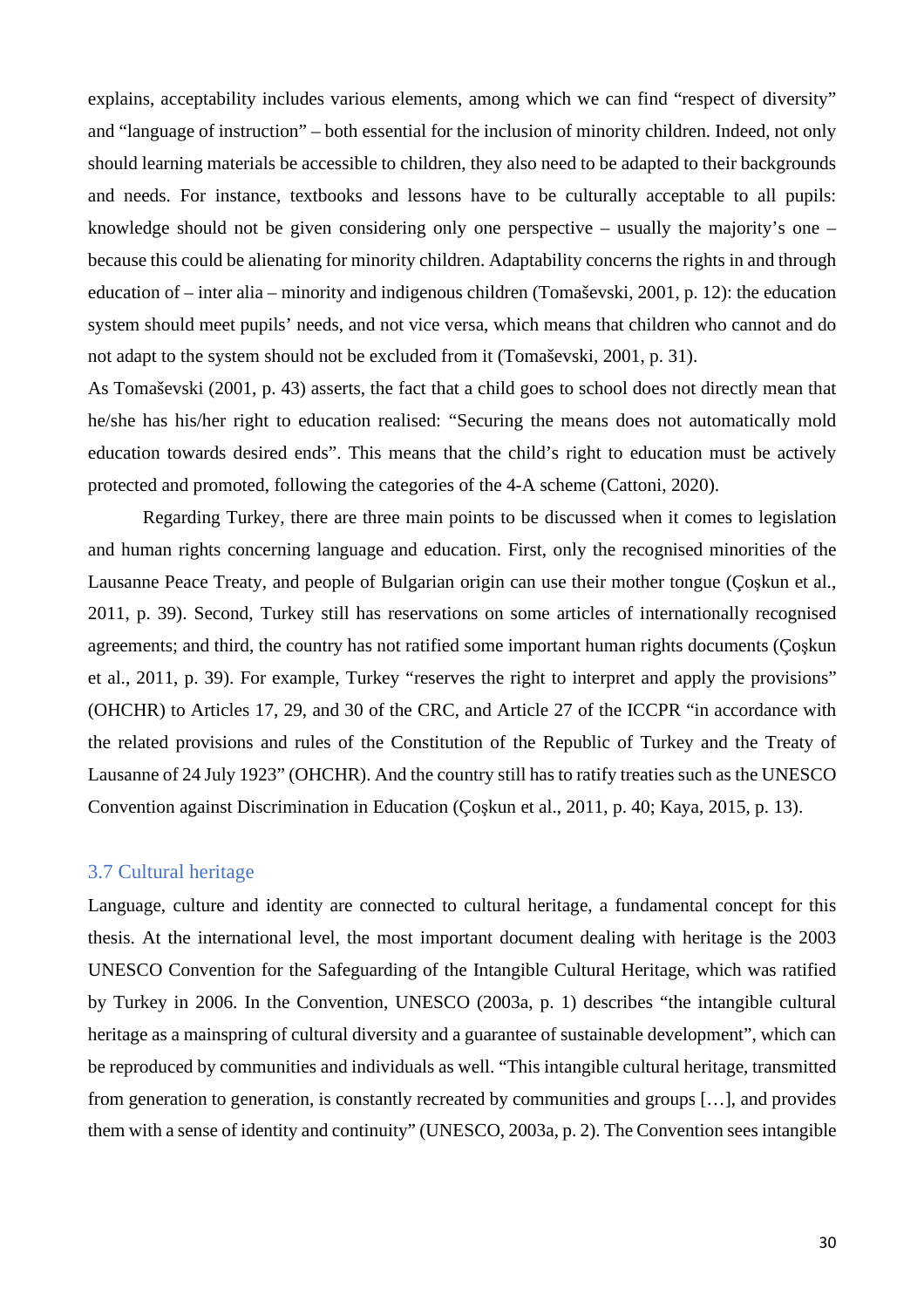explains, acceptability includes various elements, among which we can find "respect of diversity" and "language of instruction" – both essential for the inclusion of minority children. Indeed, not only should learning materials be accessible to children, they also need to be adapted to their backgrounds and needs. For instance, textbooks and lessons have to be culturally acceptable to all pupils: knowledge should not be given considering only one perspective – usually the majority's one – because this could be alienating for minority children. Adaptability concerns the rights in and through education of – inter alia – minority and indigenous children (Tomaševski, 2001, p. 12): the education system should meet pupils' needs, and not vice versa, which means that children who cannot and do not adapt to the system should not be excluded from it (Tomaševski, 2001, p. 31).

As Tomaševski (2001, p. 43) asserts, the fact that a child goes to school does not directly mean that he/she has his/her right to education realised: "Securing the means does not automatically mold education towards desired ends". This means that the child's right to education must be actively protected and promoted, following the categories of the 4-A scheme (Cattoni, 2020).

Regarding Turkey, there are three main points to be discussed when it comes to legislation and human rights concerning language and education. First, only the recognised minorities of the Lausanne Peace Treaty, and people of Bulgarian origin can use their mother tongue (Çoşkun et al., 2011, p. 39). Second, Turkey still has reservations on some articles of internationally recognised agreements; and third, the country has not ratified some important human rights documents (Çoşkun et al., 2011, p. 39). For example, Turkey "reserves the right to interpret and apply the provisions" (OHCHR) to Articles 17, 29, and 30 of the CRC, and Article 27 of the ICCPR "in accordance with the related provisions and rules of the Constitution of the Republic of Turkey and the Treaty of Lausanne of 24 July 1923" (OHCHR). And the country still has to ratify treaties such as the UNESCO Convention against Discrimination in Education (Çoşkun et al., 2011, p. 40; Kaya, 2015, p. 13).

## 3.7 Cultural heritage

Language, culture and identity are connected to cultural heritage, a fundamental concept for this thesis. At the international level, the most important document dealing with heritage is the 2003 UNESCO Convention for the Safeguarding of the Intangible Cultural Heritage, which was ratified by Turkey in 2006. In the Convention, UNESCO (2003a, p. 1) describes "the intangible cultural heritage as a mainspring of cultural diversity and a guarantee of sustainable development", which can be reproduced by communities and individuals as well. "This intangible cultural heritage, transmitted from generation to generation, is constantly recreated by communities and groups […], and provides them with a sense of identity and continuity" (UNESCO, 2003a, p. 2). The Convention sees intangible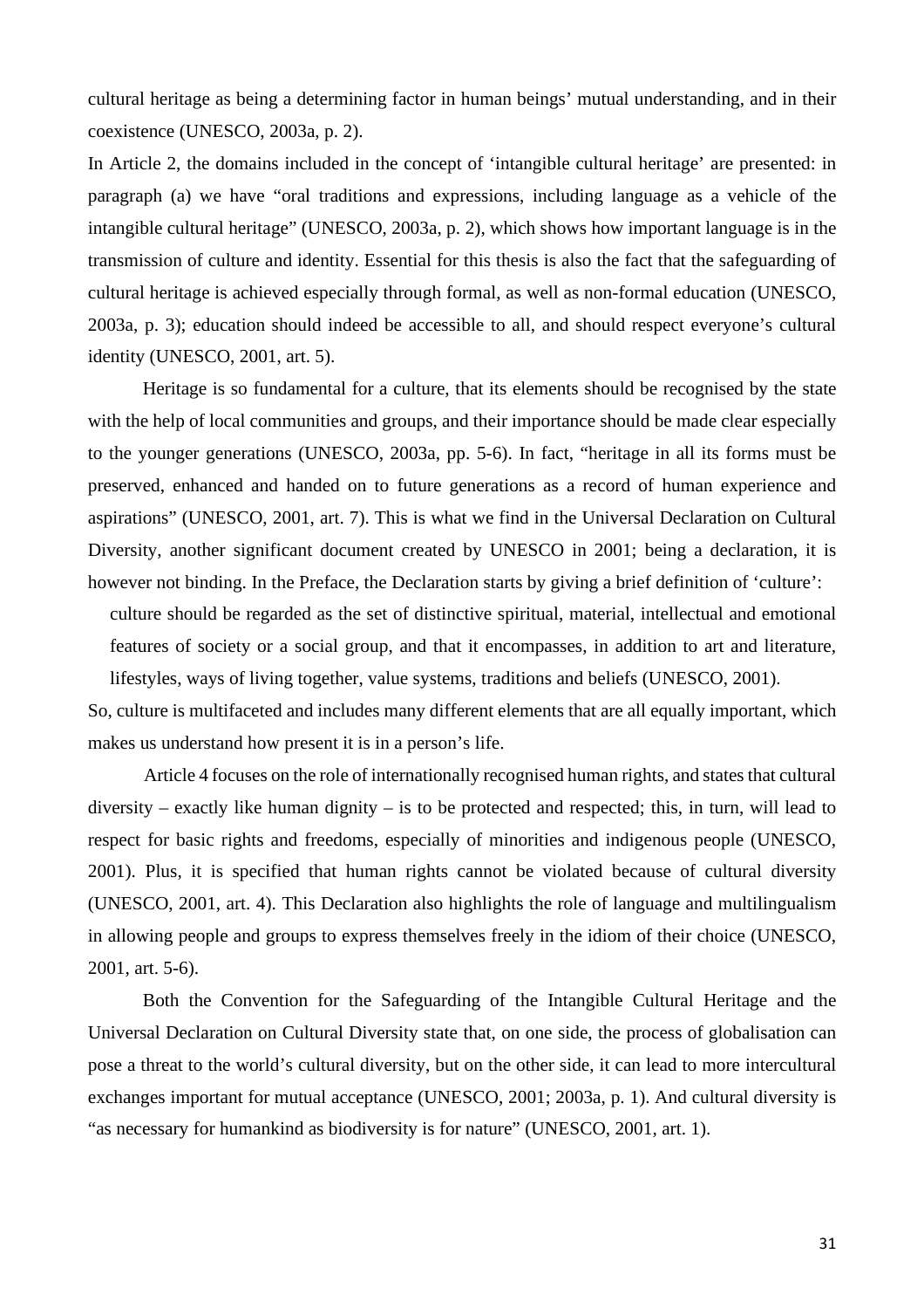cultural heritage as being a determining factor in human beings' mutual understanding, and in their coexistence (UNESCO, 2003a, p. 2).

In Article 2, the domains included in the concept of 'intangible cultural heritage' are presented: in paragraph (a) we have "oral traditions and expressions, including language as a vehicle of the intangible cultural heritage" (UNESCO, 2003a, p. 2), which shows how important language is in the transmission of culture and identity. Essential for this thesis is also the fact that the safeguarding of cultural heritage is achieved especially through formal, as well as non-formal education (UNESCO, 2003a, p. 3); education should indeed be accessible to all, and should respect everyone's cultural identity (UNESCO, 2001, art. 5).

Heritage is so fundamental for a culture, that its elements should be recognised by the state with the help of local communities and groups, and their importance should be made clear especially to the younger generations (UNESCO, 2003a, pp. 5-6). In fact, "heritage in all its forms must be preserved, enhanced and handed on to future generations as a record of human experience and aspirations" (UNESCO, 2001, art. 7). This is what we find in the Universal Declaration on Cultural Diversity, another significant document created by UNESCO in 2001; being a declaration, it is however not binding. In the Preface, the Declaration starts by giving a brief definition of 'culture':

> culture should be regarded as the set of distinctive spiritual, material, intellectual and emotional features of society or a social group, and that it encompasses, in addition to art and literature, lifestyles, ways of living together, value systems, traditions and beliefs (UNESCO, 2001).

So, culture is multifaceted and includes many different elements that are all equally important, which makes us understand how present it is in a person's life.

Article 4 focuses on the role of internationally recognised human rights, and states that cultural diversity – exactly like human dignity – is to be protected and respected; this, in turn, will lead to respect for basic rights and freedoms, especially of minorities and indigenous people (UNESCO, 2001). Plus, it is specified that human rights cannot be violated because of cultural diversity (UNESCO, 2001, art. 4). This Declaration also highlights the role of language and multilingualism in allowing people and groups to express themselves freely in the idiom of their choice (UNESCO, 2001, art. 5-6).

Both the Convention for the Safeguarding of the Intangible Cultural Heritage and the Universal Declaration on Cultural Diversity state that, on one side, the process of globalisation can pose a threat to the world's cultural diversity, but on the other side, it can lead to more intercultural exchanges important for mutual acceptance (UNESCO, 2001; 2003a, p. 1). And cultural diversity is "as necessary for humankind as biodiversity is for nature" (UNESCO, 2001, art. 1).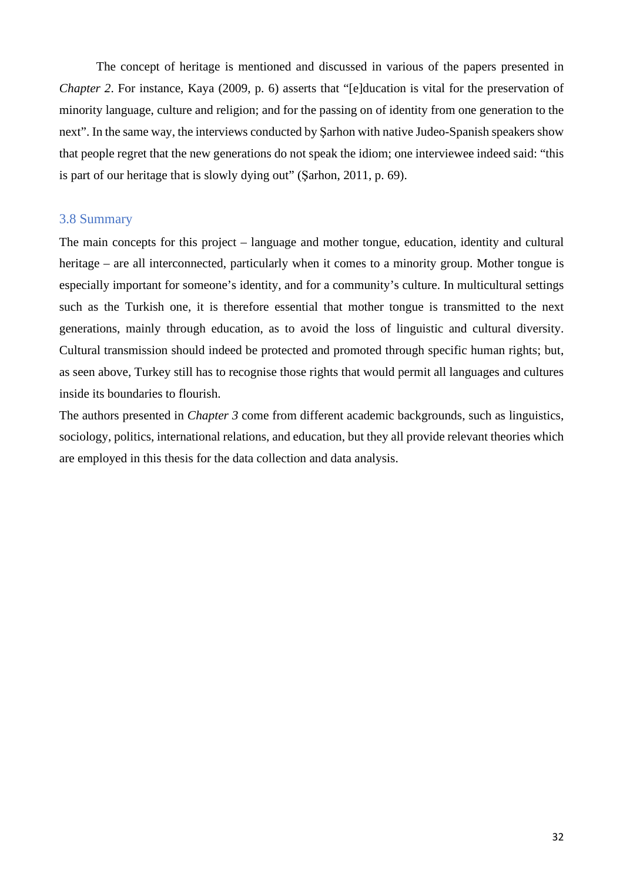The concept of heritage is mentioned and discussed in various of the papers presented in *Chapter 2*. For instance, Kaya (2009, p. 6) asserts that "[e]ducation is vital for the preservation of minority language, culture and religion; and for the passing on of identity from one generation to the next". In the same way, the interviews conducted by Şarhon with native Judeo-Spanish speakers show that people regret that the new generations do not speak the idiom; one interviewee indeed said: "this is part of our heritage that is slowly dying out" (Şarhon, 2011, p. 69).

### 3.8 Summary

The main concepts for this project – language and mother tongue, education, identity and cultural heritage – are all interconnected, particularly when it comes to a minority group. Mother tongue is especially important for someone's identity, and for a community's culture. In multicultural settings such as the Turkish one, it is therefore essential that mother tongue is transmitted to the next generations, mainly through education, as to avoid the loss of linguistic and cultural diversity. Cultural transmission should indeed be protected and promoted through specific human rights; but, as seen above, Turkey still has to recognise those rights that would permit all languages and cultures inside its boundaries to flourish.

The authors presented in *Chapter 3* come from different academic backgrounds, such as linguistics, sociology, politics, international relations, and education, but they all provide relevant theories which are employed in this thesis for the data collection and data analysis.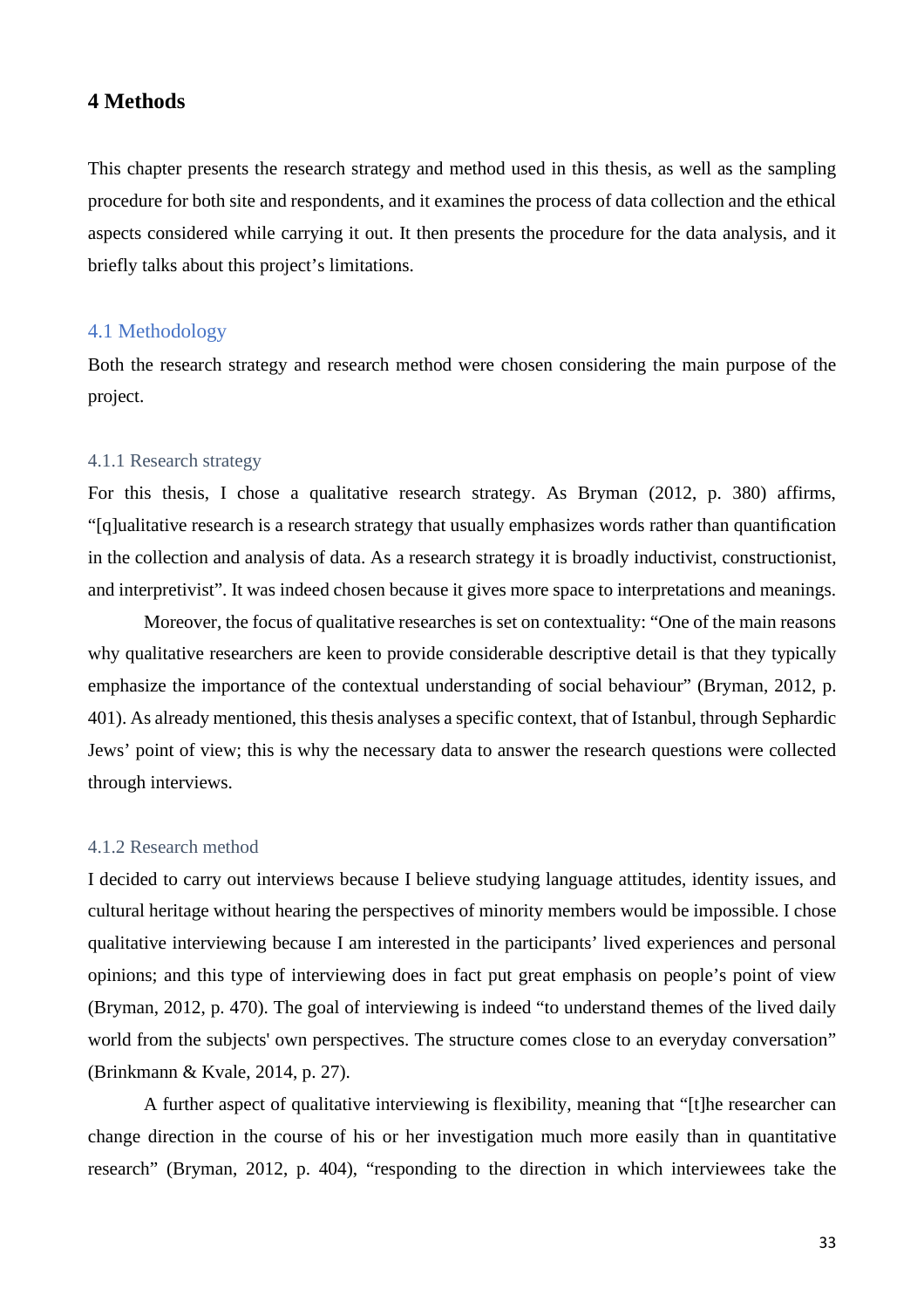# 4 Methods

This chapter presents the research strategy and method used in this thesis, as well as the sampling procedure for both site and respondents, and it examines the process of data collection and the ethical aspects considered while carrying it out. It then presents the procedure for the data analysis, and it briefly talks about this project's limitations.

## 4.1 Methodology

Both the research strategy and research method were chosen considering the main purpose of the project.

### 4.1.1 Research strategy

For this thesis, I chose a qualitative research strategy. As Bryman (2012, p. 380) affirms, "[q]ualitative research is a research strategy that usually emphasizes words rather than quantification in the collection and analysis of data. As a research strategy it is broadly inductivist, constructionist, and interpretivist". It was indeed chosen because it gives more space to interpretations and meanings.

Moreover, the focus of qualitative researches is set on contextuality: "One of the main reasons why qualitative researchers are keen to provide considerable descriptive detail is that they typically emphasize the importance of the contextual understanding of social behaviour" (Bryman, 2012, p. 401). As already mentioned, this thesis analyses a specific context, that of Istanbul, through Sephardic Jews' point of view; this is why the necessary data to answer the research questions were collected through interviews.

### 4.1.2 Research method

I decided to carry out interviews because I believe studying language attitudes, identity issues, and cultural heritage without hearing the perspectives of minority members would be impossible. I chose qualitative interviewing because I am interested in the participants' lived experiences and personal opinions; and this type of interviewing does in fact put great emphasis on people's point of view (Bryman, 2012, p. 470). The goal of interviewing is indeed "to understand themes of the lived daily world from the subjects' own perspectives. The structure comes close to an everyday conversation" (Brinkmann & Kvale, 2014, p. 27).

A further aspect of qualitative interviewing is flexibility, meaning that "[t]he researcher can change direction in the course of his or her investigation much more easily than in quantitative research" (Bryman, 2012, p. 404), "responding to the direction in which interviewees take the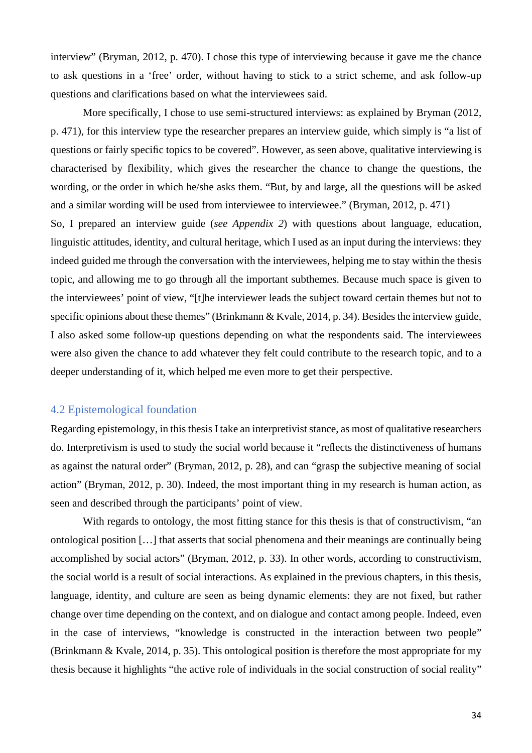interview" (Bryman, 2012, p. 470). I chose this type of interviewing because it gave me the chance to ask questions in a 'free' order, without having to stick to a strict scheme, and ask follow-up questions and clarifications based on what the interviewees said.

More specifically, I chose to use semi-structured interviews: as explained by Bryman (2012, p. 471), for this interview type the researcher prepares an interview guide, which simply is "a list of questions or fairly specific topics to be covered". However, as seen above, qualitative interviewing is characterised by flexibility, which gives the researcher the chance to change the questions, the wording, or the order in which he/she asks them. "But, by and large, all the questions will be asked and a similar wording will be used from interviewee to interviewee." (Bryman, 2012, p. 471)

So, I prepared an interview guide (*see Appendix 2*) with questions about language, education, linguistic attitudes, identity, and cultural heritage, which I used as an input during the interviews: they indeed guided me through the conversation with the interviewees, helping me to stay within the thesis topic, and allowing me to go through all the important subthemes. Because much space is given to the interviewees' point of view, "[t]he interviewer leads the subject toward certain themes but not to specific opinions about these themes" (Brinkmann & Kvale, 2014, p. 34). Besides the interview guide, I also asked some follow-up questions depending on what the respondents said. The interviewees were also given the chance to add whatever they felt could contribute to the research topic, and to a deeper understanding of it, which helped me even more to get their perspective.

## 4.2 Epistemological foundation

Regarding epistemology, in this thesis I take an interpretivist stance, as most of qualitative researchers do. Interpretivism is used to study the social world because it "reflects the distinctiveness of humans as against the natural order" (Bryman, 2012, p. 28), and can "grasp the subjective meaning of social action" (Bryman, 2012, p. 30). Indeed, the most important thing in my research is human action, as seen and described through the participants' point of view.

With regards to ontology, the most fitting stance for this thesis is that of constructivism, "an ontological position […] that asserts that social phenomena and their meanings are continually being accomplished by social actors" (Bryman, 2012, p. 33). In other words, according to constructivism, the social world is a result of social interactions. As explained in the previous chapters, in this thesis, language, identity, and culture are seen as being dynamic elements: they are not fixed, but rather change over time depending on the context, and on dialogue and contact among people. Indeed, even in the case of interviews, "knowledge is constructed in the interaction between two people" (Brinkmann & Kvale, 2014, p. 35). This ontological position is therefore the most appropriate for my thesis because it highlights "the active role of individuals in the social construction of social reality"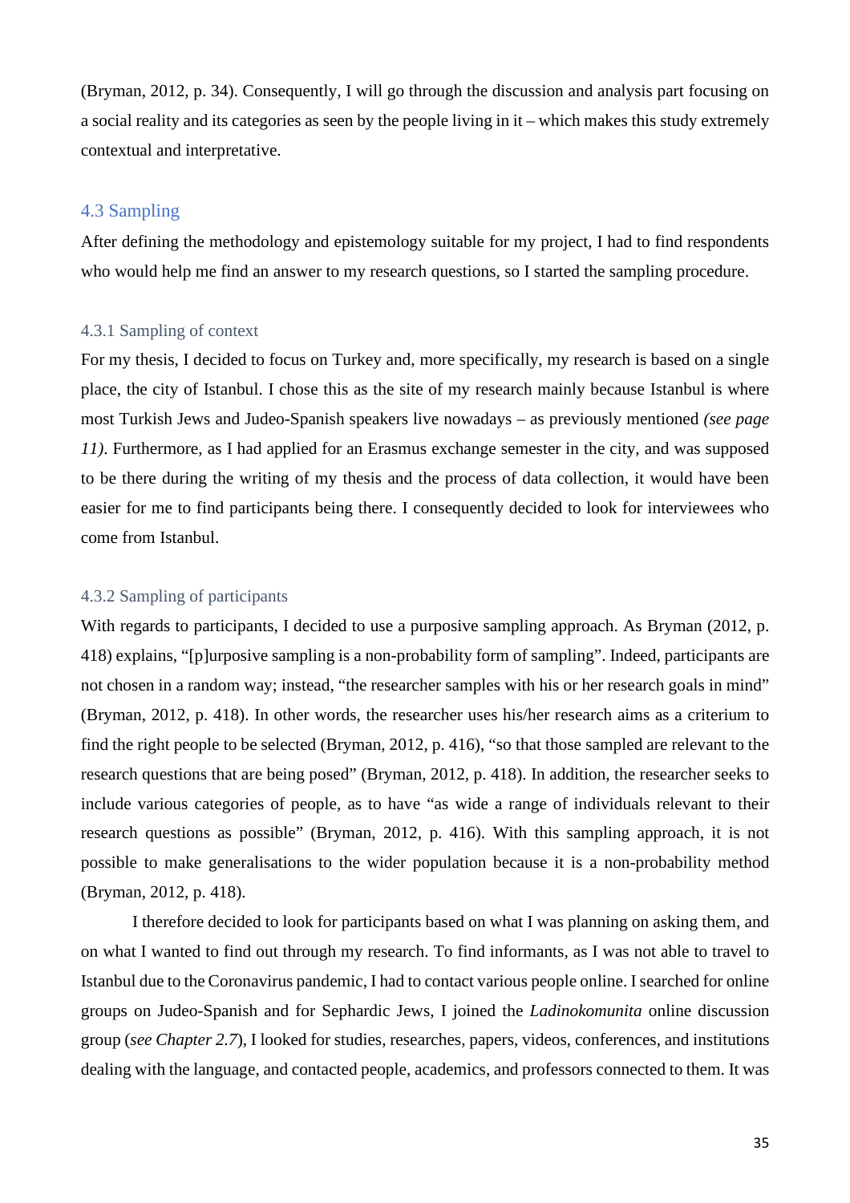(Bryman, 2012, p. 34). Consequently, I will go through the discussion and analysis part focusing on a social reality and its categories as seen by the people living in it – which makes this study extremely contextual and interpretative.

## 4.3 Sampling

After defining the methodology and epistemology suitable for my project, I had to find respondents who would help me find an answer to my research questions, so I started the sampling procedure.

### 4.3.1 Sampling of context

For my thesis, I decided to focus on Turkey and, more specifically, my research is based on a single place, the city of Istanbul. I chose this as the site of my research mainly because Istanbul is where most Turkish Jews and Judeo-Spanish speakers live nowadays – as previously mentioned *(see page 11)*. Furthermore, as I had applied for an Erasmus exchange semester in the city, and was supposed to be there during the writing of my thesis and the process of data collection, it would have been easier for me to find participants being there. I consequently decided to look for interviewees who come from Istanbul.

### 4.3.2 Sampling of participants

With regards to participants, I decided to use a purposive sampling approach. As Bryman (2012, p. 418) explains, "[p]urposive sampling is a non-probability form of sampling". Indeed, participants are not chosen in a random way; instead, "the researcher samples with his or her research goals in mind" (Bryman, 2012, p. 418). In other words, the researcher uses his/her research aims as a criterium to find the right people to be selected (Bryman, 2012, p. 416), "so that those sampled are relevant to the research questions that are being posed" (Bryman, 2012, p. 418). In addition, the researcher seeks to include various categories of people, as to have "as wide a range of individuals relevant to their research questions as possible" (Bryman, 2012, p. 416). With this sampling approach, it is not possible to make generalisations to the wider population because it is a non-probability method (Bryman, 2012, p. 418).

I therefore decided to look for participants based on what I was planning on asking them, and on what I wanted to find out through my research. To find informants, as I was not able to travel to Istanbul due to the Coronavirus pandemic, I had to contact various people online. I searched for online groups on Judeo-Spanish and for Sephardic Jews, I joined the *Ladinokomunita* online discussion group (*see Chapter 2.7*), I looked for studies, researches, papers, videos, conferences, and institutions dealing with the language, and contacted people, academics, and professors connected to them. It was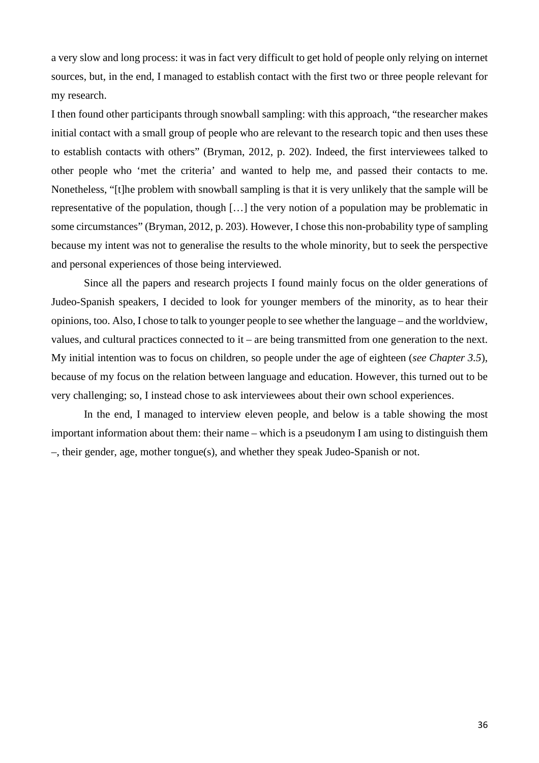a very slow and long process: it was in fact very difficult to get hold of people only relying on internet sources, but, in the end, I managed to establish contact with the first two or three people relevant for my research.

I then found other participants through snowball sampling: with this approach, "the researcher makes initial contact with a small group of people who are relevant to the research topic and then uses these to establish contacts with others" (Bryman, 2012, p. 202). Indeed, the first interviewees talked to other people who 'met the criteria' and wanted to help me, and passed their contacts to me. Nonetheless, "[t]he problem with snowball sampling is that it is very unlikely that the sample will be representative of the population, though […] the very notion of a population may be problematic in some circumstances" (Bryman, 2012, p. 203). However, I chose this non-probability type of sampling because my intent was not to generalise the results to the whole minority, but to seek the perspective and personal experiences of those being interviewed.

Since all the papers and research projects I found mainly focus on the older generations of Judeo-Spanish speakers, I decided to look for younger members of the minority, as to hear their opinions, too. Also, I chose to talk to younger people to see whether the language – and the worldview, values, and cultural practices connected to it – are being transmitted from one generation to the next. My initial intention was to focus on children, so people under the age of eighteen (*see Chapter 3.5*), because of my focus on the relation between language and education. However, this turned out to be very challenging; so, I instead chose to ask interviewees about their own school experiences.

In the end, I managed to interview eleven people, and below is a table showing the most important information about them: their name – which is a pseudonym I am using to distinguish them –, their gender, age, mother tongue(s), and whether they speak Judeo-Spanish or not.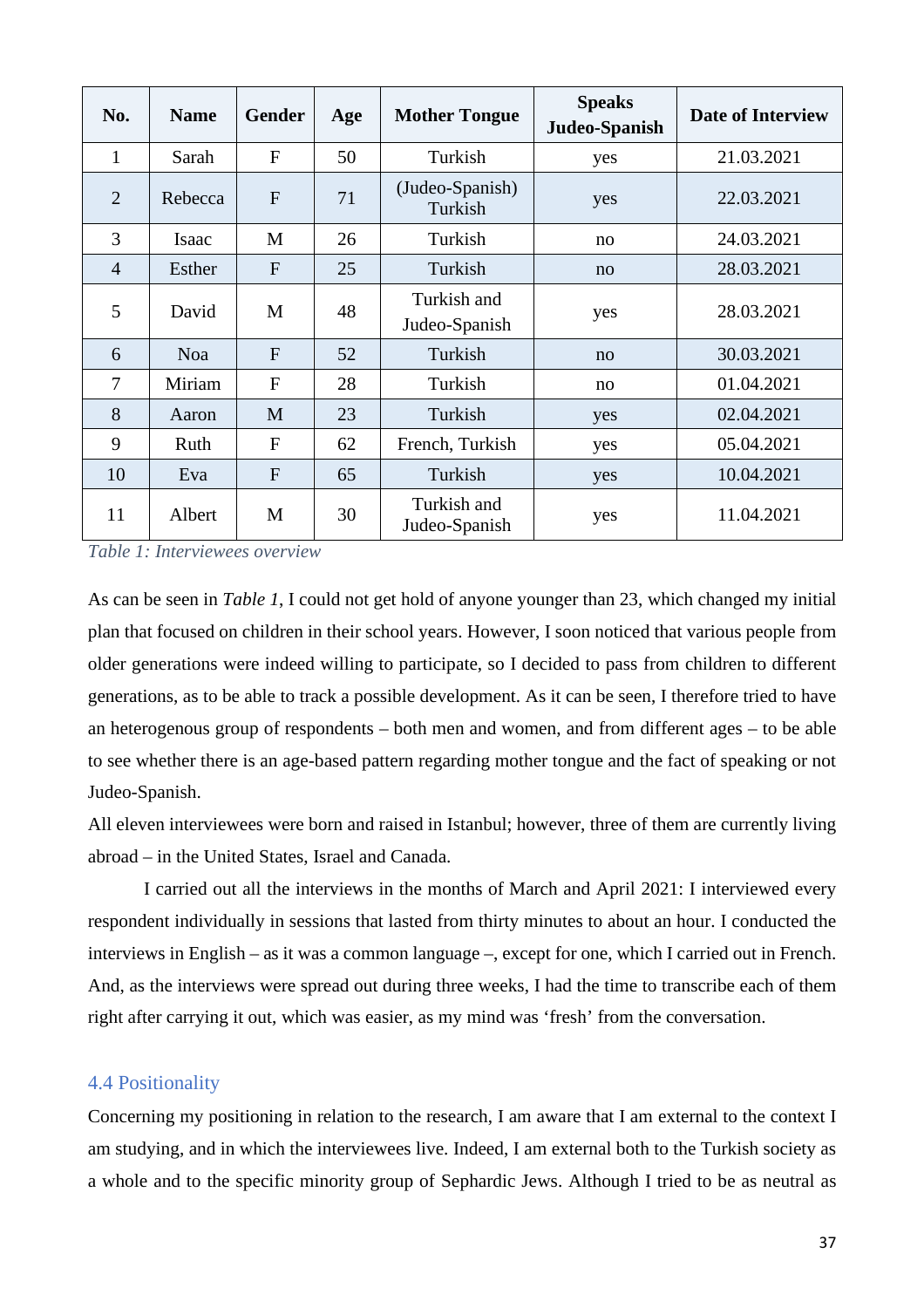| No. | Name | Gender | Age | Mother Tongue | Speaks Judeo-Spanish | Date of Interview |
|---|---|---|---|---|---|---|
| 1 | Sarah | F | 50 | Turkish | yes | 21.03.2021 |
| 2 | Rebecca | F | 71 | (Judeo-Spanish) Turkish | yes | 22.03.2021 |
| 3 | Isaac | M | 26 | Turkish | no | 24.03.2021 |
| 4 | Esther | F | 25 | Turkish | no | 28.03.2021 |
| 5 | David | M | 48 | Turkish and Judeo-Spanish | yes | 28.03.2021 |
| 6 | Noa | F | 52 | Turkish | no | 30.03.2021 |
| 7 | Miriam | F | 28 | Turkish | no | 01.04.2021 |
| 8 | Aaron | M | 23 | Turkish | yes | 02.04.2021 |
| 9 | Ruth | F | 62 | French, Turkish | yes | 05.04.2021 |
| 10 | Eva | F | 65 | Turkish | yes | 10.04.2021 |
| 11 | Albert | M | 30 | Turkish and Judeo-Spanish | yes | 11.04.2021 |

*Table 1: Interviewees overview*

As can be seen in *Table 1*, I could not get hold of anyone younger than 23, which changed my initial plan that focused on children in their school years. However, I soon noticed that various people from older generations were indeed willing to participate, so I decided to pass from children to different generations, as to be able to track a possible development. As it can be seen, I therefore tried to have an heterogenous group of respondents – both men and women, and from different ages – to be able to see whether there is an age-based pattern regarding mother tongue and the fact of speaking or not Judeo-Spanish.

All eleven interviewees were born and raised in Istanbul; however, three of them are currently living abroad – in the United States, Israel and Canada.

I carried out all the interviews in the months of March and April 2021: I interviewed every respondent individually in sessions that lasted from thirty minutes to about an hour. I conducted the interviews in English – as it was a common language –, except for one, which I carried out in French. And, as the interviews were spread out during three weeks, I had the time to transcribe each of them right after carrying it out, which was easier, as my mind was 'fresh' from the conversation.

### 4.4 Positionality

Concerning my positioning in relation to the research, I am aware that I am external to the context I am studying, and in which the interviewees live. Indeed, I am external both to the Turkish society as a whole and to the specific minority group of Sephardic Jews. Although I tried to be as neutral as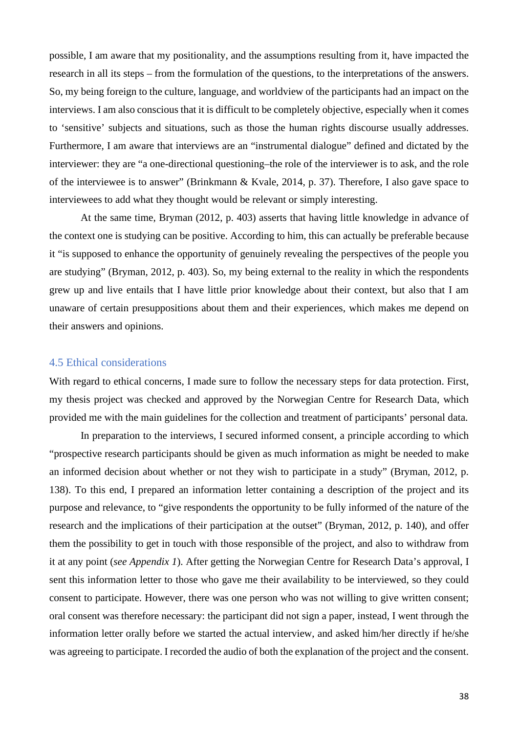possible, I am aware that my positionality, and the assumptions resulting from it, have impacted the research in all its steps – from the formulation of the questions, to the interpretations of the answers. So, my being foreign to the culture, language, and worldview of the participants had an impact on the interviews. I am also conscious that it is difficult to be completely objective, especially when it comes to 'sensitive' subjects and situations, such as those the human rights discourse usually addresses. Furthermore, I am aware that interviews are an "instrumental dialogue" defined and dictated by the interviewer: they are "a one-directional questioning–the role of the interviewer is to ask, and the role of the interviewee is to answer" (Brinkmann & Kvale, 2014, p. 37). Therefore, I also gave space to interviewees to add what they thought would be relevant or simply interesting.

At the same time, Bryman (2012, p. 403) asserts that having little knowledge in advance of the context one is studying can be positive. According to him, this can actually be preferable because it "is supposed to enhance the opportunity of genuinely revealing the perspectives of the people you are studying" (Bryman, 2012, p. 403). So, my being external to the reality in which the respondents grew up and live entails that I have little prior knowledge about their context, but also that I am unaware of certain presuppositions about them and their experiences, which makes me depend on their answers and opinions.

### 4.5 Ethical considerations

With regard to ethical concerns, I made sure to follow the necessary steps for data protection. First, my thesis project was checked and approved by the Norwegian Centre for Research Data, which provided me with the main guidelines for the collection and treatment of participants' personal data.

In preparation to the interviews, I secured informed consent, a principle according to which "prospective research participants should be given as much information as might be needed to make an informed decision about whether or not they wish to participate in a study" (Bryman, 2012, p. 138). To this end, I prepared an information letter containing a description of the project and its purpose and relevance, to "give respondents the opportunity to be fully informed of the nature of the research and the implications of their participation at the outset" (Bryman, 2012, p. 140), and offer them the possibility to get in touch with those responsible of the project, and also to withdraw from it at any point (*see Appendix 1*). After getting the Norwegian Centre for Research Data's approval, I sent this information letter to those who gave me their availability to be interviewed, so they could consent to participate. However, there was one person who was not willing to give written consent; oral consent was therefore necessary: the participant did not sign a paper, instead, I went through the information letter orally before we started the actual interview, and asked him/her directly if he/she was agreeing to participate. I recorded the audio of both the explanation of the project and the consent.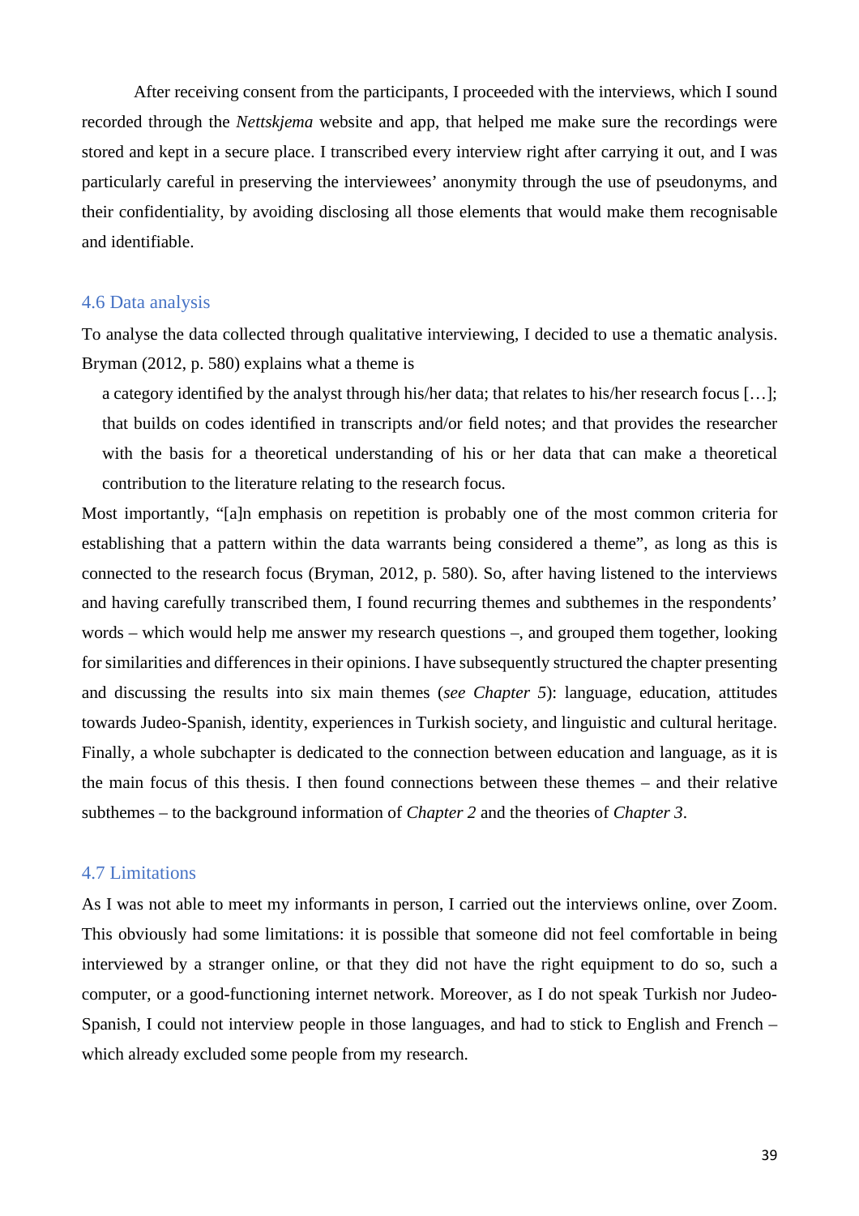After receiving consent from the participants, I proceeded with the interviews, which I sound recorded through the *Nettskjema* website and app, that helped me make sure the recordings were stored and kept in a secure place. I transcribed every interview right after carrying it out, and I was particularly careful in preserving the interviewees' anonymity through the use of pseudonyms, and their confidentiality, by avoiding disclosing all those elements that would make them recognisable and identifiable.

## 4.6 Data analysis

To analyse the data collected through qualitative interviewing, I decided to use a thematic analysis. Bryman (2012, p. 580) explains what a theme is

> a category identified by the analyst through his/her data; that relates to his/her research focus […]; that builds on codes identified in transcripts and/or field notes; and that provides the researcher with the basis for a theoretical understanding of his or her data that can make a theoretical contribution to the literature relating to the research focus.

Most importantly, "[a]n emphasis on repetition is probably one of the most common criteria for establishing that a pattern within the data warrants being considered a theme", as long as this is connected to the research focus (Bryman, 2012, p. 580). So, after having listened to the interviews and having carefully transcribed them, I found recurring themes and subthemes in the respondents' words – which would help me answer my research questions –, and grouped them together, looking for similarities and differences in their opinions. I have subsequently structured the chapter presenting and discussing the results into six main themes (*see Chapter 5*): language, education, attitudes towards Judeo-Spanish, identity, experiences in Turkish society, and linguistic and cultural heritage. Finally, a whole subchapter is dedicated to the connection between education and language, as it is the main focus of this thesis. I then found connections between these themes – and their relative subthemes – to the background information of *Chapter 2* and the theories of *Chapter 3*.

## 4.7 Limitations

As I was not able to meet my informants in person, I carried out the interviews online, over Zoom. This obviously had some limitations: it is possible that someone did not feel comfortable in being interviewed by a stranger online, or that they did not have the right equipment to do so, such a computer, or a good-functioning internet network. Moreover, as I do not speak Turkish nor Judeo-Spanish, I could not interview people in those languages, and had to stick to English and French – which already excluded some people from my research.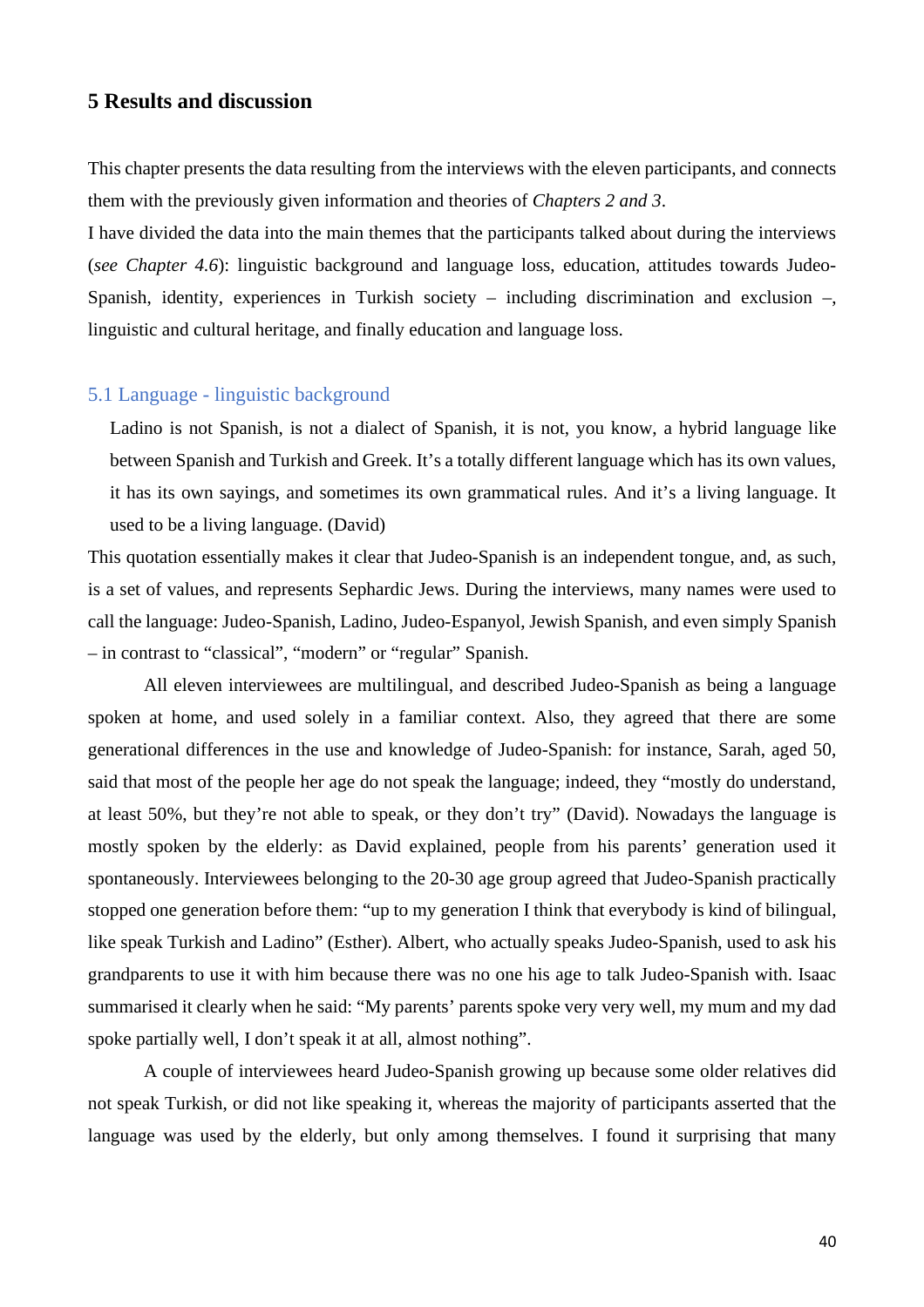# 5 Results and discussion

This chapter presents the data resulting from the interviews with the eleven participants, and connects them with the previously given information and theories of *Chapters 2 and 3*.

I have divided the data into the main themes that the participants talked about during the interviews (*see Chapter 4.6*): linguistic background and language loss, education, attitudes towards Judeo-Spanish, identity, experiences in Turkish society – including discrimination and exclusion –, linguistic and cultural heritage, and finally education and language loss.

## 5.1 Language - linguistic background

> Ladino is not Spanish, is not a dialect of Spanish, it is not, you know, a hybrid language like between Spanish and Turkish and Greek. It's a totally different language which has its own values, it has its own sayings, and sometimes its own grammatical rules. And it's a living language. It used to be a living language. (David)

This quotation essentially makes it clear that Judeo-Spanish is an independent tongue, and, as such, is a set of values, and represents Sephardic Jews. During the interviews, many names were used to call the language: Judeo-Spanish, Ladino, Judeo-Espanyol, Jewish Spanish, and even simply Spanish – in contrast to "classical", "modern" or "regular" Spanish.

All eleven interviewees are multilingual, and described Judeo-Spanish as being a language spoken at home, and used solely in a familiar context. Also, they agreed that there are some generational differences in the use and knowledge of Judeo-Spanish: for instance, Sarah, aged 50, said that most of the people her age do not speak the language; indeed, they "mostly do understand, at least 50%, but they're not able to speak, or they don't try" (David). Nowadays the language is mostly spoken by the elderly: as David explained, people from his parents' generation used it spontaneously. Interviewees belonging to the 20-30 age group agreed that Judeo-Spanish practically stopped one generation before them: "up to my generation I think that everybody is kind of bilingual, like speak Turkish and Ladino" (Esther). Albert, who actually speaks Judeo-Spanish, used to ask his grandparents to use it with him because there was no one his age to talk Judeo-Spanish with. Isaac summarised it clearly when he said: "My parents' parents spoke very very well, my mum and my dad spoke partially well, I don't speak it at all, almost nothing".

A couple of interviewees heard Judeo-Spanish growing up because some older relatives did not speak Turkish, or did not like speaking it, whereas the majority of participants asserted that the language was used by the elderly, but only among themselves. I found it surprising that many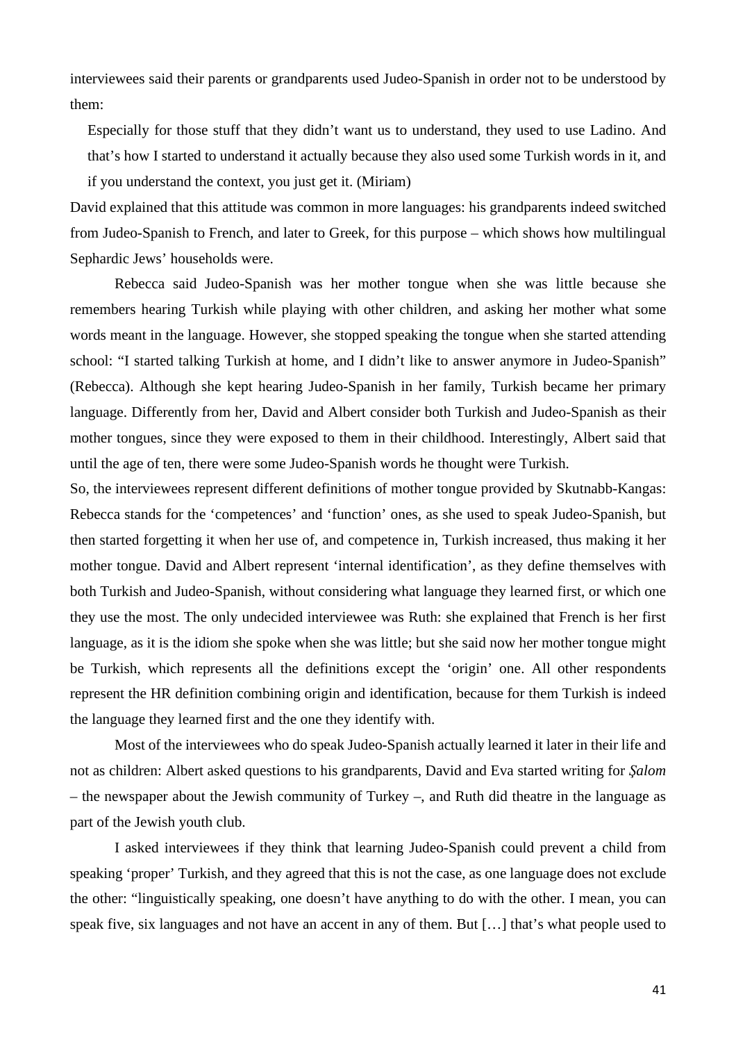interviewees said their parents or grandparents used Judeo-Spanish in order not to be understood by them:

> Especially for those stuff that they didn't want us to understand, they used to use Ladino. And that's how I started to understand it actually because they also used some Turkish words in it, and if you understand the context, you just get it. (Miriam)

David explained that this attitude was common in more languages: his grandparents indeed switched from Judeo-Spanish to French, and later to Greek, for this purpose – which shows how multilingual Sephardic Jews' households were.

Rebecca said Judeo-Spanish was her mother tongue when she was little because she remembers hearing Turkish while playing with other children, and asking her mother what some words meant in the language. However, she stopped speaking the tongue when she started attending school: "I started talking Turkish at home, and I didn't like to answer anymore in Judeo-Spanish" (Rebecca). Although she kept hearing Judeo-Spanish in her family, Turkish became her primary language. Differently from her, David and Albert consider both Turkish and Judeo-Spanish as their mother tongues, since they were exposed to them in their childhood. Interestingly, Albert said that until the age of ten, there were some Judeo-Spanish words he thought were Turkish.

So, the interviewees represent different definitions of mother tongue provided by Skutnabb-Kangas: Rebecca stands for the 'competences' and 'function' ones, as she used to speak Judeo-Spanish, but then started forgetting it when her use of, and competence in, Turkish increased, thus making it her mother tongue. David and Albert represent 'internal identification', as they define themselves with both Turkish and Judeo-Spanish, without considering what language they learned first, or which one they use the most. The only undecided interviewee was Ruth: she explained that French is her first language, as it is the idiom she spoke when she was little; but she said now her mother tongue might be Turkish, which represents all the definitions except the 'origin' one. All other respondents represent the HR definition combining origin and identification, because for them Turkish is indeed the language they learned first and the one they identify with.

Most of the interviewees who do speak Judeo-Spanish actually learned it later in their life and not as children: Albert asked questions to his grandparents, David and Eva started writing for *Şalom* – the newspaper about the Jewish community of Turkey –, and Ruth did theatre in the language as part of the Jewish youth club.

I asked interviewees if they think that learning Judeo-Spanish could prevent a child from speaking 'proper' Turkish, and they agreed that this is not the case, as one language does not exclude the other: "linguistically speaking, one doesn't have anything to do with the other. I mean, you can speak five, six languages and not have an accent in any of them. But […] that's what people used to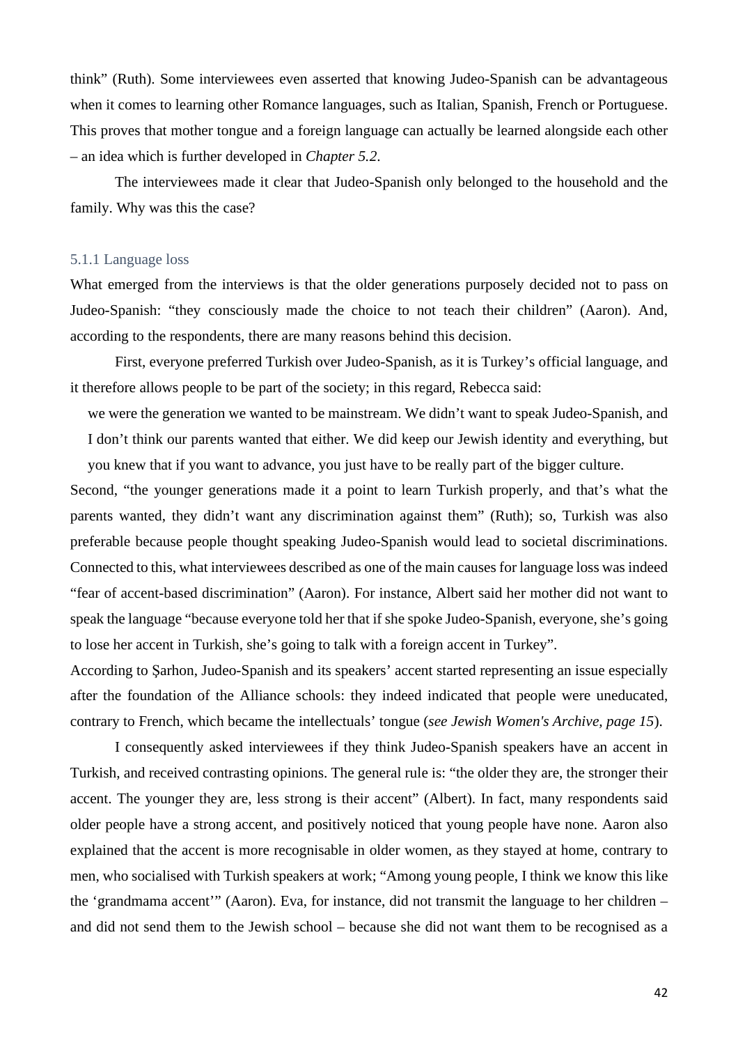think" (Ruth). Some interviewees even asserted that knowing Judeo-Spanish can be advantageous when it comes to learning other Romance languages, such as Italian, Spanish, French or Portuguese. This proves that mother tongue and a foreign language can actually be learned alongside each other – an idea which is further developed in *Chapter 5.2*.

The interviewees made it clear that Judeo-Spanish only belonged to the household and the family. Why was this the case?

### 5.1.1 Language loss

What emerged from the interviews is that the older generations purposely decided not to pass on Judeo-Spanish: "they consciously made the choice to not teach their children" (Aaron). And, according to the respondents, there are many reasons behind this decision.

First, everyone preferred Turkish over Judeo-Spanish, as it is Turkey's official language, and it therefore allows people to be part of the society; in this regard, Rebecca said:

> we were the generation we wanted to be mainstream. We didn't want to speak Judeo-Spanish, and I don't think our parents wanted that either. We did keep our Jewish identity and everything, but you knew that if you want to advance, you just have to be really part of the bigger culture.

Second, "the younger generations made it a point to learn Turkish properly, and that's what the parents wanted, they didn't want any discrimination against them" (Ruth); so, Turkish was also preferable because people thought speaking Judeo-Spanish would lead to societal discriminations. Connected to this, what interviewees described as one of the main causes for language loss was indeed "fear of accent-based discrimination" (Aaron). For instance, Albert said her mother did not want to speak the language "because everyone told her that if she spoke Judeo-Spanish, everyone, she's going to lose her accent in Turkish, she's going to talk with a foreign accent in Turkey".

According to Şarhon, Judeo-Spanish and its speakers' accent started representing an issue especially after the foundation of the Alliance schools: they indeed indicated that people were uneducated, contrary to French, which became the intellectuals' tongue (*see Jewish Women's Archive, page 15*).

I consequently asked interviewees if they think Judeo-Spanish speakers have an accent in Turkish, and received contrasting opinions. The general rule is: "the older they are, the stronger their accent. The younger they are, less strong is their accent" (Albert). In fact, many respondents said older people have a strong accent, and positively noticed that young people have none. Aaron also explained that the accent is more recognisable in older women, as they stayed at home, contrary to men, who socialised with Turkish speakers at work; "Among young people, I think we know this like the 'grandmama accent'" (Aaron). Eva, for instance, did not transmit the language to her children – and did not send them to the Jewish school – because she did not want them to be recognised as a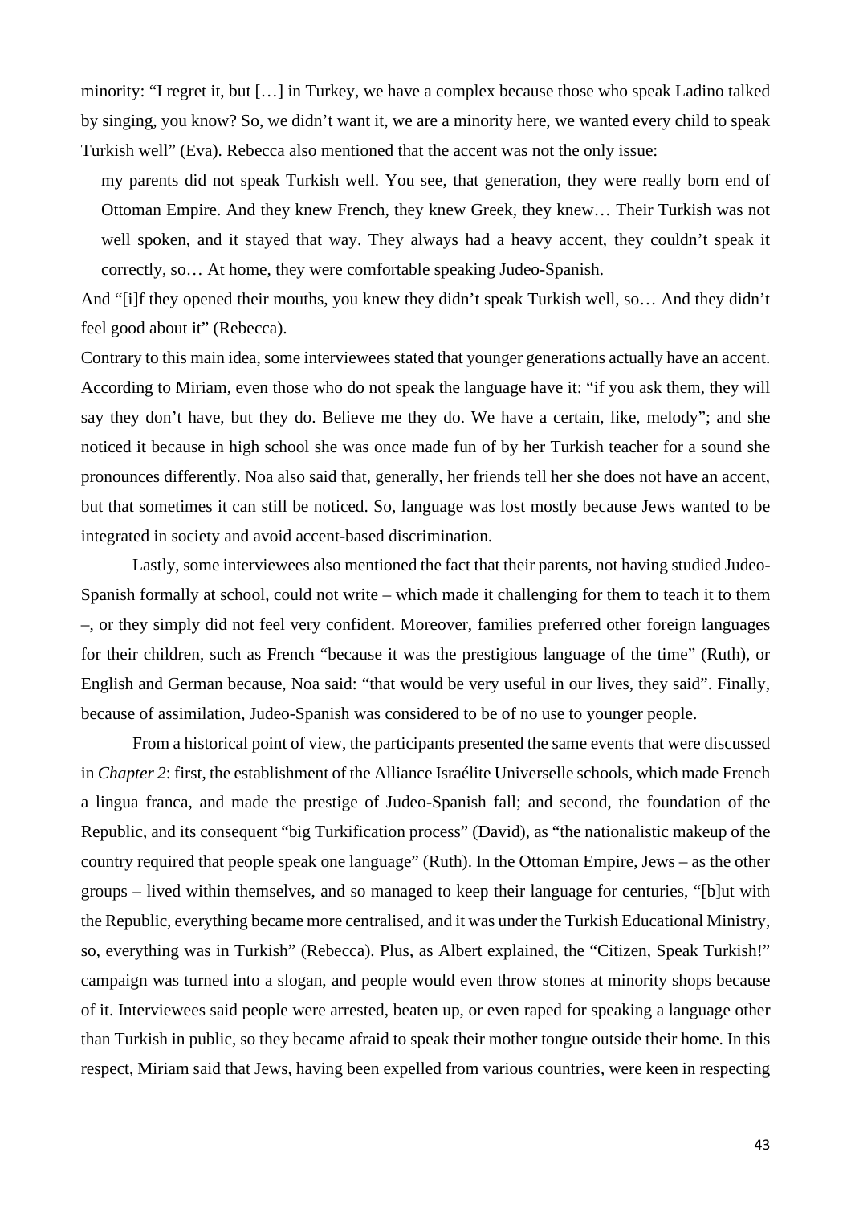minority: "I regret it, but […] in Turkey, we have a complex because those who speak Ladino talked by singing, you know? So, we didn't want it, we are a minority here, we wanted every child to speak Turkish well" (Eva). Rebecca also mentioned that the accent was not the only issue:

> my parents did not speak Turkish well. You see, that generation, they were really born end of Ottoman Empire. And they knew French, they knew Greek, they knew… Their Turkish was not well spoken, and it stayed that way. They always had a heavy accent, they couldn't speak it correctly, so… At home, they were comfortable speaking Judeo-Spanish.

And "[i]f they opened their mouths, you knew they didn't speak Turkish well, so… And they didn't feel good about it" (Rebecca).

Contrary to this main idea, some interviewees stated that younger generations actually have an accent. According to Miriam, even those who do not speak the language have it: "if you ask them, they will say they don't have, but they do. Believe me they do. We have a certain, like, melody"; and she noticed it because in high school she was once made fun of by her Turkish teacher for a sound she pronounces differently. Noa also said that, generally, her friends tell her she does not have an accent, but that sometimes it can still be noticed. So, language was lost mostly because Jews wanted to be integrated in society and avoid accent-based discrimination.

Lastly, some interviewees also mentioned the fact that their parents, not having studied Judeo-Spanish formally at school, could not write – which made it challenging for them to teach it to them –, or they simply did not feel very confident. Moreover, families preferred other foreign languages for their children, such as French "because it was the prestigious language of the time" (Ruth), or English and German because, Noa said: "that would be very useful in our lives, they said". Finally, because of assimilation, Judeo-Spanish was considered to be of no use to younger people.

From a historical point of view, the participants presented the same events that were discussed in *Chapter 2*: first, the establishment of the Alliance Israélite Universelle schools, which made French a lingua franca, and made the prestige of Judeo-Spanish fall; and second, the foundation of the Republic, and its consequent "big Turkification process" (David), as "the nationalistic makeup of the country required that people speak one language" (Ruth). In the Ottoman Empire, Jews – as the other groups – lived within themselves, and so managed to keep their language for centuries, "[b]ut with the Republic, everything became more centralised, and it was under the Turkish Educational Ministry, so, everything was in Turkish" (Rebecca). Plus, as Albert explained, the "Citizen, Speak Turkish!" campaign was turned into a slogan, and people would even throw stones at minority shops because of it. Interviewees said people were arrested, beaten up, or even raped for speaking a language other than Turkish in public, so they became afraid to speak their mother tongue outside their home. In this respect, Miriam said that Jews, having been expelled from various countries, were keen in respecting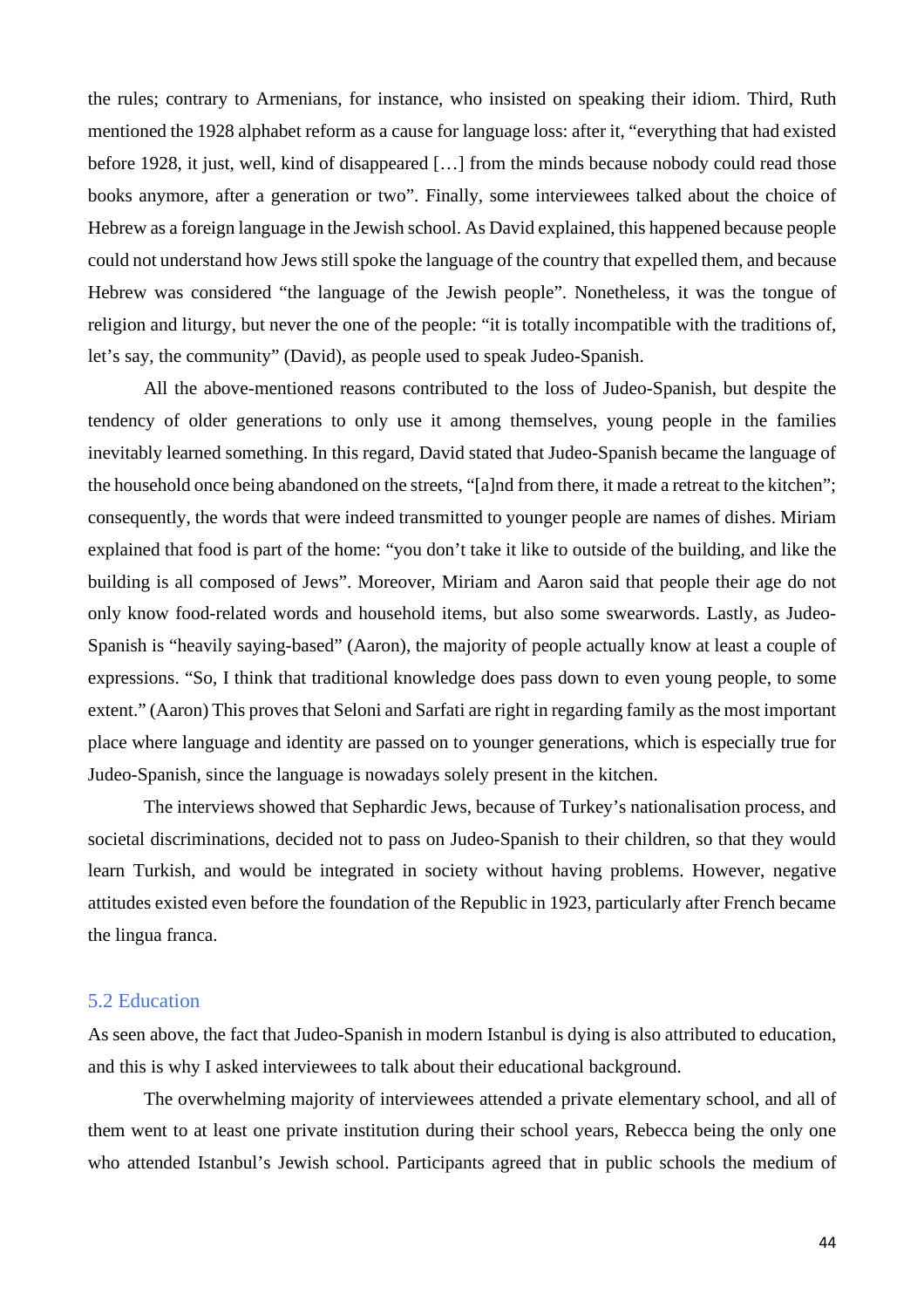the rules; contrary to Armenians, for instance, who insisted on speaking their idiom. Third, Ruth mentioned the 1928 alphabet reform as a cause for language loss: after it, "everything that had existed before 1928, it just, well, kind of disappeared […] from the minds because nobody could read those books anymore, after a generation or two". Finally, some interviewees talked about the choice of Hebrew as a foreign language in the Jewish school. As David explained, this happened because people could not understand how Jews still spoke the language of the country that expelled them, and because Hebrew was considered "the language of the Jewish people". Nonetheless, it was the tongue of religion and liturgy, but never the one of the people: "it is totally incompatible with the traditions of, let's say, the community" (David), as people used to speak Judeo-Spanish.

All the above-mentioned reasons contributed to the loss of Judeo-Spanish, but despite the tendency of older generations to only use it among themselves, young people in the families inevitably learned something. In this regard, David stated that Judeo-Spanish became the language of the household once being abandoned on the streets, "[a]nd from there, it made a retreat to the kitchen"; consequently, the words that were indeed transmitted to younger people are names of dishes. Miriam explained that food is part of the home: "you don't take it like to outside of the building, and like the building is all composed of Jews". Moreover, Miriam and Aaron said that people their age do not only know food-related words and household items, but also some swearwords. Lastly, as Judeo-Spanish is "heavily saying-based" (Aaron), the majority of people actually know at least a couple of expressions. "So, I think that traditional knowledge does pass down to even young people, to some extent." (Aaron) This proves that Seloni and Sarfati are right in regarding family as the most important place where language and identity are passed on to younger generations, which is especially true for Judeo-Spanish, since the language is nowadays solely present in the kitchen.

The interviews showed that Sephardic Jews, because of Turkey's nationalisation process, and societal discriminations, decided not to pass on Judeo-Spanish to their children, so that they would learn Turkish, and would be integrated in society without having problems. However, negative attitudes existed even before the foundation of the Republic in 1923, particularly after French became the lingua franca.

## 5.2 Education

As seen above, the fact that Judeo-Spanish in modern Istanbul is dying is also attributed to education, and this is why I asked interviewees to talk about their educational background.

The overwhelming majority of interviewees attended a private elementary school, and all of them went to at least one private institution during their school years, Rebecca being the only one who attended Istanbul's Jewish school. Participants agreed that in public schools the medium of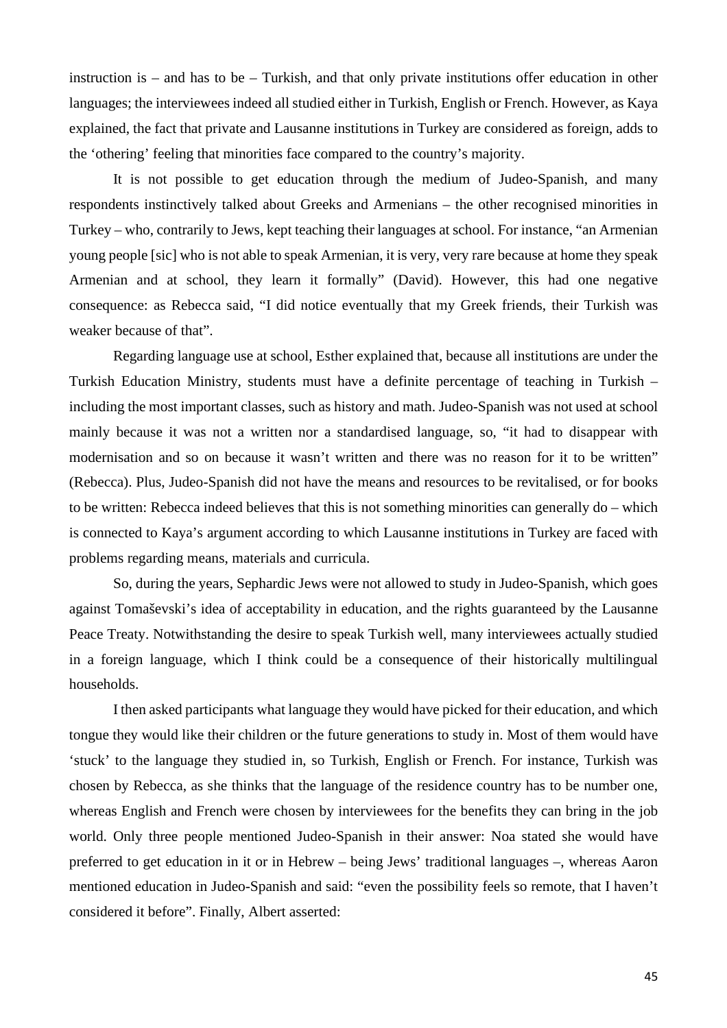instruction is – and has to be – Turkish, and that only private institutions offer education in other languages; the interviewees indeed all studied either in Turkish, English or French. However, as Kaya explained, the fact that private and Lausanne institutions in Turkey are considered as foreign, adds to the 'othering' feeling that minorities face compared to the country's majority.

It is not possible to get education through the medium of Judeo-Spanish, and many respondents instinctively talked about Greeks and Armenians – the other recognised minorities in Turkey – who, contrarily to Jews, kept teaching their languages at school. For instance, "an Armenian young people [sic] who is not able to speak Armenian, it is very, very rare because at home they speak Armenian and at school, they learn it formally" (David). However, this had one negative consequence: as Rebecca said, "I did notice eventually that my Greek friends, their Turkish was weaker because of that".

Regarding language use at school, Esther explained that, because all institutions are under the Turkish Education Ministry, students must have a definite percentage of teaching in Turkish – including the most important classes, such as history and math. Judeo-Spanish was not used at school mainly because it was not a written nor a standardised language, so, "it had to disappear with modernisation and so on because it wasn't written and there was no reason for it to be written" (Rebecca). Plus, Judeo-Spanish did not have the means and resources to be revitalised, or for books to be written: Rebecca indeed believes that this is not something minorities can generally do – which is connected to Kaya's argument according to which Lausanne institutions in Turkey are faced with problems regarding means, materials and curricula.

So, during the years, Sephardic Jews were not allowed to study in Judeo-Spanish, which goes against Tomaševski's idea of acceptability in education, and the rights guaranteed by the Lausanne Peace Treaty. Notwithstanding the desire to speak Turkish well, many interviewees actually studied in a foreign language, which I think could be a consequence of their historically multilingual households.

I then asked participants what language they would have picked for their education, and which tongue they would like their children or the future generations to study in. Most of them would have 'stuck' to the language they studied in, so Turkish, English or French. For instance, Turkish was chosen by Rebecca, as she thinks that the language of the residence country has to be number one, whereas English and French were chosen by interviewees for the benefits they can bring in the job world. Only three people mentioned Judeo-Spanish in their answer: Noa stated she would have preferred to get education in it or in Hebrew – being Jews' traditional languages –, whereas Aaron mentioned education in Judeo-Spanish and said: "even the possibility feels so remote, that I haven't considered it before". Finally, Albert asserted: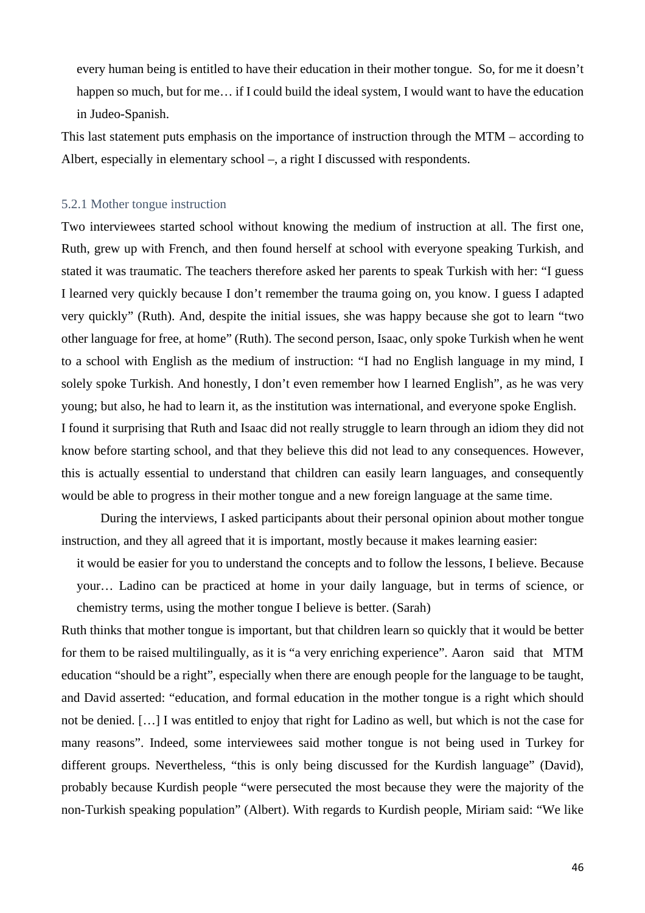> every human being is entitled to have their education in their mother tongue. So, for me it doesn't happen so much, but for me… if I could build the ideal system, I would want to have the education in Judeo-Spanish.

This last statement puts emphasis on the importance of instruction through the MTM – according to Albert, especially in elementary school –, a right I discussed with respondents.

### 5.2.1 Mother tongue instruction

Two interviewees started school without knowing the medium of instruction at all. The first one, Ruth, grew up with French, and then found herself at school with everyone speaking Turkish, and stated it was traumatic. The teachers therefore asked her parents to speak Turkish with her: "I guess I learned very quickly because I don't remember the trauma going on, you know. I guess I adapted very quickly" (Ruth). And, despite the initial issues, she was happy because she got to learn "two other language for free, at home" (Ruth). The second person, Isaac, only spoke Turkish when he went to a school with English as the medium of instruction: "I had no English language in my mind, I solely spoke Turkish. And honestly, I don't even remember how I learned English", as he was very young; but also, he had to learn it, as the institution was international, and everyone spoke English.
I found it surprising that Ruth and Isaac did not really struggle to learn through an idiom they did not know before starting school, and that they believe this did not lead to any consequences. However, this is actually essential to understand that children can easily learn languages, and consequently would be able to progress in their mother tongue and a new foreign language at the same time.

During the interviews, I asked participants about their personal opinion about mother tongue instruction, and they all agreed that it is important, mostly because it makes learning easier:

> it would be easier for you to understand the concepts and to follow the lessons, I believe. Because your… Ladino can be practiced at home in your daily language, but in terms of science, or chemistry terms, using the mother tongue I believe is better. (Sarah)

Ruth thinks that mother tongue is important, but that children learn so quickly that it would be better for them to be raised multilingually, as it is "a very enriching experience". Aaron said that MTM education "should be a right", especially when there are enough people for the language to be taught, and David asserted: "education, and formal education in the mother tongue is a right which should not be denied. […] I was entitled to enjoy that right for Ladino as well, but which is not the case for many reasons". Indeed, some interviewees said mother tongue is not being used in Turkey for different groups. Nevertheless, "this is only being discussed for the Kurdish language" (David), probably because Kurdish people "were persecuted the most because they were the majority of the non-Turkish speaking population" (Albert). With regards to Kurdish people, Miriam said: "We like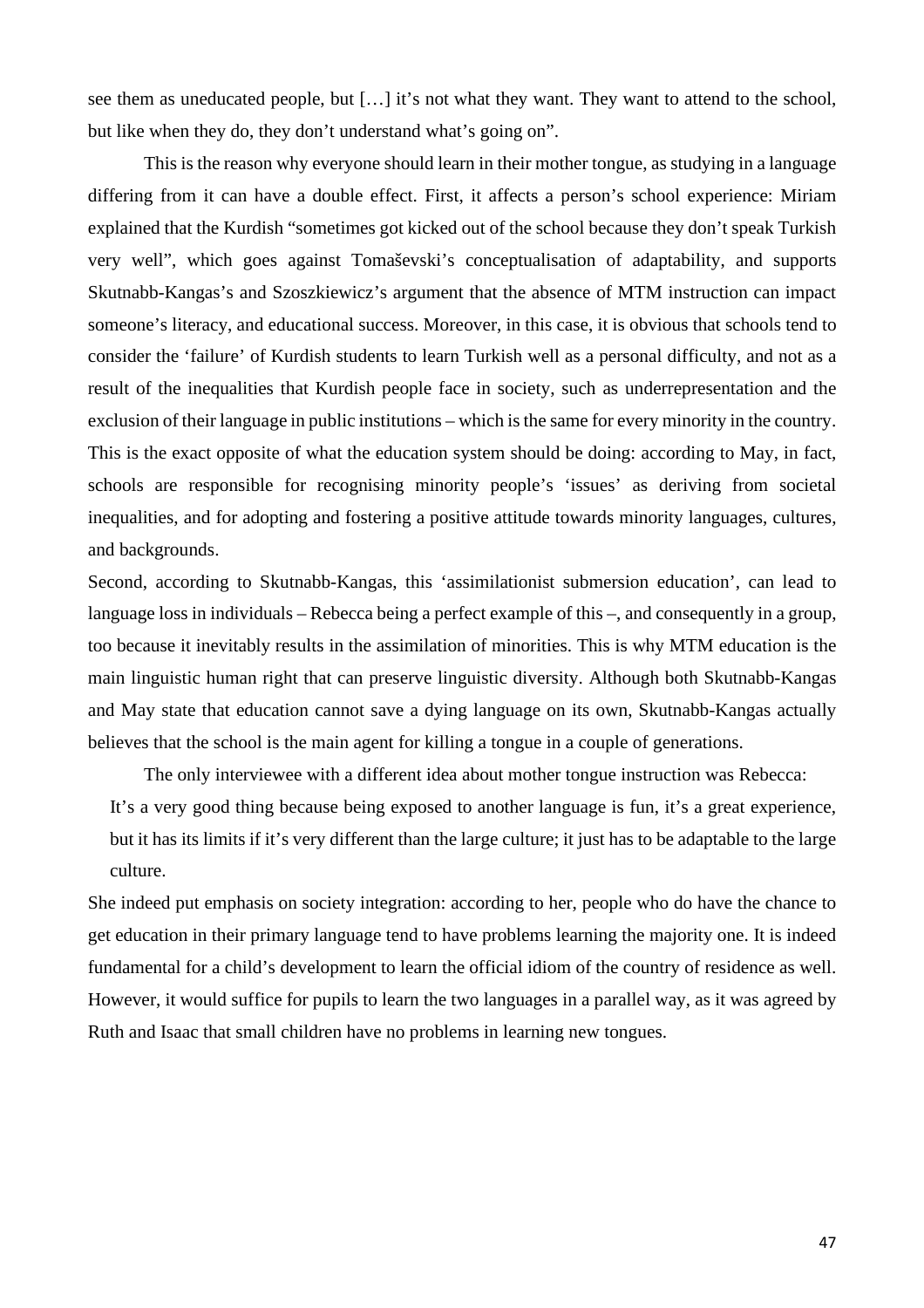see them as uneducated people, but […] it's not what they want. They want to attend to the school, but like when they do, they don't understand what's going on".

This is the reason why everyone should learn in their mother tongue, as studying in a language differing from it can have a double effect. First, it affects a person's school experience: Miriam explained that the Kurdish "sometimes got kicked out of the school because they don't speak Turkish very well", which goes against Tomaševski's conceptualisation of adaptability, and supports Skutnabb-Kangas's and Szoszkiewicz's argument that the absence of MTM instruction can impact someone's literacy, and educational success. Moreover, in this case, it is obvious that schools tend to consider the 'failure' of Kurdish students to learn Turkish well as a personal difficulty, and not as a result of the inequalities that Kurdish people face in society, such as underrepresentation and the exclusion of their language in public institutions – which is the same for every minority in the country. This is the exact opposite of what the education system should be doing: according to May, in fact, schools are responsible for recognising minority people's 'issues' as deriving from societal inequalities, and for adopting and fostering a positive attitude towards minority languages, cultures, and backgrounds.

Second, according to Skutnabb-Kangas, this 'assimilationist submersion education', can lead to language loss in individuals – Rebecca being a perfect example of this –, and consequently in a group, too because it inevitably results in the assimilation of minorities. This is why MTM education is the main linguistic human right that can preserve linguistic diversity. Although both Skutnabb-Kangas and May state that education cannot save a dying language on its own, Skutnabb-Kangas actually believes that the school is the main agent for killing a tongue in a couple of generations.

The only interviewee with a different idea about mother tongue instruction was Rebecca:

> It's a very good thing because being exposed to another language is fun, it's a great experience, but it has its limits if it's very different than the large culture; it just has to be adaptable to the large culture.

She indeed put emphasis on society integration: according to her, people who do have the chance to get education in their primary language tend to have problems learning the majority one. It is indeed fundamental for a child's development to learn the official idiom of the country of residence as well. However, it would suffice for pupils to learn the two languages in a parallel way, as it was agreed by Ruth and Isaac that small children have no problems in learning new tongues.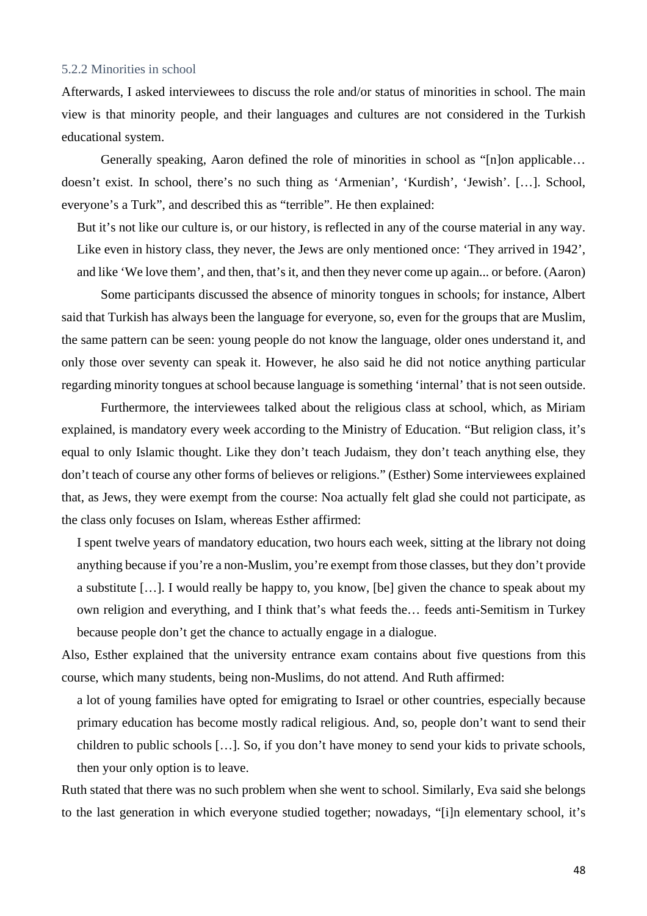### 5.2.2 Minorities in school

Afterwards, I asked interviewees to discuss the role and/or status of minorities in school. The main view is that minority people, and their languages and cultures are not considered in the Turkish educational system.

Generally speaking, Aaron defined the role of minorities in school as "[n]on applicable… doesn't exist. In school, there's no such thing as 'Armenian', 'Kurdish', 'Jewish'. […]. School, everyone's a Turk", and described this as "terrible". He then explained:

> But it's not like our culture is, or our history, is reflected in any of the course material in any way. Like even in history class, they never, the Jews are only mentioned once: 'They arrived in 1942', and like 'We love them', and then, that's it, and then they never come up again... or before. (Aaron)

Some participants discussed the absence of minority tongues in schools; for instance, Albert said that Turkish has always been the language for everyone, so, even for the groups that are Muslim, the same pattern can be seen: young people do not know the language, older ones understand it, and only those over seventy can speak it. However, he also said he did not notice anything particular regarding minority tongues at school because language is something 'internal' that is not seen outside.

Furthermore, the interviewees talked about the religious class at school, which, as Miriam explained, is mandatory every week according to the Ministry of Education. "But religion class, it's equal to only Islamic thought. Like they don't teach Judaism, they don't teach anything else, they don't teach of course any other forms of believes or religions." (Esther) Some interviewees explained that, as Jews, they were exempt from the course: Noa actually felt glad she could not participate, as the class only focuses on Islam, whereas Esther affirmed:

> I spent twelve years of mandatory education, two hours each week, sitting at the library not doing anything because if you're a non-Muslim, you're exempt from those classes, but they don't provide a substitute […]. I would really be happy to, you know, [be] given the chance to speak about my own religion and everything, and I think that's what feeds the… feeds anti-Semitism in Turkey because people don't get the chance to actually engage in a dialogue.

Also, Esther explained that the university entrance exam contains about five questions from this course, which many students, being non-Muslims, do not attend. And Ruth affirmed:

> a lot of young families have opted for emigrating to Israel or other countries, especially because primary education has become mostly radical religious. And, so, people don't want to send their children to public schools […]. So, if you don't have money to send your kids to private schools, then your only option is to leave.

Ruth stated that there was no such problem when she went to school. Similarly, Eva said she belongs to the last generation in which everyone studied together; nowadays, "[i]n elementary school, it's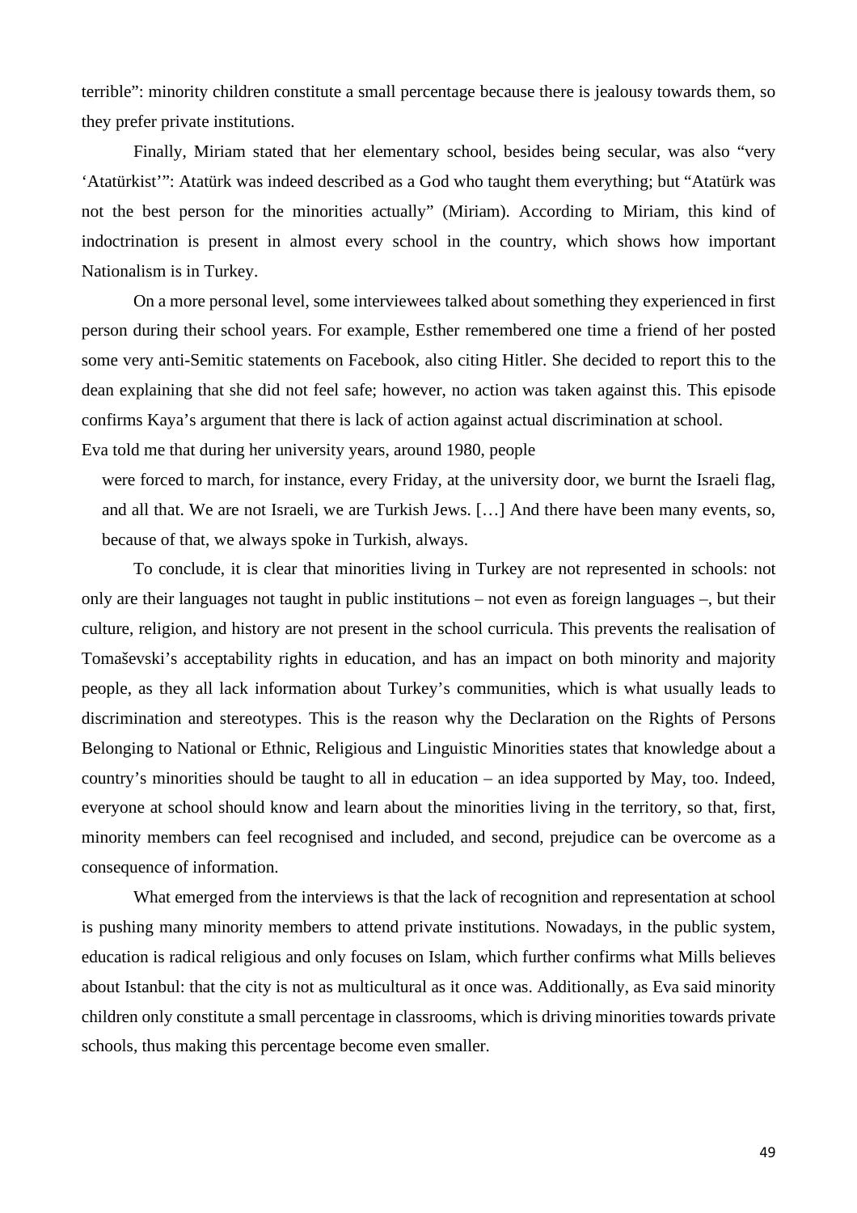terrible": minority children constitute a small percentage because there is jealousy towards them, so they prefer private institutions.

Finally, Miriam stated that her elementary school, besides being secular, was also "very 'Atatürkist'": Atatürk was indeed described as a God who taught them everything; but "Atatürk was not the best person for the minorities actually" (Miriam). According to Miriam, this kind of indoctrination is present in almost every school in the country, which shows how important Nationalism is in Turkey.

On a more personal level, some interviewees talked about something they experienced in first person during their school years. For example, Esther remembered one time a friend of her posted some very anti-Semitic statements on Facebook, also citing Hitler. She decided to report this to the dean explaining that she did not feel safe; however, no action was taken against this. This episode confirms Kaya's argument that there is lack of action against actual discrimination at school.

Eva told me that during her university years, around 1980, people

> were forced to march, for instance, every Friday, at the university door, we burnt the Israeli flag, and all that. We are not Israeli, we are Turkish Jews. […] And there have been many events, so, because of that, we always spoke in Turkish, always.

To conclude, it is clear that minorities living in Turkey are not represented in schools: not only are their languages not taught in public institutions – not even as foreign languages –, but their culture, religion, and history are not present in the school curricula. This prevents the realisation of Tomaševski's acceptability rights in education, and has an impact on both minority and majority people, as they all lack information about Turkey's communities, which is what usually leads to discrimination and stereotypes. This is the reason why the Declaration on the Rights of Persons Belonging to National or Ethnic, Religious and Linguistic Minorities states that knowledge about a country's minorities should be taught to all in education – an idea supported by May, too. Indeed, everyone at school should know and learn about the minorities living in the territory, so that, first, minority members can feel recognised and included, and second, prejudice can be overcome as a consequence of information.

What emerged from the interviews is that the lack of recognition and representation at school is pushing many minority members to attend private institutions. Nowadays, in the public system, education is radical religious and only focuses on Islam, which further confirms what Mills believes about Istanbul: that the city is not as multicultural as it once was. Additionally, as Eva said minority children only constitute a small percentage in classrooms, which is driving minorities towards private schools, thus making this percentage become even smaller.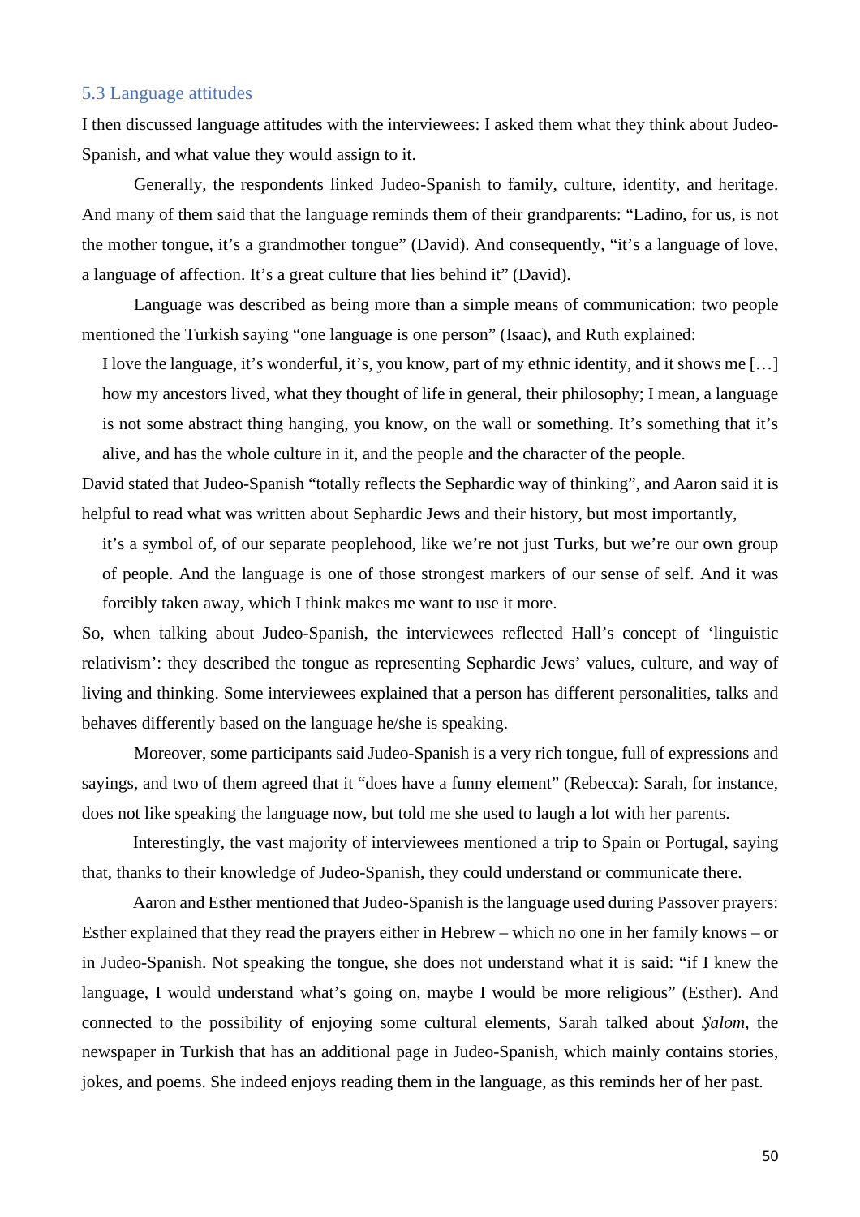### 5.3 Language attitudes

I then discussed language attitudes with the interviewees: I asked them what they think about Judeo-Spanish, and what value they would assign to it.

Generally, the respondents linked Judeo-Spanish to family, culture, identity, and heritage. And many of them said that the language reminds them of their grandparents: "Ladino, for us, is not the mother tongue, it's a grandmother tongue" (David). And consequently, "it's a language of love, a language of affection. It's a great culture that lies behind it" (David).

Language was described as being more than a simple means of communication: two people mentioned the Turkish saying "one language is one person" (Isaac), and Ruth explained:

> I love the language, it's wonderful, it's, you know, part of my ethnic identity, and it shows me […] how my ancestors lived, what they thought of life in general, their philosophy; I mean, a language is not some abstract thing hanging, you know, on the wall or something. It's something that it's alive, and has the whole culture in it, and the people and the character of the people.

David stated that Judeo-Spanish "totally reflects the Sephardic way of thinking", and Aaron said it is helpful to read what was written about Sephardic Jews and their history, but most importantly,

> it's a symbol of, of our separate peoplehood, like we're not just Turks, but we're our own group of people. And the language is one of those strongest markers of our sense of self. And it was forcibly taken away, which I think makes me want to use it more.

So, when talking about Judeo-Spanish, the interviewees reflected Hall's concept of 'linguistic relativism': they described the tongue as representing Sephardic Jews' values, culture, and way of living and thinking. Some interviewees explained that a person has different personalities, talks and behaves differently based on the language he/she is speaking.

Moreover, some participants said Judeo-Spanish is a very rich tongue, full of expressions and sayings, and two of them agreed that it "does have a funny element" (Rebecca): Sarah, for instance, does not like speaking the language now, but told me she used to laugh a lot with her parents.

Interestingly, the vast majority of interviewees mentioned a trip to Spain or Portugal, saying that, thanks to their knowledge of Judeo-Spanish, they could understand or communicate there.

Aaron and Esther mentioned that Judeo-Spanish is the language used during Passover prayers: Esther explained that they read the prayers either in Hebrew – which no one in her family knows – or in Judeo-Spanish. Not speaking the tongue, she does not understand what it is said: "if I knew the language, I would understand what's going on, maybe I would be more religious" (Esther). And connected to the possibility of enjoying some cultural elements, Sarah talked about *Şalom*, the newspaper in Turkish that has an additional page in Judeo-Spanish, which mainly contains stories, jokes, and poems. She indeed enjoys reading them in the language, as this reminds her of her past.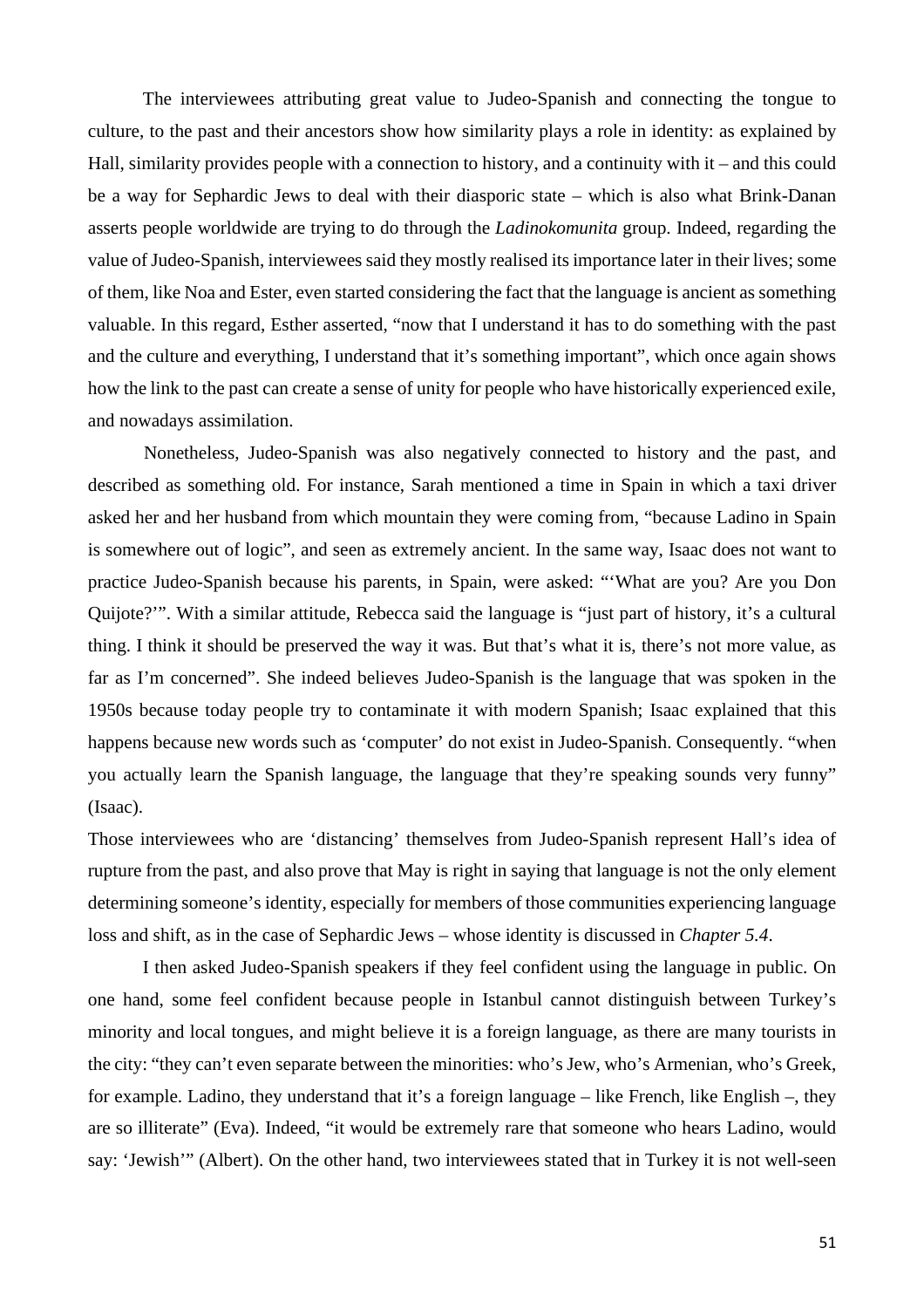The interviewees attributing great value to Judeo-Spanish and connecting the tongue to culture, to the past and their ancestors show how similarity plays a role in identity: as explained by Hall, similarity provides people with a connection to history, and a continuity with it – and this could be a way for Sephardic Jews to deal with their diasporic state – which is also what Brink-Danan asserts people worldwide are trying to do through the *Ladinokomunita* group. Indeed, regarding the value of Judeo-Spanish, interviewees said they mostly realised its importance later in their lives; some of them, like Noa and Ester, even started considering the fact that the language is ancient as something valuable. In this regard, Esther asserted, "now that I understand it has to do something with the past and the culture and everything, I understand that it's something important", which once again shows how the link to the past can create a sense of unity for people who have historically experienced exile, and nowadays assimilation.

Nonetheless, Judeo-Spanish was also negatively connected to history and the past, and described as something old. For instance, Sarah mentioned a time in Spain in which a taxi driver asked her and her husband from which mountain they were coming from, "because Ladino in Spain is somewhere out of logic", and seen as extremely ancient. In the same way, Isaac does not want to practice Judeo-Spanish because his parents, in Spain, were asked: "'What are you? Are you Don Quijote?'". With a similar attitude, Rebecca said the language is "just part of history, it's a cultural thing. I think it should be preserved the way it was. But that's what it is, there's not more value, as far as I'm concerned". She indeed believes Judeo-Spanish is the language that was spoken in the 1950s because today people try to contaminate it with modern Spanish; Isaac explained that this happens because new words such as 'computer' do not exist in Judeo-Spanish. Consequently. "when you actually learn the Spanish language, the language that they're speaking sounds very funny" (Isaac).

Those interviewees who are 'distancing' themselves from Judeo-Spanish represent Hall's idea of rupture from the past, and also prove that May is right in saying that language is not the only element determining someone's identity, especially for members of those communities experiencing language loss and shift, as in the case of Sephardic Jews – whose identity is discussed in *Chapter 5.4*.

I then asked Judeo-Spanish speakers if they feel confident using the language in public. On one hand, some feel confident because people in Istanbul cannot distinguish between Turkey's minority and local tongues, and might believe it is a foreign language, as there are many tourists in the city: "they can't even separate between the minorities: who's Jew, who's Armenian, who's Greek, for example. Ladino, they understand that it's a foreign language – like French, like English –, they are so illiterate" (Eva). Indeed, "it would be extremely rare that someone who hears Ladino, would say: 'Jewish'" (Albert). On the other hand, two interviewees stated that in Turkey it is not well-seen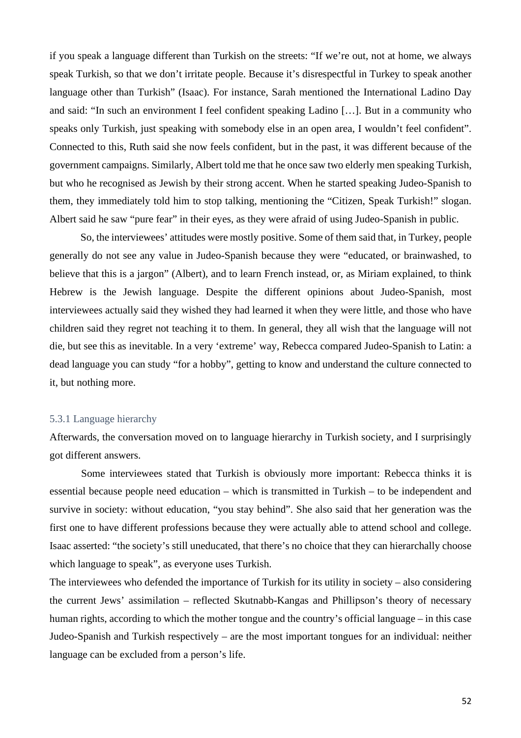if you speak a language different than Turkish on the streets: “If we’re out, not at home, we always speak Turkish, so that we don’t irritate people. Because it’s disrespectful in Turkey to speak another language other than Turkish” (Isaac). For instance, Sarah mentioned the International Ladino Day and said: “In such an environment I feel confident speaking Ladino […]. But in a community who speaks only Turkish, just speaking with somebody else in an open area, I wouldn’t feel confident”. Connected to this, Ruth said she now feels confident, but in the past, it was different because of the government campaigns. Similarly, Albert told me that he once saw two elderly men speaking Turkish, but who he recognised as Jewish by their strong accent. When he started speaking Judeo-Spanish to them, they immediately told him to stop talking, mentioning the “Citizen, Speak Turkish!” slogan. Albert said he saw “pure fear” in their eyes, as they were afraid of using Judeo-Spanish in public.

So, the interviewees’ attitudes were mostly positive. Some of them said that, in Turkey, people generally do not see any value in Judeo-Spanish because they were “educated, or brainwashed, to believe that this is a jargon” (Albert), and to learn French instead, or, as Miriam explained, to think Hebrew is the Jewish language. Despite the different opinions about Judeo-Spanish, most interviewees actually said they wished they had learned it when they were little, and those who have children said they regret not teaching it to them. In general, they all wish that the language will not die, but see this as inevitable. In a very ‘extreme’ way, Rebecca compared Judeo-Spanish to Latin: a dead language you can study “for a hobby”, getting to know and understand the culture connected to it, but nothing more.

### 5.3.1 Language hierarchy

Afterwards, the conversation moved on to language hierarchy in Turkish society, and I surprisingly got different answers.

Some interviewees stated that Turkish is obviously more important: Rebecca thinks it is essential because people need education – which is transmitted in Turkish – to be independent and survive in society: without education, “you stay behind”. She also said that her generation was the first one to have different professions because they were actually able to attend school and college. Isaac asserted: “the society’s still uneducated, that there’s no choice that they can hierarchally choose which language to speak”, as everyone uses Turkish.

The interviewees who defended the importance of Turkish for its utility in society – also considering the current Jews’ assimilation – reflected Skutnabb-Kangas and Phillipson’s theory of necessary human rights, according to which the mother tongue and the country’s official language – in this case Judeo-Spanish and Turkish respectively – are the most important tongues for an individual: neither language can be excluded from a person’s life.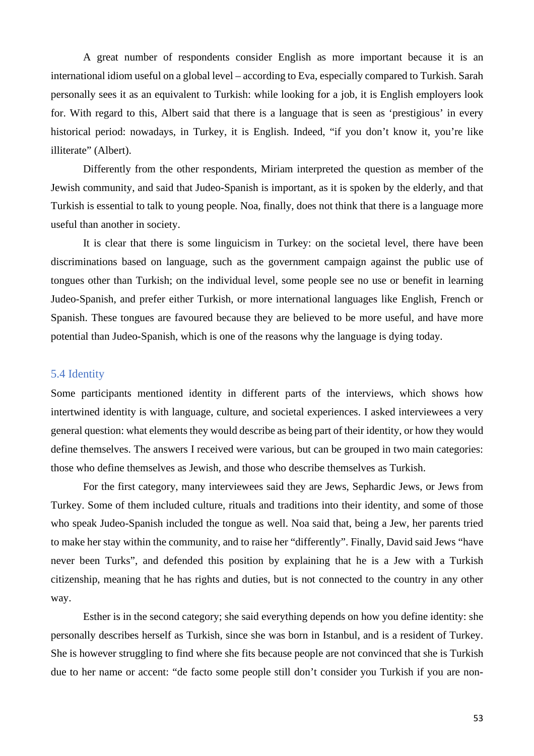A great number of respondents consider English as more important because it is an international idiom useful on a global level – according to Eva, especially compared to Turkish. Sarah personally sees it as an equivalent to Turkish: while looking for a job, it is English employers look for. With regard to this, Albert said that there is a language that is seen as 'prestigious' in every historical period: nowadays, in Turkey, it is English. Indeed, "if you don't know it, you're like illiterate" (Albert).

Differently from the other respondents, Miriam interpreted the question as member of the Jewish community, and said that Judeo-Spanish is important, as it is spoken by the elderly, and that Turkish is essential to talk to young people. Noa, finally, does not think that there is a language more useful than another in society.

It is clear that there is some linguicism in Turkey: on the societal level, there have been discriminations based on language, such as the government campaign against the public use of tongues other than Turkish; on the individual level, some people see no use or benefit in learning Judeo-Spanish, and prefer either Turkish, or more international languages like English, French or Spanish. These tongues are favoured because they are believed to be more useful, and have more potential than Judeo-Spanish, which is one of the reasons why the language is dying today.

## 5.4 Identity

Some participants mentioned identity in different parts of the interviews, which shows how intertwined identity is with language, culture, and societal experiences. I asked interviewees a very general question: what elements they would describe as being part of their identity, or how they would define themselves. The answers I received were various, but can be grouped in two main categories: those who define themselves as Jewish, and those who describe themselves as Turkish.

For the first category, many interviewees said they are Jews, Sephardic Jews, or Jews from Turkey. Some of them included culture, rituals and traditions into their identity, and some of those who speak Judeo-Spanish included the tongue as well. Noa said that, being a Jew, her parents tried to make her stay within the community, and to raise her "differently". Finally, David said Jews "have never been Turks", and defended this position by explaining that he is a Jew with a Turkish citizenship, meaning that he has rights and duties, but is not connected to the country in any other way.

Esther is in the second category; she said everything depends on how you define identity: she personally describes herself as Turkish, since she was born in Istanbul, and is a resident of Turkey. She is however struggling to find where she fits because people are not convinced that she is Turkish due to her name or accent: "de facto some people still don't consider you Turkish if you are non-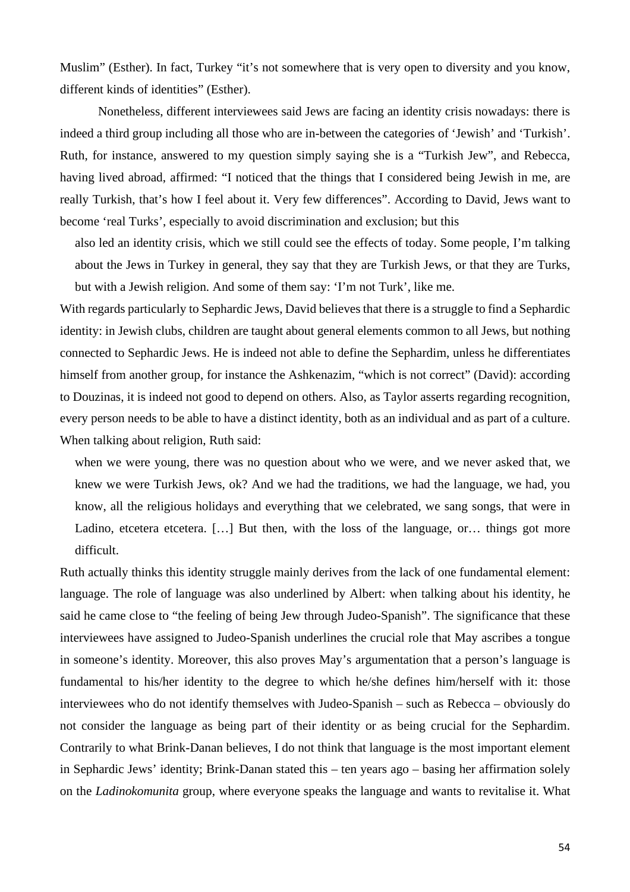Muslim" (Esther). In fact, Turkey "it's not somewhere that is very open to diversity and you know, different kinds of identities" (Esther).

Nonetheless, different interviewees said Jews are facing an identity crisis nowadays: there is indeed a third group including all those who are in-between the categories of 'Jewish' and 'Turkish'. Ruth, for instance, answered to my question simply saying she is a "Turkish Jew", and Rebecca, having lived abroad, affirmed: "I noticed that the things that I considered being Jewish in me, are really Turkish, that's how I feel about it. Very few differences". According to David, Jews want to become 'real Turks', especially to avoid discrimination and exclusion; but this

> also led an identity crisis, which we still could see the effects of today. Some people, I'm talking about the Jews in Turkey in general, they say that they are Turkish Jews, or that they are Turks, but with a Jewish religion. And some of them say: 'I'm not Turk', like me.

With regards particularly to Sephardic Jews, David believes that there is a struggle to find a Sephardic identity: in Jewish clubs, children are taught about general elements common to all Jews, but nothing connected to Sephardic Jews. He is indeed not able to define the Sephardim, unless he differentiates himself from another group, for instance the Ashkenazim, "which is not correct" (David): according to Douzinas, it is indeed not good to depend on others. Also, as Taylor asserts regarding recognition, every person needs to be able to have a distinct identity, both as an individual and as part of a culture. When talking about religion, Ruth said:

> when we were young, there was no question about who we were, and we never asked that, we knew we were Turkish Jews, ok? And we had the traditions, we had the language, we had, you know, all the religious holidays and everything that we celebrated, we sang songs, that were in Ladino, etcetera etcetera. […] But then, with the loss of the language, or… things got more difficult.

Ruth actually thinks this identity struggle mainly derives from the lack of one fundamental element: language. The role of language was also underlined by Albert: when talking about his identity, he said he came close to "the feeling of being Jew through Judeo-Spanish". The significance that these interviewees have assigned to Judeo-Spanish underlines the crucial role that May ascribes a tongue in someone's identity. Moreover, this also proves May's argumentation that a person's language is fundamental to his/her identity to the degree to which he/she defines him/herself with it: those interviewees who do not identify themselves with Judeo-Spanish – such as Rebecca – obviously do not consider the language as being part of their identity or as being crucial for the Sephardim. Contrarily to what Brink-Danan believes, I do not think that language is the most important element in Sephardic Jews' identity; Brink-Danan stated this – ten years ago – basing her affirmation solely on the *Ladinokomunita* group, where everyone speaks the language and wants to revitalise it. What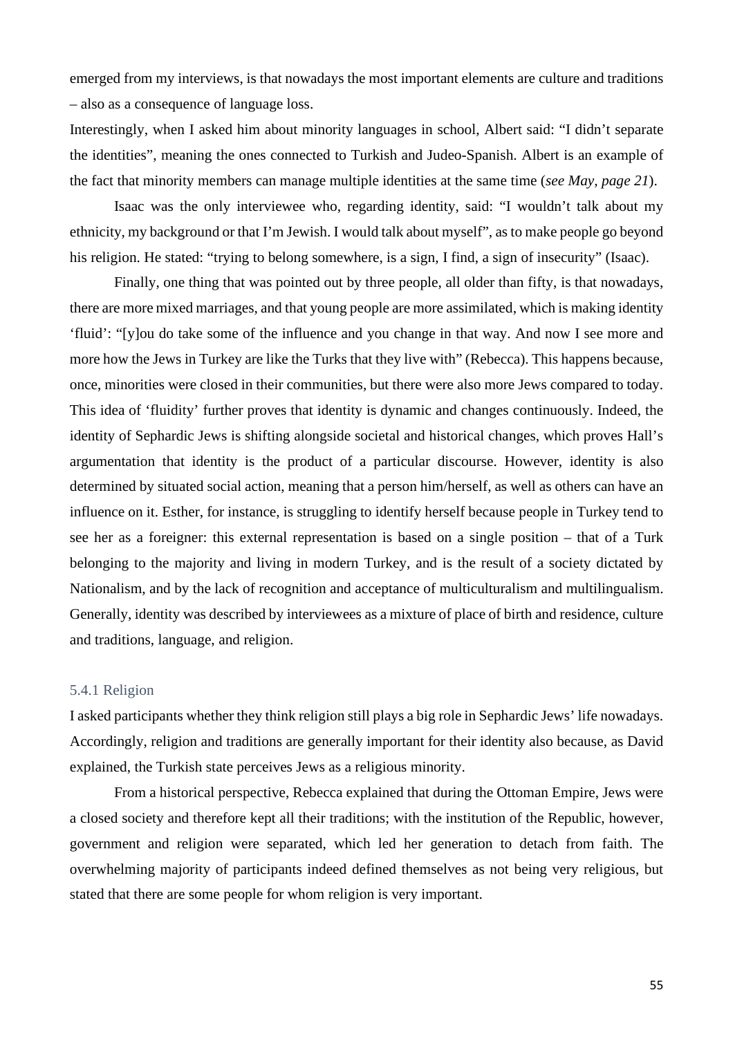emerged from my interviews, is that nowadays the most important elements are culture and traditions – also as a consequence of language loss.

Interestingly, when I asked him about minority languages in school, Albert said: "I didn't separate the identities", meaning the ones connected to Turkish and Judeo-Spanish. Albert is an example of the fact that minority members can manage multiple identities at the same time (*see May, page 21*).

Isaac was the only interviewee who, regarding identity, said: "I wouldn't talk about my ethnicity, my background or that I'm Jewish. I would talk about myself", as to make people go beyond his religion. He stated: "trying to belong somewhere, is a sign, I find, a sign of insecurity" (Isaac).

Finally, one thing that was pointed out by three people, all older than fifty, is that nowadays, there are more mixed marriages, and that young people are more assimilated, which is making identity 'fluid': "[y]ou do take some of the influence and you change in that way. And now I see more and more how the Jews in Turkey are like the Turks that they live with" (Rebecca). This happens because, once, minorities were closed in their communities, but there were also more Jews compared to today. This idea of 'fluidity' further proves that identity is dynamic and changes continuously. Indeed, the identity of Sephardic Jews is shifting alongside societal and historical changes, which proves Hall's argumentation that identity is the product of a particular discourse. However, identity is also determined by situated social action, meaning that a person him/herself, as well as others can have an influence on it. Esther, for instance, is struggling to identify herself because people in Turkey tend to see her as a foreigner: this external representation is based on a single position – that of a Turk belonging to the majority and living in modern Turkey, and is the result of a society dictated by Nationalism, and by the lack of recognition and acceptance of multiculturalism and multilingualism. Generally, identity was described by interviewees as a mixture of place of birth and residence, culture and traditions, language, and religion.

### 5.4.1 Religion

I asked participants whether they think religion still plays a big role in Sephardic Jews' life nowadays. Accordingly, religion and traditions are generally important for their identity also because, as David explained, the Turkish state perceives Jews as a religious minority.

From a historical perspective, Rebecca explained that during the Ottoman Empire, Jews were a closed society and therefore kept all their traditions; with the institution of the Republic, however, government and religion were separated, which led her generation to detach from faith. The overwhelming majority of participants indeed defined themselves as not being very religious, but stated that there are some people for whom religion is very important.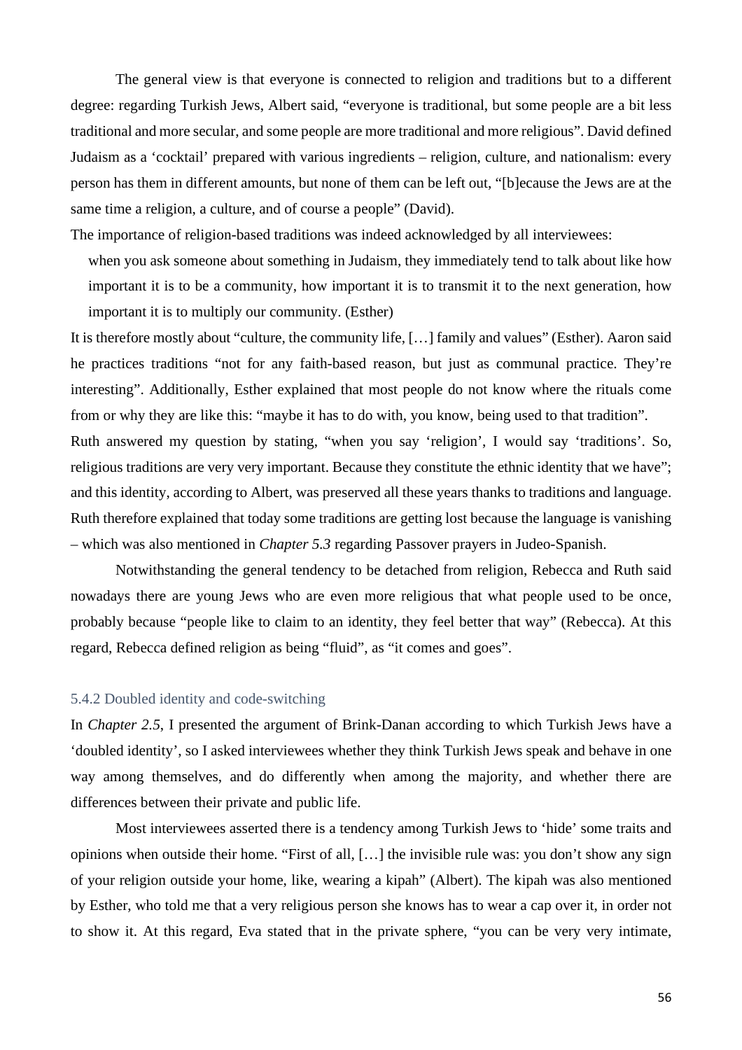The general view is that everyone is connected to religion and traditions but to a different degree: regarding Turkish Jews, Albert said, "everyone is traditional, but some people are a bit less traditional and more secular, and some people are more traditional and more religious". David defined Judaism as a 'cocktail' prepared with various ingredients – religion, culture, and nationalism: every person has them in different amounts, but none of them can be left out, "[b]ecause the Jews are at the same time a religion, a culture, and of course a people" (David).

The importance of religion-based traditions was indeed acknowledged by all interviewees:

> when you ask someone about something in Judaism, they immediately tend to talk about like how important it is to be a community, how important it is to transmit it to the next generation, how important it is to multiply our community. (Esther)

It is therefore mostly about "culture, the community life, […] family and values" (Esther). Aaron said he practices traditions "not for any faith-based reason, but just as communal practice. They're interesting". Additionally, Esther explained that most people do not know where the rituals come from or why they are like this: "maybe it has to do with, you know, being used to that tradition".

Ruth answered my question by stating, "when you say 'religion', I would say 'traditions'. So, religious traditions are very very important. Because they constitute the ethnic identity that we have"; and this identity, according to Albert, was preserved all these years thanks to traditions and language. Ruth therefore explained that today some traditions are getting lost because the language is vanishing – which was also mentioned in *Chapter 5.3* regarding Passover prayers in Judeo-Spanish.

Notwithstanding the general tendency to be detached from religion, Rebecca and Ruth said nowadays there are young Jews who are even more religious that what people used to be once, probably because "people like to claim to an identity, they feel better that way" (Rebecca). At this regard, Rebecca defined religion as being "fluid", as "it comes and goes".

### 5.4.2 Doubled identity and code-switching

In *Chapter 2.5*, I presented the argument of Brink-Danan according to which Turkish Jews have a 'doubled identity', so I asked interviewees whether they think Turkish Jews speak and behave in one way among themselves, and do differently when among the majority, and whether there are differences between their private and public life.

Most interviewees asserted there is a tendency among Turkish Jews to 'hide' some traits and opinions when outside their home. "First of all, […] the invisible rule was: you don't show any sign of your religion outside your home, like, wearing a kipah" (Albert). The kipah was also mentioned by Esther, who told me that a very religious person she knows has to wear a cap over it, in order not to show it. At this regard, Eva stated that in the private sphere, "you can be very very intimate,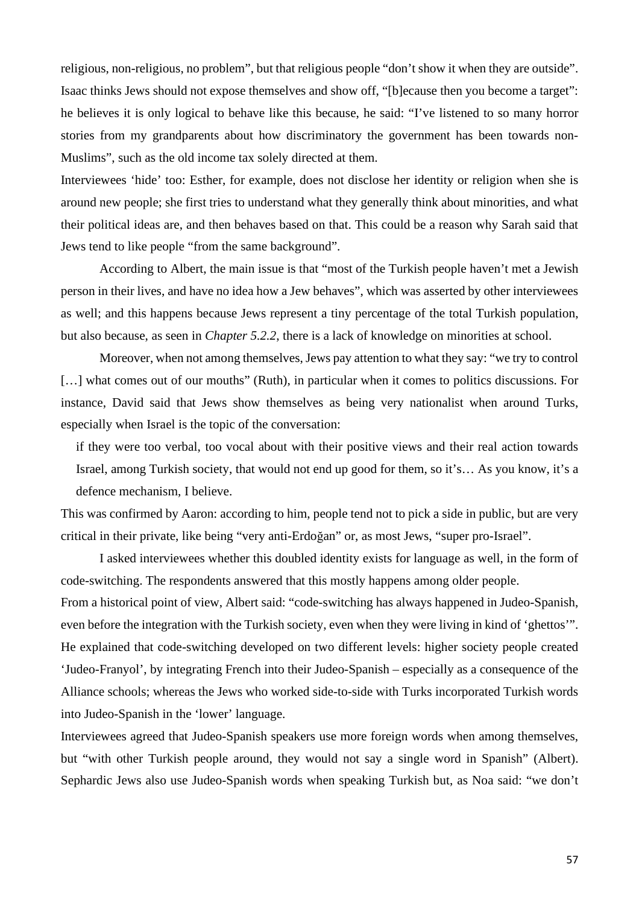religious, non-religious, no problem", but that religious people "don't show it when they are outside". Isaac thinks Jews should not expose themselves and show off, "[b]ecause then you become a target": he believes it is only logical to behave like this because, he said: "I've listened to so many horror stories from my grandparents about how discriminatory the government has been towards non-Muslims", such as the old income tax solely directed at them.

Interviewees 'hide' too: Esther, for example, does not disclose her identity or religion when she is around new people; she first tries to understand what they generally think about minorities, and what their political ideas are, and then behaves based on that. This could be a reason why Sarah said that Jews tend to like people "from the same background".

According to Albert, the main issue is that "most of the Turkish people haven't met a Jewish person in their lives, and have no idea how a Jew behaves", which was asserted by other interviewees as well; and this happens because Jews represent a tiny percentage of the total Turkish population, but also because, as seen in *Chapter 5.2.2*, there is a lack of knowledge on minorities at school.

Moreover, when not among themselves, Jews pay attention to what they say: "we try to control […] what comes out of our mouths" (Ruth), in particular when it comes to politics discussions. For instance, David said that Jews show themselves as being very nationalist when around Turks, especially when Israel is the topic of the conversation:

> if they were too verbal, too vocal about with their positive views and their real action towards Israel, among Turkish society, that would not end up good for them, so it's… As you know, it's a defence mechanism, I believe.

This was confirmed by Aaron: according to him, people tend not to pick a side in public, but are very critical in their private, like being "very anti-Erdoğan" or, as most Jews, "super pro-Israel".

I asked interviewees whether this doubled identity exists for language as well, in the form of code-switching. The respondents answered that this mostly happens among older people.

From a historical point of view, Albert said: "code-switching has always happened in Judeo-Spanish, even before the integration with the Turkish society, even when they were living in kind of 'ghettos'". He explained that code-switching developed on two different levels: higher society people created 'Judeo-Franyol', by integrating French into their Judeo-Spanish – especially as a consequence of the Alliance schools; whereas the Jews who worked side-to-side with Turks incorporated Turkish words into Judeo-Spanish in the 'lower' language.

Interviewees agreed that Judeo-Spanish speakers use more foreign words when among themselves, but "with other Turkish people around, they would not say a single word in Spanish" (Albert). Sephardic Jews also use Judeo-Spanish words when speaking Turkish but, as Noa said: "we don't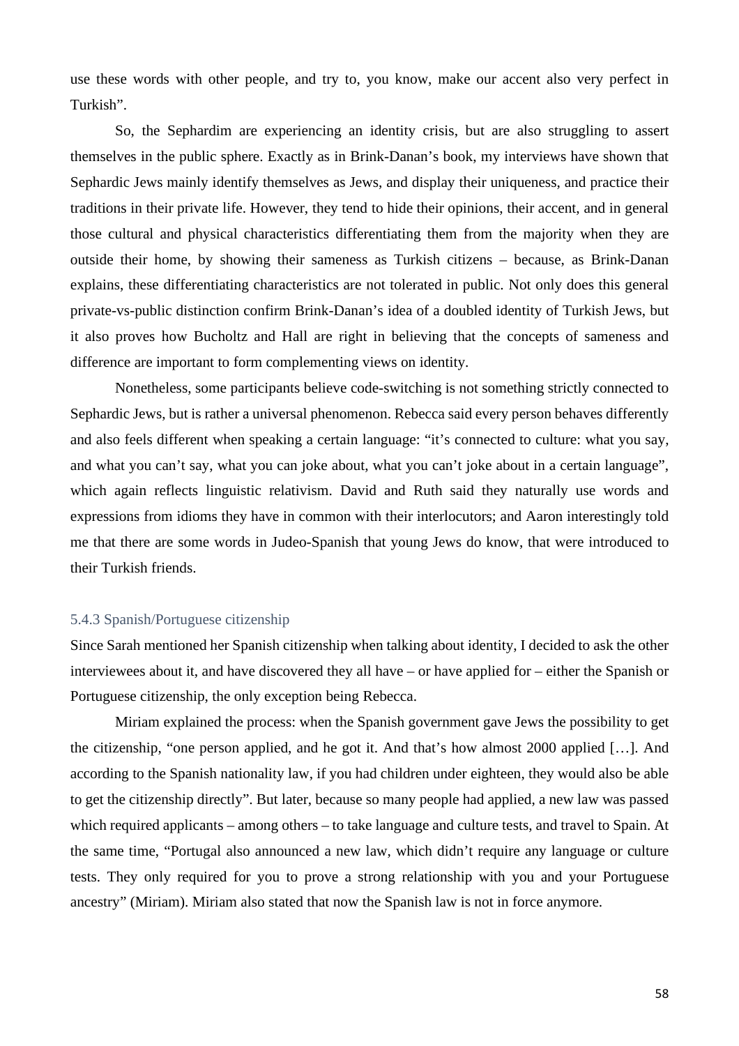use these words with other people, and try to, you know, make our accent also very perfect in Turkish".

So, the Sephardim are experiencing an identity crisis, but are also struggling to assert themselves in the public sphere. Exactly as in Brink-Danan's book, my interviews have shown that Sephardic Jews mainly identify themselves as Jews, and display their uniqueness, and practice their traditions in their private life. However, they tend to hide their opinions, their accent, and in general those cultural and physical characteristics differentiating them from the majority when they are outside their home, by showing their sameness as Turkish citizens – because, as Brink-Danan explains, these differentiating characteristics are not tolerated in public. Not only does this general private-vs-public distinction confirm Brink-Danan's idea of a doubled identity of Turkish Jews, but it also proves how Bucholtz and Hall are right in believing that the concepts of sameness and difference are important to form complementing views on identity.

Nonetheless, some participants believe code-switching is not something strictly connected to Sephardic Jews, but is rather a universal phenomenon. Rebecca said every person behaves differently and also feels different when speaking a certain language: "it's connected to culture: what you say, and what you can't say, what you can joke about, what you can't joke about in a certain language", which again reflects linguistic relativism. David and Ruth said they naturally use words and expressions from idioms they have in common with their interlocutors; and Aaron interestingly told me that there are some words in Judeo-Spanish that young Jews do know, that were introduced to their Turkish friends.

### 5.4.3 Spanish/Portuguese citizenship

Since Sarah mentioned her Spanish citizenship when talking about identity, I decided to ask the other interviewees about it, and have discovered they all have – or have applied for – either the Spanish or Portuguese citizenship, the only exception being Rebecca.

Miriam explained the process: when the Spanish government gave Jews the possibility to get the citizenship, "one person applied, and he got it. And that's how almost 2000 applied […]. And according to the Spanish nationality law, if you had children under eighteen, they would also be able to get the citizenship directly". But later, because so many people had applied, a new law was passed which required applicants – among others – to take language and culture tests, and travel to Spain. At the same time, "Portugal also announced a new law, which didn't require any language or culture tests. They only required for you to prove a strong relationship with you and your Portuguese ancestry" (Miriam). Miriam also stated that now the Spanish law is not in force anymore.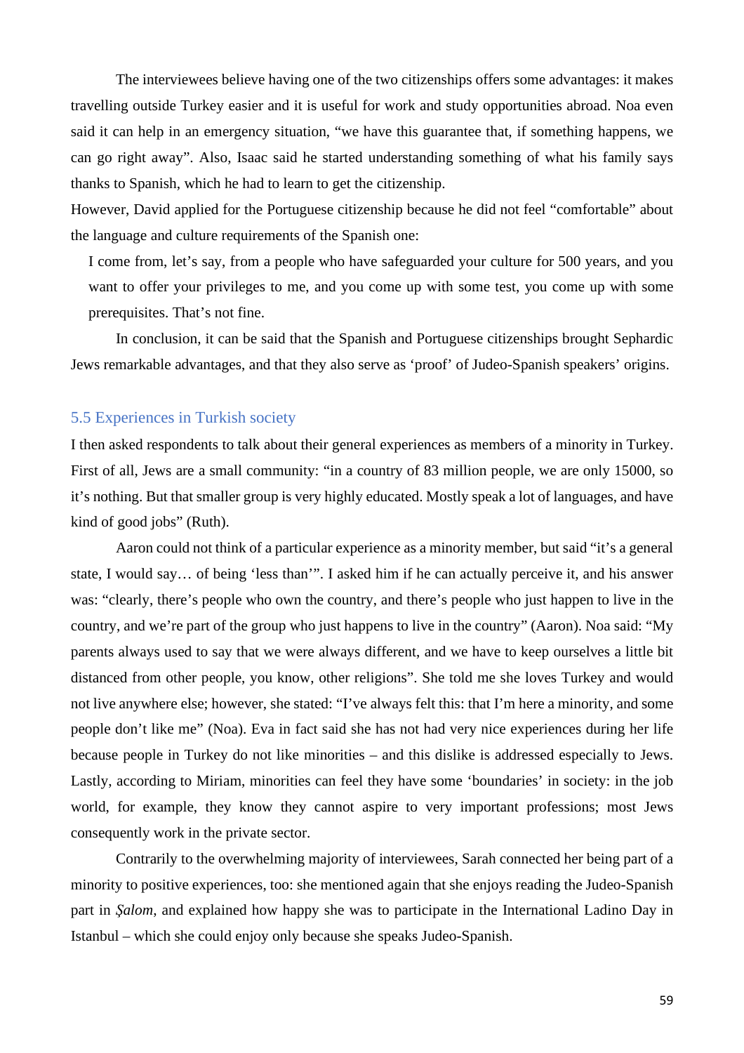The interviewees believe having one of the two citizenships offers some advantages: it makes travelling outside Turkey easier and it is useful for work and study opportunities abroad. Noa even said it can help in an emergency situation, "we have this guarantee that, if something happens, we can go right away". Also, Isaac said he started understanding something of what his family says thanks to Spanish, which he had to learn to get the citizenship.

However, David applied for the Portuguese citizenship because he did not feel "comfortable" about the language and culture requirements of the Spanish one:

> I come from, let's say, from a people who have safeguarded your culture for 500 years, and you want to offer your privileges to me, and you come up with some test, you come up with some prerequisites. That's not fine.

In conclusion, it can be said that the Spanish and Portuguese citizenships brought Sephardic Jews remarkable advantages, and that they also serve as 'proof' of Judeo-Spanish speakers' origins.

## 5.5 Experiences in Turkish society

I then asked respondents to talk about their general experiences as members of a minority in Turkey. First of all, Jews are a small community: "in a country of 83 million people, we are only 15000, so it's nothing. But that smaller group is very highly educated. Mostly speak a lot of languages, and have kind of good jobs" (Ruth).

Aaron could not think of a particular experience as a minority member, but said "it's a general state, I would say… of being 'less than'". I asked him if he can actually perceive it, and his answer was: "clearly, there's people who own the country, and there's people who just happen to live in the country, and we're part of the group who just happens to live in the country" (Aaron). Noa said: "My parents always used to say that we were always different, and we have to keep ourselves a little bit distanced from other people, you know, other religions". She told me she loves Turkey and would not live anywhere else; however, she stated: "I've always felt this: that I'm here a minority, and some people don't like me" (Noa). Eva in fact said she has not had very nice experiences during her life because people in Turkey do not like minorities – and this dislike is addressed especially to Jews. Lastly, according to Miriam, minorities can feel they have some 'boundaries' in society: in the job world, for example, they know they cannot aspire to very important professions; most Jews consequently work in the private sector.

Contrarily to the overwhelming majority of interviewees, Sarah connected her being part of a minority to positive experiences, too: she mentioned again that she enjoys reading the Judeo-Spanish part in *Şalom*, and explained how happy she was to participate in the International Ladino Day in Istanbul – which she could enjoy only because she speaks Judeo-Spanish.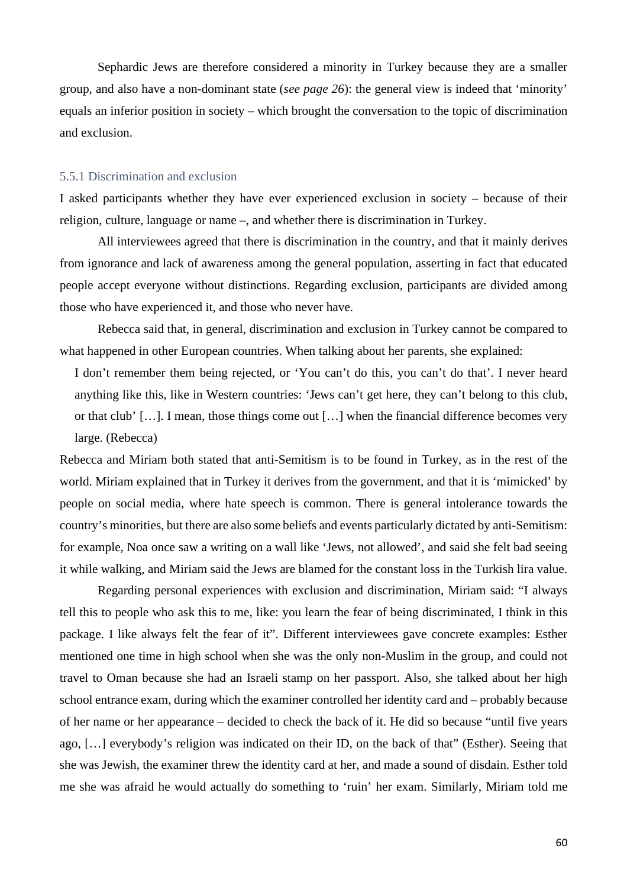Sephardic Jews are therefore considered a minority in Turkey because they are a smaller group, and also have a non-dominant state (*see page 26*): the general view is indeed that 'minority' equals an inferior position in society – which brought the conversation to the topic of discrimination and exclusion.

### 5.5.1 Discrimination and exclusion

I asked participants whether they have ever experienced exclusion in society – because of their religion, culture, language or name –, and whether there is discrimination in Turkey.

All interviewees agreed that there is discrimination in the country, and that it mainly derives from ignorance and lack of awareness among the general population, asserting in fact that educated people accept everyone without distinctions. Regarding exclusion, participants are divided among those who have experienced it, and those who never have.

Rebecca said that, in general, discrimination and exclusion in Turkey cannot be compared to what happened in other European countries. When talking about her parents, she explained:

> I don't remember them being rejected, or 'You can't do this, you can't do that'. I never heard anything like this, like in Western countries: 'Jews can't get here, they can't belong to this club, or that club' […]. I mean, those things come out […] when the financial difference becomes very large. (Rebecca)

Rebecca and Miriam both stated that anti-Semitism is to be found in Turkey, as in the rest of the world. Miriam explained that in Turkey it derives from the government, and that it is 'mimicked' by people on social media, where hate speech is common. There is general intolerance towards the country's minorities, but there are also some beliefs and events particularly dictated by anti-Semitism: for example, Noa once saw a writing on a wall like 'Jews, not allowed', and said she felt bad seeing it while walking, and Miriam said the Jews are blamed for the constant loss in the Turkish lira value.

Regarding personal experiences with exclusion and discrimination, Miriam said: "I always tell this to people who ask this to me, like: you learn the fear of being discriminated, I think in this package. I like always felt the fear of it". Different interviewees gave concrete examples: Esther mentioned one time in high school when she was the only non-Muslim in the group, and could not travel to Oman because she had an Israeli stamp on her passport. Also, she talked about her high school entrance exam, during which the examiner controlled her identity card and – probably because of her name or her appearance – decided to check the back of it. He did so because "until five years ago, […] everybody's religion was indicated on their ID, on the back of that" (Esther). Seeing that she was Jewish, the examiner threw the identity card at her, and made a sound of disdain. Esther told me she was afraid he would actually do something to 'ruin' her exam. Similarly, Miriam told me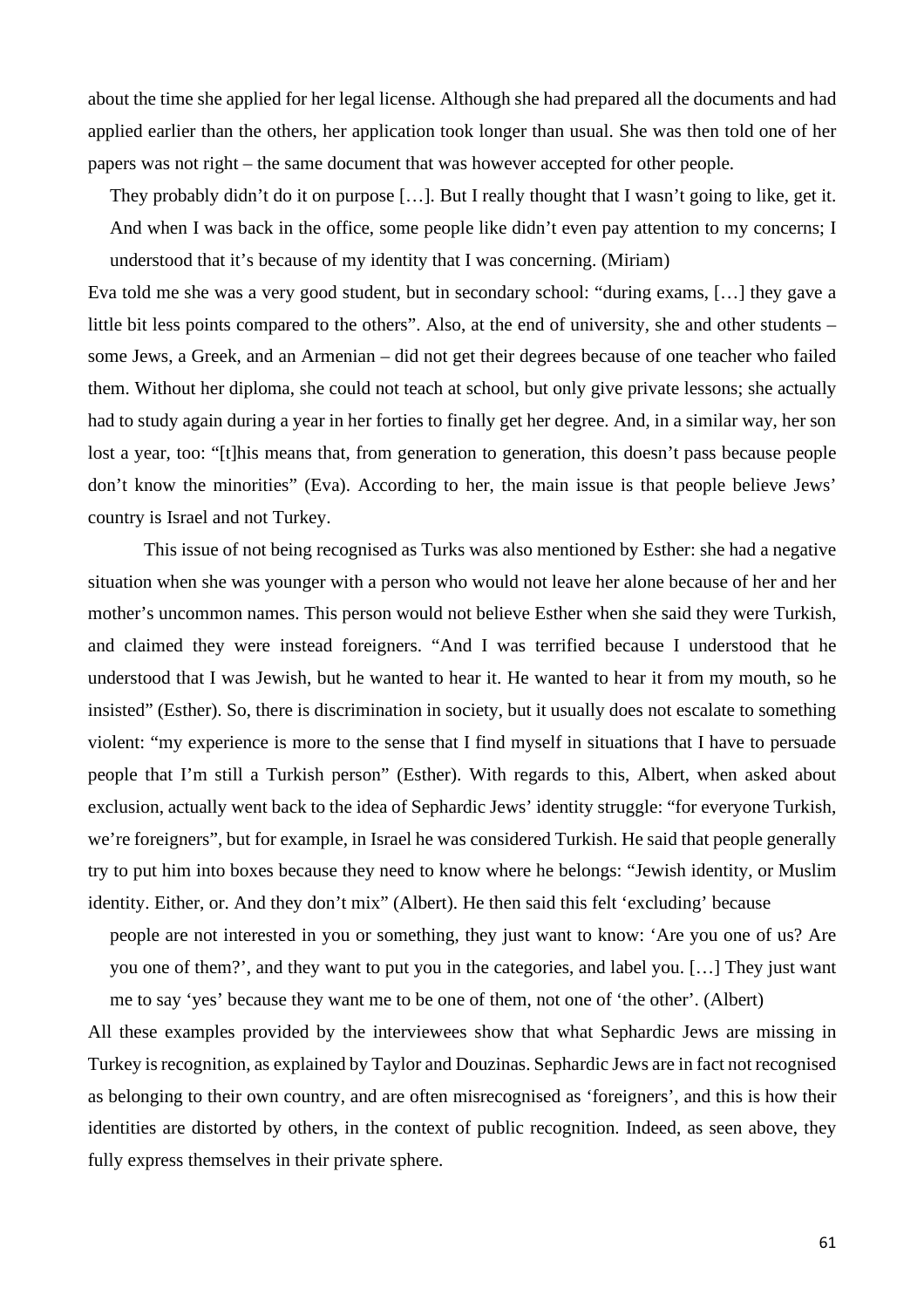about the time she applied for her legal license. Although she had prepared all the documents and had applied earlier than the others, her application took longer than usual. She was then told one of her papers was not right – the same document that was however accepted for other people.

> They probably didn't do it on purpose […]. But I really thought that I wasn't going to like, get it. And when I was back in the office, some people like didn't even pay attention to my concerns; I understood that it's because of my identity that I was concerning. (Miriam)

Eva told me she was a very good student, but in secondary school: "during exams, […] they gave a little bit less points compared to the others". Also, at the end of university, she and other students – some Jews, a Greek, and an Armenian – did not get their degrees because of one teacher who failed them. Without her diploma, she could not teach at school, but only give private lessons; she actually had to study again during a year in her forties to finally get her degree. And, in a similar way, her son lost a year, too: "[t]his means that, from generation to generation, this doesn't pass because people don't know the minorities" (Eva). According to her, the main issue is that people believe Jews' country is Israel and not Turkey.

This issue of not being recognised as Turks was also mentioned by Esther: she had a negative situation when she was younger with a person who would not leave her alone because of her and her mother's uncommon names. This person would not believe Esther when she said they were Turkish, and claimed they were instead foreigners. "And I was terrified because I understood that he understood that I was Jewish, but he wanted to hear it. He wanted to hear it from my mouth, so he insisted" (Esther). So, there is discrimination in society, but it usually does not escalate to something violent: "my experience is more to the sense that I find myself in situations that I have to persuade people that I'm still a Turkish person" (Esther). With regards to this, Albert, when asked about exclusion, actually went back to the idea of Sephardic Jews' identity struggle: "for everyone Turkish, we're foreigners", but for example, in Israel he was considered Turkish. He said that people generally try to put him into boxes because they need to know where he belongs: "Jewish identity, or Muslim identity. Either, or. And they don't mix" (Albert). He then said this felt 'excluding' because

> people are not interested in you or something, they just want to know: 'Are you one of us? Are you one of them?', and they want to put you in the categories, and label you. […] They just want me to say 'yes' because they want me to be one of them, not one of 'the other'. (Albert)

All these examples provided by the interviewees show that what Sephardic Jews are missing in Turkey is recognition, as explained by Taylor and Douzinas. Sephardic Jews are in fact not recognised as belonging to their own country, and are often misrecognised as 'foreigners', and this is how their identities are distorted by others, in the context of public recognition. Indeed, as seen above, they fully express themselves in their private sphere.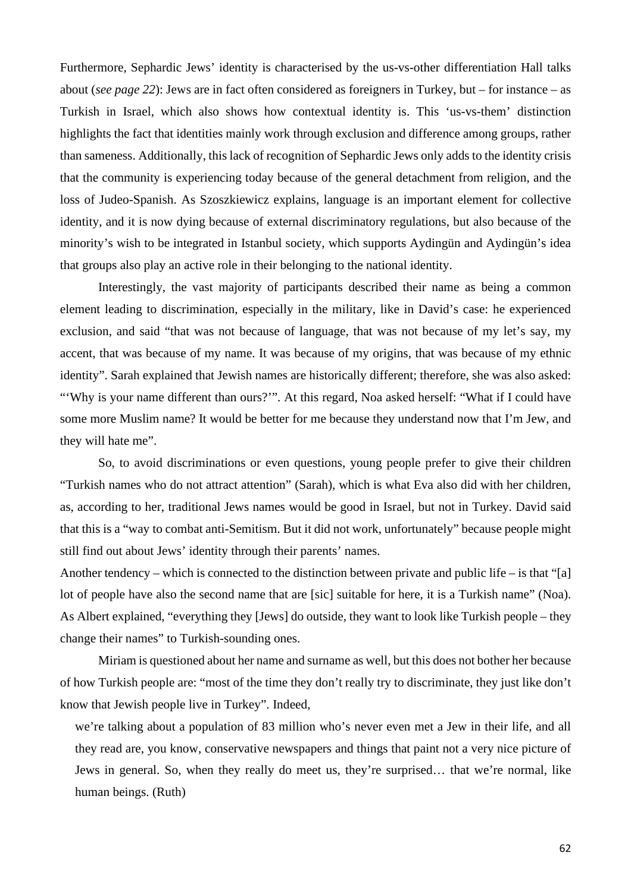Furthermore, Sephardic Jews' identity is characterised by the us-vs-other differentiation Hall talks about (*see page 22*): Jews are in fact often considered as foreigners in Turkey, but – for instance – as Turkish in Israel, which also shows how contextual identity is. This 'us-vs-them' distinction highlights the fact that identities mainly work through exclusion and difference among groups, rather than sameness. Additionally, this lack of recognition of Sephardic Jews only adds to the identity crisis that the community is experiencing today because of the general detachment from religion, and the loss of Judeo-Spanish. As Szoszkiewicz explains, language is an important element for collective identity, and it is now dying because of external discriminatory regulations, but also because of the minority's wish to be integrated in Istanbul society, which supports Aydingün and Aydingün's idea that groups also play an active role in their belonging to the national identity.

Interestingly, the vast majority of participants described their name as being a common element leading to discrimination, especially in the military, like in David's case: he experienced exclusion, and said "that was not because of language, that was not because of my let's say, my accent, that was because of my name. It was because of my origins, that was because of my ethnic identity". Sarah explained that Jewish names are historically different; therefore, she was also asked: "'Why is your name different than ours?'". At this regard, Noa asked herself: "What if I could have some more Muslim name? It would be better for me because they understand now that I'm Jew, and they will hate me".

So, to avoid discriminations or even questions, young people prefer to give their children "Turkish names who do not attract attention" (Sarah), which is what Eva also did with her children, as, according to her, traditional Jews names would be good in Israel, but not in Turkey. David said that this is a "way to combat anti-Semitism. But it did not work, unfortunately" because people might still find out about Jews' identity through their parents' names.

Another tendency – which is connected to the distinction between private and public life – is that "[a] lot of people have also the second name that are [sic] suitable for here, it is a Turkish name" (Noa). As Albert explained, "everything they [Jews] do outside, they want to look like Turkish people – they change their names" to Turkish-sounding ones.

Miriam is questioned about her name and surname as well, but this does not bother her because of how Turkish people are: "most of the time they don't really try to discriminate, they just like don't know that Jewish people live in Turkey". Indeed,

> we're talking about a population of 83 million who's never even met a Jew in their life, and all they read are, you know, conservative newspapers and things that paint not a very nice picture of Jews in general. So, when they really do meet us, they're surprised… that we're normal, like human beings. (Ruth)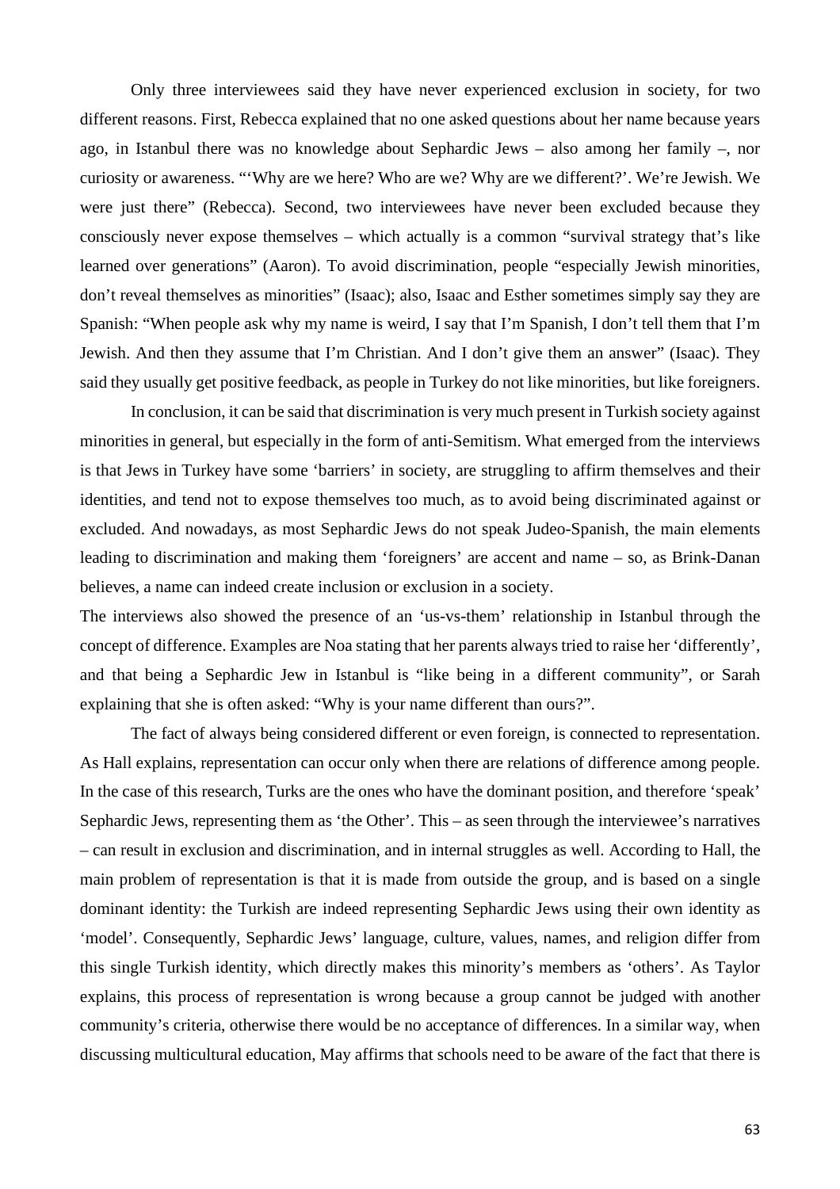Only three interviewees said they have never experienced exclusion in society, for two different reasons. First, Rebecca explained that no one asked questions about her name because years ago, in Istanbul there was no knowledge about Sephardic Jews – also among her family –, nor curiosity or awareness. "'Why are we here? Who are we? Why are we different?'. We're Jewish. We were just there" (Rebecca). Second, two interviewees have never been excluded because they consciously never expose themselves – which actually is a common "survival strategy that's like learned over generations" (Aaron). To avoid discrimination, people "especially Jewish minorities, don't reveal themselves as minorities" (Isaac); also, Isaac and Esther sometimes simply say they are Spanish: "When people ask why my name is weird, I say that I'm Spanish, I don't tell them that I'm Jewish. And then they assume that I'm Christian. And I don't give them an answer" (Isaac). They said they usually get positive feedback, as people in Turkey do not like minorities, but like foreigners.

In conclusion, it can be said that discrimination is very much present in Turkish society against minorities in general, but especially in the form of anti-Semitism. What emerged from the interviews is that Jews in Turkey have some 'barriers' in society, are struggling to affirm themselves and their identities, and tend not to expose themselves too much, as to avoid being discriminated against or excluded. And nowadays, as most Sephardic Jews do not speak Judeo-Spanish, the main elements leading to discrimination and making them 'foreigners' are accent and name – so, as Brink-Danan believes, a name can indeed create inclusion or exclusion in a society.

The interviews also showed the presence of an 'us-vs-them' relationship in Istanbul through the concept of difference. Examples are Noa stating that her parents always tried to raise her 'differently', and that being a Sephardic Jew in Istanbul is "like being in a different community", or Sarah explaining that she is often asked: "Why is your name different than ours?".

The fact of always being considered different or even foreign, is connected to representation. As Hall explains, representation can occur only when there are relations of difference among people. In the case of this research, Turks are the ones who have the dominant position, and therefore 'speak' Sephardic Jews, representing them as 'the Other'. This – as seen through the interviewee's narratives – can result in exclusion and discrimination, and in internal struggles as well. According to Hall, the main problem of representation is that it is made from outside the group, and is based on a single dominant identity: the Turkish are indeed representing Sephardic Jews using their own identity as 'model'. Consequently, Sephardic Jews' language, culture, values, names, and religion differ from this single Turkish identity, which directly makes this minority's members as 'others'. As Taylor explains, this process of representation is wrong because a group cannot be judged with another community's criteria, otherwise there would be no acceptance of differences. In a similar way, when discussing multicultural education, May affirms that schools need to be aware of the fact that there is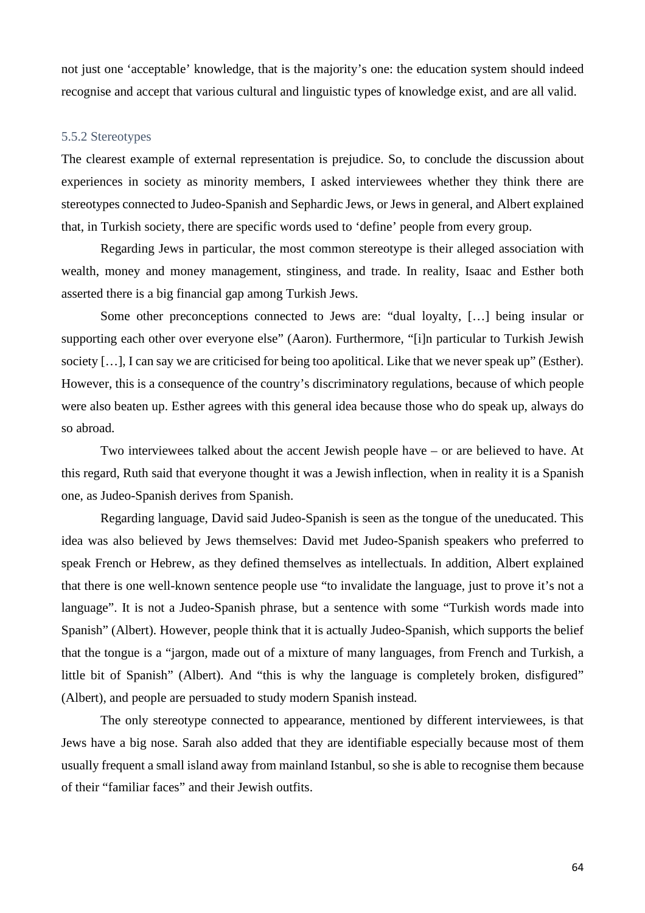not just one 'acceptable' knowledge, that is the majority's one: the education system should indeed recognise and accept that various cultural and linguistic types of knowledge exist, and are all valid.

### 5.5.2 Stereotypes

The clearest example of external representation is prejudice. So, to conclude the discussion about experiences in society as minority members, I asked interviewees whether they think there are stereotypes connected to Judeo-Spanish and Sephardic Jews, or Jews in general, and Albert explained that, in Turkish society, there are specific words used to 'define' people from every group.

Regarding Jews in particular, the most common stereotype is their alleged association with wealth, money and money management, stinginess, and trade. In reality, Isaac and Esther both asserted there is a big financial gap among Turkish Jews.

Some other preconceptions connected to Jews are: "dual loyalty, […] being insular or supporting each other over everyone else" (Aaron). Furthermore, "[i]n particular to Turkish Jewish society […], I can say we are criticised for being too apolitical. Like that we never speak up" (Esther). However, this is a consequence of the country's discriminatory regulations, because of which people were also beaten up. Esther agrees with this general idea because those who do speak up, always do so abroad.

Two interviewees talked about the accent Jewish people have – or are believed to have. At this regard, Ruth said that everyone thought it was a Jewish inflection, when in reality it is a Spanish one, as Judeo-Spanish derives from Spanish.

Regarding language, David said Judeo-Spanish is seen as the tongue of the uneducated. This idea was also believed by Jews themselves: David met Judeo-Spanish speakers who preferred to speak French or Hebrew, as they defined themselves as intellectuals. In addition, Albert explained that there is one well-known sentence people use "to invalidate the language, just to prove it's not a language". It is not a Judeo-Spanish phrase, but a sentence with some "Turkish words made into Spanish" (Albert). However, people think that it is actually Judeo-Spanish, which supports the belief that the tongue is a "jargon, made out of a mixture of many languages, from French and Turkish, a little bit of Spanish" (Albert). And "this is why the language is completely broken, disfigured" (Albert), and people are persuaded to study modern Spanish instead.

The only stereotype connected to appearance, mentioned by different interviewees, is that Jews have a big nose. Sarah also added that they are identifiable especially because most of them usually frequent a small island away from mainland Istanbul, so she is able to recognise them because of their "familiar faces" and their Jewish outfits.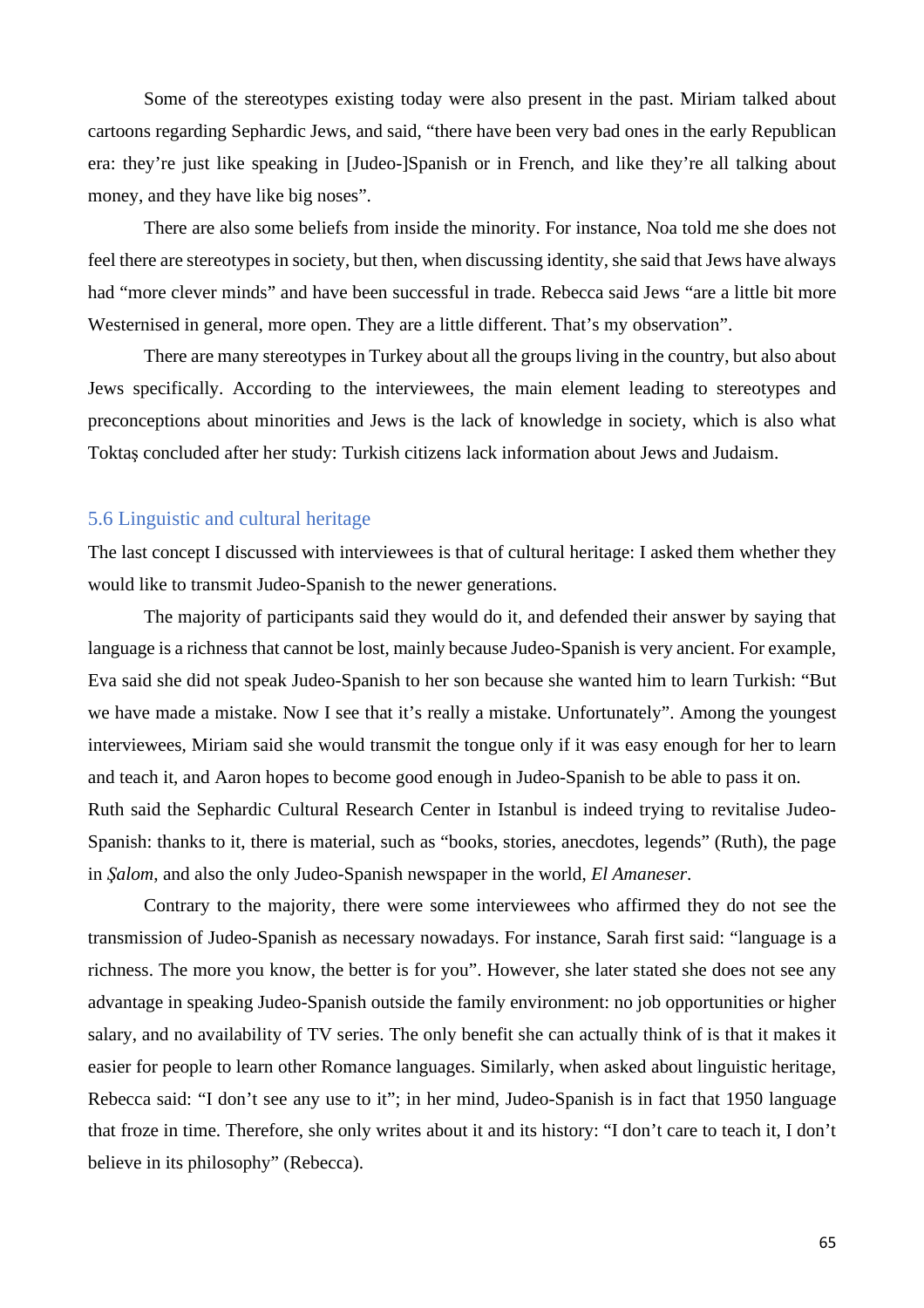Some of the stereotypes existing today were also present in the past. Miriam talked about cartoons regarding Sephardic Jews, and said, "there have been very bad ones in the early Republican era: they're just like speaking in [Judeo-]Spanish or in French, and like they're all talking about money, and they have like big noses".

There are also some beliefs from inside the minority. For instance, Noa told me she does not feel there are stereotypes in society, but then, when discussing identity, she said that Jews have always had "more clever minds" and have been successful in trade. Rebecca said Jews "are a little bit more Westernised in general, more open. They are a little different. That's my observation".

There are many stereotypes in Turkey about all the groups living in the country, but also about Jews specifically. According to the interviewees, the main element leading to stereotypes and preconceptions about minorities and Jews is the lack of knowledge in society, which is also what Toktaş concluded after her study: Turkish citizens lack information about Jews and Judaism.

## 5.6 Linguistic and cultural heritage

The last concept I discussed with interviewees is that of cultural heritage: I asked them whether they would like to transmit Judeo-Spanish to the newer generations.

The majority of participants said they would do it, and defended their answer by saying that language is a richness that cannot be lost, mainly because Judeo-Spanish is very ancient. For example, Eva said she did not speak Judeo-Spanish to her son because she wanted him to learn Turkish: "But we have made a mistake. Now I see that it's really a mistake. Unfortunately". Among the youngest interviewees, Miriam said she would transmit the tongue only if it was easy enough for her to learn and teach it, and Aaron hopes to become good enough in Judeo-Spanish to be able to pass it on.
Ruth said the Sephardic Cultural Research Center in Istanbul is indeed trying to revitalise Judeo-Spanish: thanks to it, there is material, such as "books, stories, anecdotes, legends" (Ruth), the page in *Şalom*, and also the only Judeo-Spanish newspaper in the world, *El Amaneser*.

Contrary to the majority, there were some interviewees who affirmed they do not see the transmission of Judeo-Spanish as necessary nowadays. For instance, Sarah first said: "language is a richness. The more you know, the better is for you". However, she later stated she does not see any advantage in speaking Judeo-Spanish outside the family environment: no job opportunities or higher salary, and no availability of TV series. The only benefit she can actually think of is that it makes it easier for people to learn other Romance languages. Similarly, when asked about linguistic heritage, Rebecca said: "I don't see any use to it"; in her mind, Judeo-Spanish is in fact that 1950 language that froze in time. Therefore, she only writes about it and its history: "I don't care to teach it, I don't believe in its philosophy" (Rebecca).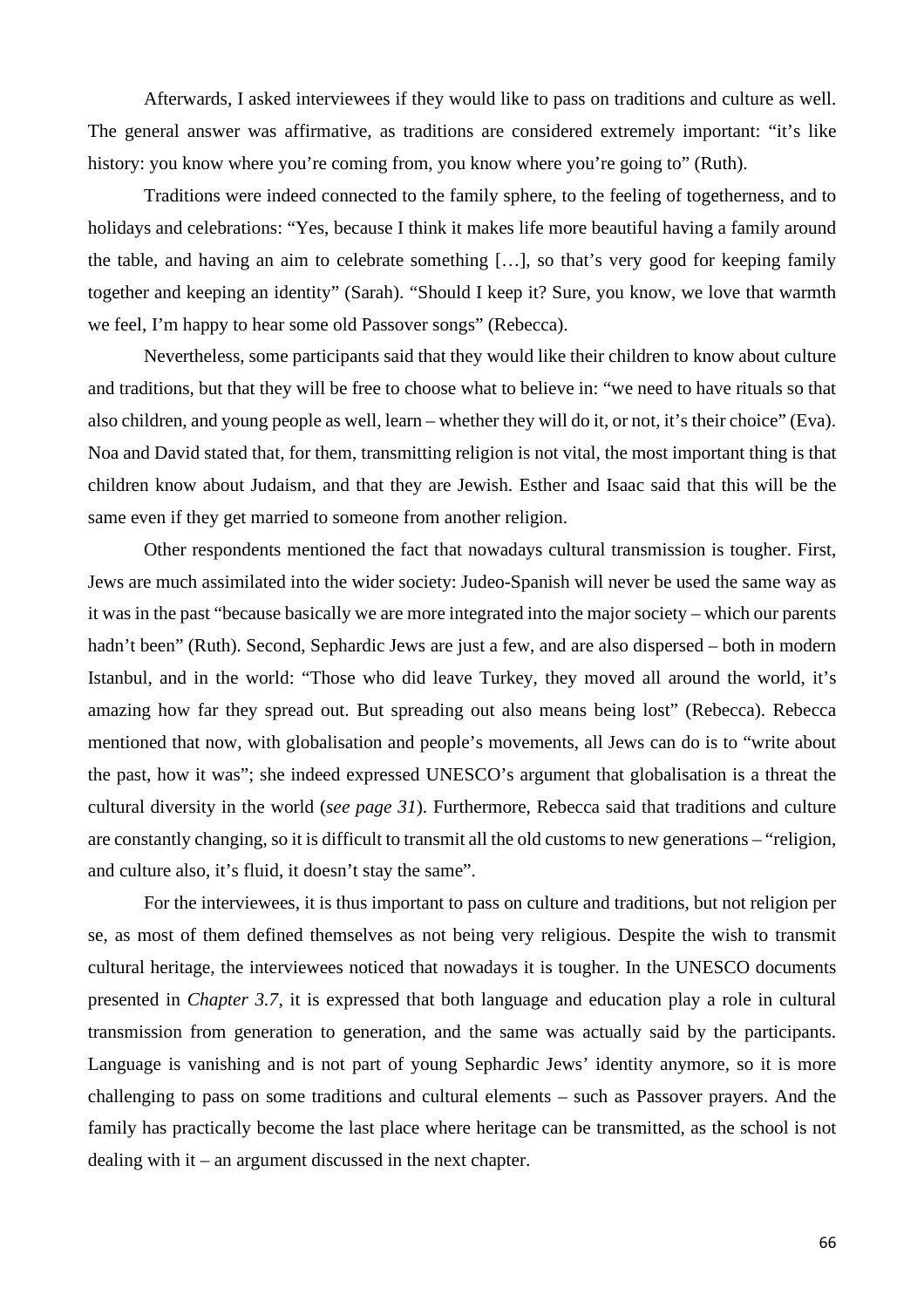Afterwards, I asked interviewees if they would like to pass on traditions and culture as well. The general answer was affirmative, as traditions are considered extremely important: "it's like history: you know where you're coming from, you know where you're going to" (Ruth).

Traditions were indeed connected to the family sphere, to the feeling of togetherness, and to holidays and celebrations: "Yes, because I think it makes life more beautiful having a family around the table, and having an aim to celebrate something […], so that's very good for keeping family together and keeping an identity" (Sarah). "Should I keep it? Sure, you know, we love that warmth we feel, I'm happy to hear some old Passover songs" (Rebecca).

Nevertheless, some participants said that they would like their children to know about culture and traditions, but that they will be free to choose what to believe in: "we need to have rituals so that also children, and young people as well, learn – whether they will do it, or not, it's their choice" (Eva). Noa and David stated that, for them, transmitting religion is not vital, the most important thing is that children know about Judaism, and that they are Jewish. Esther and Isaac said that this will be the same even if they get married to someone from another religion.

Other respondents mentioned the fact that nowadays cultural transmission is tougher. First, Jews are much assimilated into the wider society: Judeo-Spanish will never be used the same way as it was in the past "because basically we are more integrated into the major society – which our parents hadn't been" (Ruth). Second, Sephardic Jews are just a few, and are also dispersed – both in modern Istanbul, and in the world: "Those who did leave Turkey, they moved all around the world, it's amazing how far they spread out. But spreading out also means being lost" (Rebecca). Rebecca mentioned that now, with globalisation and people's movements, all Jews can do is to "write about the past, how it was"; she indeed expressed UNESCO's argument that globalisation is a threat the cultural diversity in the world (*see page 31*). Furthermore, Rebecca said that traditions and culture are constantly changing, so it is difficult to transmit all the old customs to new generations – "religion, and culture also, it's fluid, it doesn't stay the same".

For the interviewees, it is thus important to pass on culture and traditions, but not religion per se, as most of them defined themselves as not being very religious. Despite the wish to transmit cultural heritage, the interviewees noticed that nowadays it is tougher. In the UNESCO documents presented in *Chapter 3.7*, it is expressed that both language and education play a role in cultural transmission from generation to generation, and the same was actually said by the participants. Language is vanishing and is not part of young Sephardic Jews' identity anymore, so it is more challenging to pass on some traditions and cultural elements – such as Passover prayers. And the family has practically become the last place where heritage can be transmitted, as the school is not dealing with it – an argument discussed in the next chapter.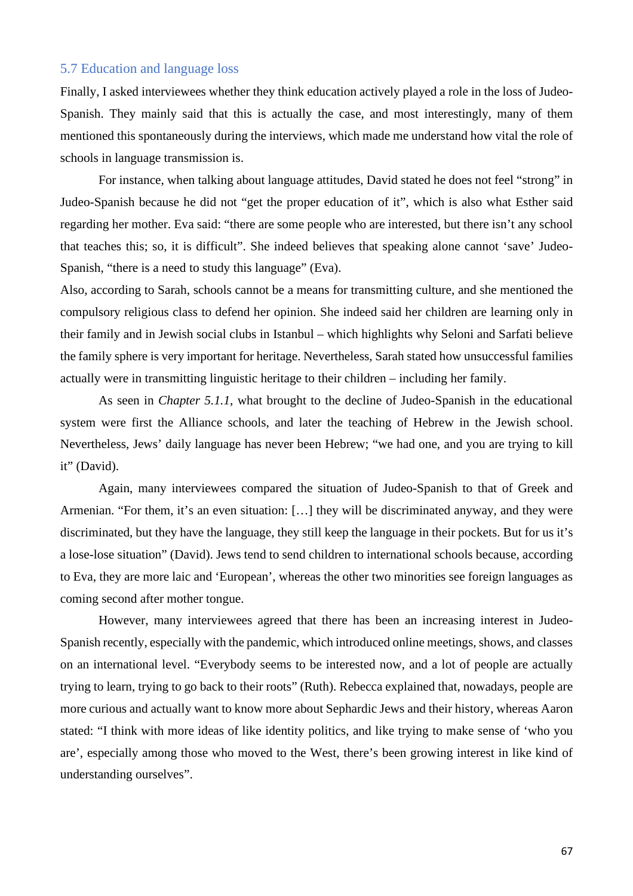### 5.7 Education and language loss

Finally, I asked interviewees whether they think education actively played a role in the loss of Judeo-Spanish. They mainly said that this is actually the case, and most interestingly, many of them mentioned this spontaneously during the interviews, which made me understand how vital the role of schools in language transmission is.

For instance, when talking about language attitudes, David stated he does not feel "strong" in Judeo-Spanish because he did not "get the proper education of it", which is also what Esther said regarding her mother. Eva said: "there are some people who are interested, but there isn't any school that teaches this; so, it is difficult". She indeed believes that speaking alone cannot 'save' Judeo-Spanish, "there is a need to study this language" (Eva).

Also, according to Sarah, schools cannot be a means for transmitting culture, and she mentioned the compulsory religious class to defend her opinion. She indeed said her children are learning only in their family and in Jewish social clubs in Istanbul – which highlights why Seloni and Sarfati believe the family sphere is very important for heritage. Nevertheless, Sarah stated how unsuccessful families actually were in transmitting linguistic heritage to their children – including her family.

As seen in *Chapter 5.1.1*, what brought to the decline of Judeo-Spanish in the educational system were first the Alliance schools, and later the teaching of Hebrew in the Jewish school. Nevertheless, Jews' daily language has never been Hebrew; "we had one, and you are trying to kill it" (David).

Again, many interviewees compared the situation of Judeo-Spanish to that of Greek and Armenian. "For them, it's an even situation: […] they will be discriminated anyway, and they were discriminated, but they have the language, they still keep the language in their pockets. But for us it's a lose-lose situation" (David). Jews tend to send children to international schools because, according to Eva, they are more laic and 'European', whereas the other two minorities see foreign languages as coming second after mother tongue.

However, many interviewees agreed that there has been an increasing interest in Judeo-Spanish recently, especially with the pandemic, which introduced online meetings, shows, and classes on an international level. "Everybody seems to be interested now, and a lot of people are actually trying to learn, trying to go back to their roots" (Ruth). Rebecca explained that, nowadays, people are more curious and actually want to know more about Sephardic Jews and their history, whereas Aaron stated: "I think with more ideas of like identity politics, and like trying to make sense of 'who you are', especially among those who moved to the West, there's been growing interest in like kind of understanding ourselves".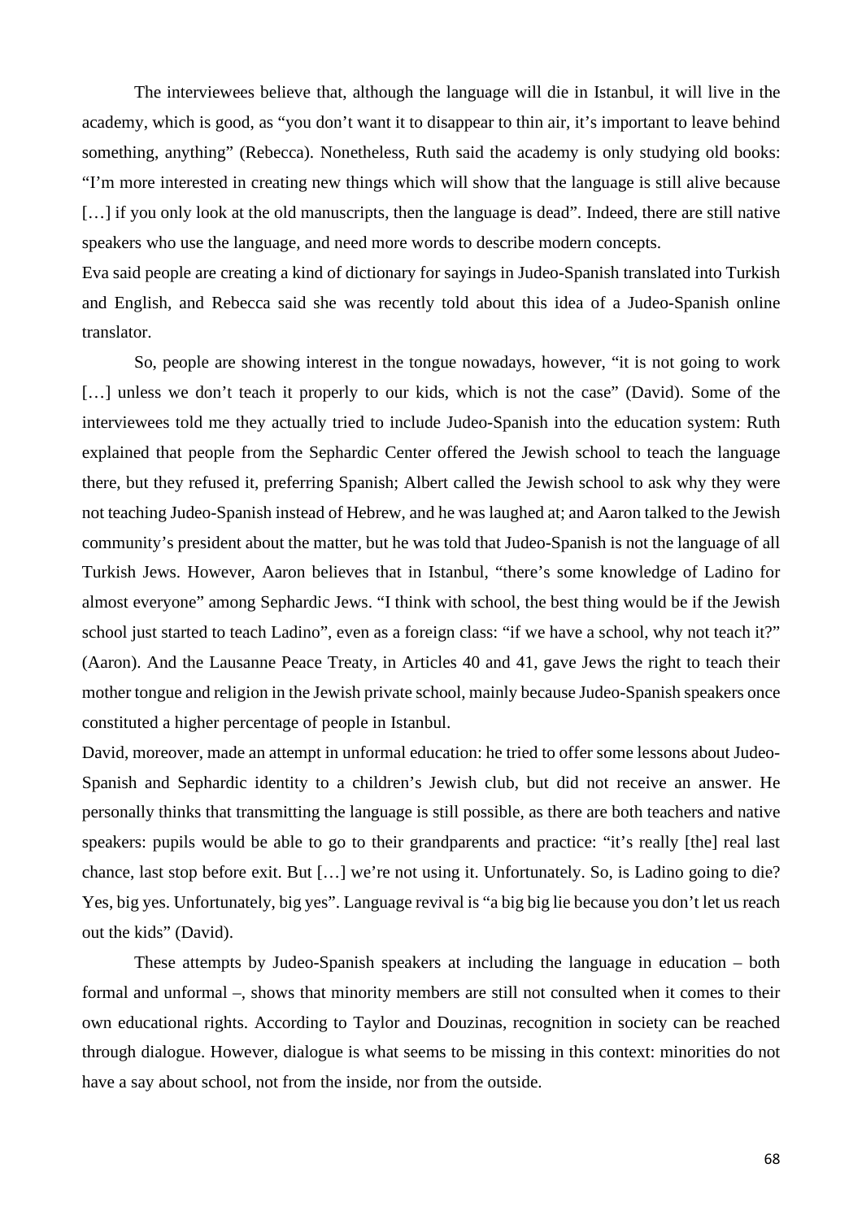The interviewees believe that, although the language will die in Istanbul, it will live in the academy, which is good, as "you don't want it to disappear to thin air, it's important to leave behind something, anything" (Rebecca). Nonetheless, Ruth said the academy is only studying old books: "I'm more interested in creating new things which will show that the language is still alive because […] if you only look at the old manuscripts, then the language is dead". Indeed, there are still native speakers who use the language, and need more words to describe modern concepts.

Eva said people are creating a kind of dictionary for sayings in Judeo-Spanish translated into Turkish and English, and Rebecca said she was recently told about this idea of a Judeo-Spanish online translator.

So, people are showing interest in the tongue nowadays, however, "it is not going to work […] unless we don't teach it properly to our kids, which is not the case" (David). Some of the interviewees told me they actually tried to include Judeo-Spanish into the education system: Ruth explained that people from the Sephardic Center offered the Jewish school to teach the language there, but they refused it, preferring Spanish; Albert called the Jewish school to ask why they were not teaching Judeo-Spanish instead of Hebrew, and he was laughed at; and Aaron talked to the Jewish community's president about the matter, but he was told that Judeo-Spanish is not the language of all Turkish Jews. However, Aaron believes that in Istanbul, "there's some knowledge of Ladino for almost everyone" among Sephardic Jews. "I think with school, the best thing would be if the Jewish school just started to teach Ladino", even as a foreign class: "if we have a school, why not teach it?" (Aaron). And the Lausanne Peace Treaty, in Articles 40 and 41, gave Jews the right to teach their mother tongue and religion in the Jewish private school, mainly because Judeo-Spanish speakers once constituted a higher percentage of people in Istanbul.

David, moreover, made an attempt in unformal education: he tried to offer some lessons about Judeo-Spanish and Sephardic identity to a children's Jewish club, but did not receive an answer. He personally thinks that transmitting the language is still possible, as there are both teachers and native speakers: pupils would be able to go to their grandparents and practice: "it's really [the] real last chance, last stop before exit. But […] we're not using it. Unfortunately. So, is Ladino going to die? Yes, big yes. Unfortunately, big yes". Language revival is "a big big lie because you don't let us reach out the kids" (David).

These attempts by Judeo-Spanish speakers at including the language in education – both formal and unformal –, shows that minority members are still not consulted when it comes to their own educational rights. According to Taylor and Douzinas, recognition in society can be reached through dialogue. However, dialogue is what seems to be missing in this context: minorities do not have a say about school, not from the inside, nor from the outside.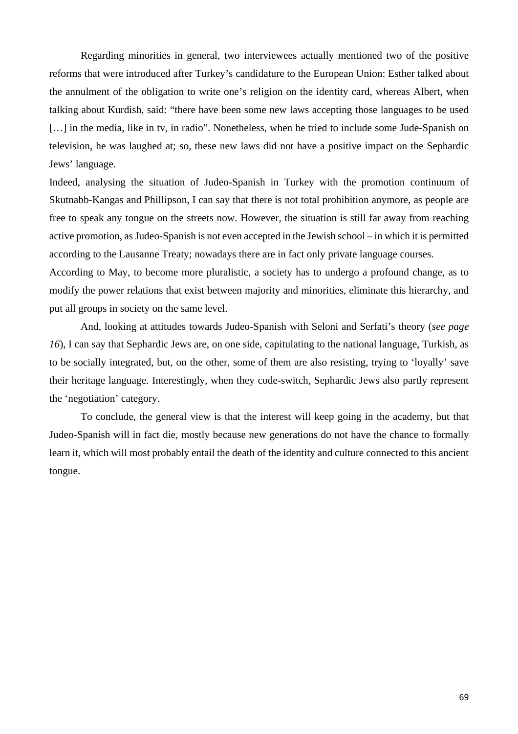Regarding minorities in general, two interviewees actually mentioned two of the positive reforms that were introduced after Turkey's candidature to the European Union: Esther talked about the annulment of the obligation to write one's religion on the identity card, whereas Albert, when talking about Kurdish, said: "there have been some new laws accepting those languages to be used […] in the media, like in tv, in radio". Nonetheless, when he tried to include some Jude-Spanish on television, he was laughed at; so, these new laws did not have a positive impact on the Sephardic Jews' language.

Indeed, analysing the situation of Judeo-Spanish in Turkey with the promotion continuum of Skutnabb-Kangas and Phillipson, I can say that there is not total prohibition anymore, as people are free to speak any tongue on the streets now. However, the situation is still far away from reaching active promotion, as Judeo-Spanish is not even accepted in the Jewish school – in which it is permitted according to the Lausanne Treaty; nowadays there are in fact only private language courses.

According to May, to become more pluralistic, a society has to undergo a profound change, as to modify the power relations that exist between majority and minorities, eliminate this hierarchy, and put all groups in society on the same level.

And, looking at attitudes towards Judeo-Spanish with Seloni and Serfati's theory (*see page 16*), I can say that Sephardic Jews are, on one side, capitulating to the national language, Turkish, as to be socially integrated, but, on the other, some of them are also resisting, trying to 'loyally' save their heritage language. Interestingly, when they code-switch, Sephardic Jews also partly represent the 'negotiation' category.

To conclude, the general view is that the interest will keep going in the academy, but that Judeo-Spanish will in fact die, mostly because new generations do not have the chance to formally learn it, which will most probably entail the death of the identity and culture connected to this ancient tongue.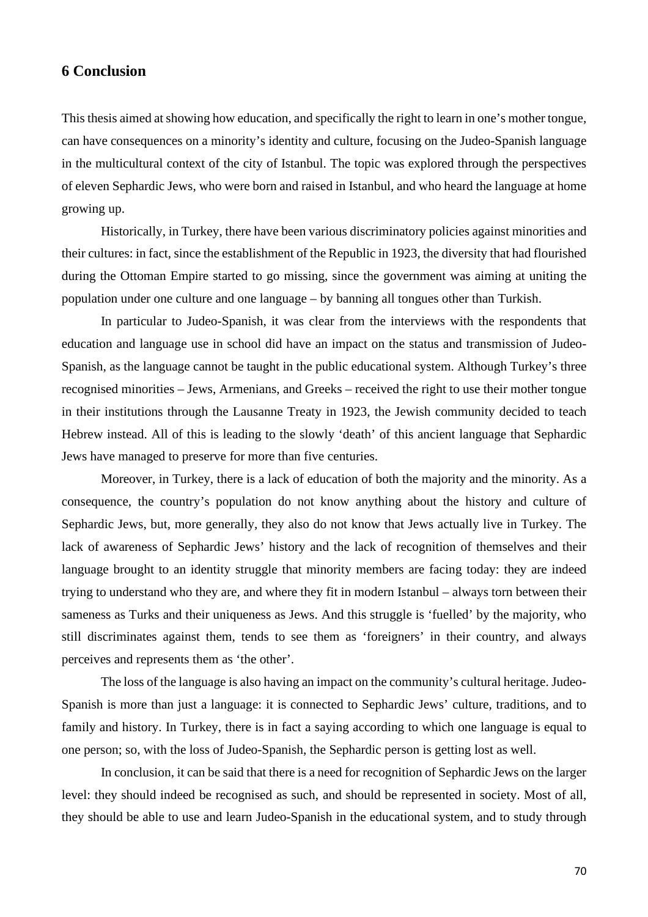## 6 Conclusion

This thesis aimed at showing how education, and specifically the right to learn in one's mother tongue, can have consequences on a minority's identity and culture, focusing on the Judeo-Spanish language in the multicultural context of the city of Istanbul. The topic was explored through the perspectives of eleven Sephardic Jews, who were born and raised in Istanbul, and who heard the language at home growing up.

Historically, in Turkey, there have been various discriminatory policies against minorities and their cultures: in fact, since the establishment of the Republic in 1923, the diversity that had flourished during the Ottoman Empire started to go missing, since the government was aiming at uniting the population under one culture and one language – by banning all tongues other than Turkish.

In particular to Judeo-Spanish, it was clear from the interviews with the respondents that education and language use in school did have an impact on the status and transmission of Judeo-Spanish, as the language cannot be taught in the public educational system. Although Turkey's three recognised minorities – Jews, Armenians, and Greeks – received the right to use their mother tongue in their institutions through the Lausanne Treaty in 1923, the Jewish community decided to teach Hebrew instead. All of this is leading to the slowly 'death' of this ancient language that Sephardic Jews have managed to preserve for more than five centuries.

Moreover, in Turkey, there is a lack of education of both the majority and the minority. As a consequence, the country's population do not know anything about the history and culture of Sephardic Jews, but, more generally, they also do not know that Jews actually live in Turkey. The lack of awareness of Sephardic Jews' history and the lack of recognition of themselves and their language brought to an identity struggle that minority members are facing today: they are indeed trying to understand who they are, and where they fit in modern Istanbul – always torn between their sameness as Turks and their uniqueness as Jews. And this struggle is 'fuelled' by the majority, who still discriminates against them, tends to see them as 'foreigners' in their country, and always perceives and represents them as 'the other'.

The loss of the language is also having an impact on the community's cultural heritage. Judeo-Spanish is more than just a language: it is connected to Sephardic Jews' culture, traditions, and to family and history. In Turkey, there is in fact a saying according to which one language is equal to one person; so, with the loss of Judeo-Spanish, the Sephardic person is getting lost as well.

In conclusion, it can be said that there is a need for recognition of Sephardic Jews on the larger level: they should indeed be recognised as such, and should be represented in society. Most of all, they should be able to use and learn Judeo-Spanish in the educational system, and to study through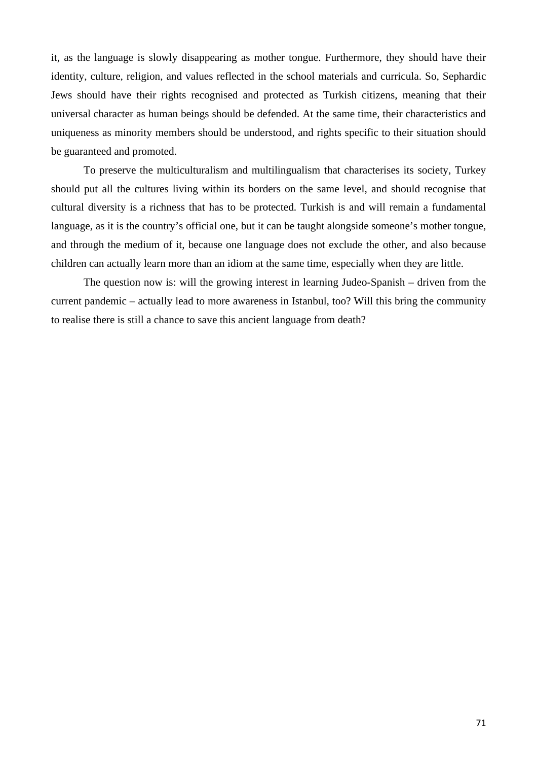it, as the language is slowly disappearing as mother tongue. Furthermore, they should have their identity, culture, religion, and values reflected in the school materials and curricula. So, Sephardic Jews should have their rights recognised and protected as Turkish citizens, meaning that their universal character as human beings should be defended. At the same time, their characteristics and uniqueness as minority members should be understood, and rights specific to their situation should be guaranteed and promoted.

To preserve the multiculturalism and multilingualism that characterises its society, Turkey should put all the cultures living within its borders on the same level, and should recognise that cultural diversity is a richness that has to be protected. Turkish is and will remain a fundamental language, as it is the country's official one, but it can be taught alongside someone's mother tongue, and through the medium of it, because one language does not exclude the other, and also because children can actually learn more than an idiom at the same time, especially when they are little.

The question now is: will the growing interest in learning Judeo-Spanish – driven from the current pandemic – actually lead to more awareness in Istanbul, too? Will this bring the community to realise there is still a chance to save this ancient language from death?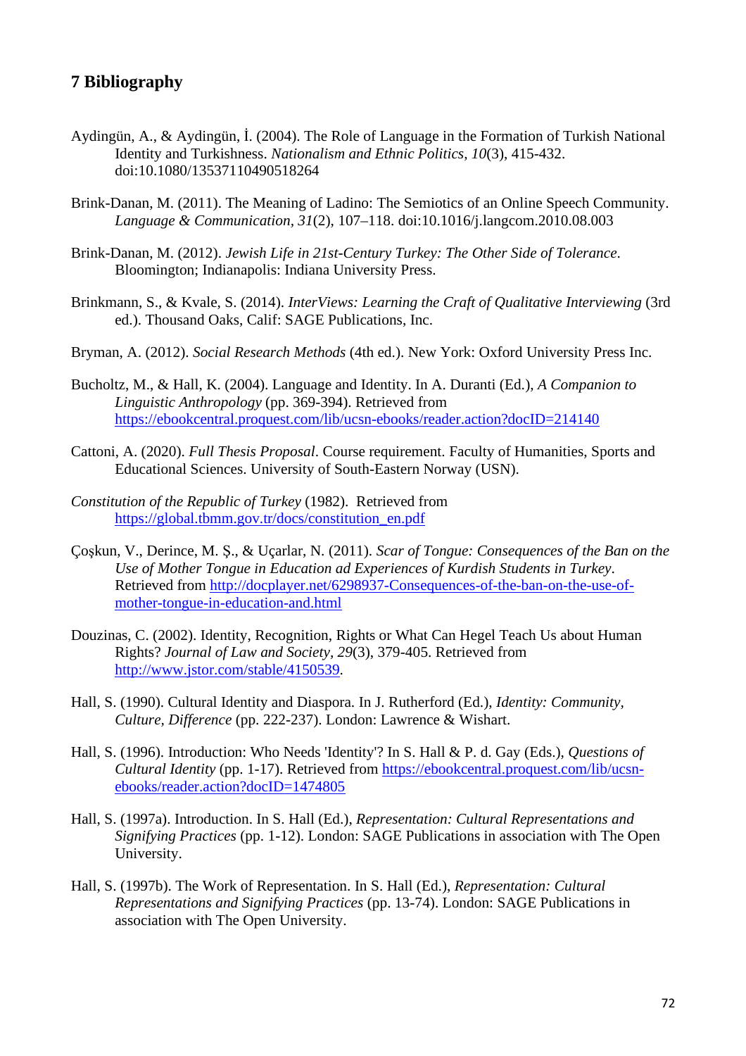# 7 Bibliography

Aydingün, A., & Aydingün, İ. (2004). The Role of Language in the Formation of Turkish National Identity and Turkishness. *Nationalism and Ethnic Politics, 10*(3), 415-432. doi:10.1080/13537110490518264

Brink-Danan, M. (2011). The Meaning of Ladino: The Semiotics of an Online Speech Community. *Language & Communication, 31*(2), 107–118. doi:10.1016/j.langcom.2010.08.003

Brink-Danan, M. (2012). *Jewish Life in 21st-Century Turkey: The Other Side of Tolerance*. Bloomington; Indianapolis: Indiana University Press.

Brinkmann, S., & Kvale, S. (2014). *InterViews: Learning the Craft of Qualitative Interviewing* (3rd ed.). Thousand Oaks, Calif: SAGE Publications, Inc.

Bryman, A. (2012). *Social Research Methods* (4th ed.). New York: Oxford University Press Inc.

Bucholtz, M., & Hall, K. (2004). Language and Identity. In A. Duranti (Ed.), *A Companion to Linguistic Anthropology* (pp. 369-394). Retrieved from https://ebookcentral.proquest.com/lib/ucsn-ebooks/reader.action?docID=214140

Cattoni, A. (2020). *Full Thesis Proposal*. Course requirement. Faculty of Humanities, Sports and Educational Sciences. University of South-Eastern Norway (USN).

*Constitution of the Republic of Turkey* (1982). Retrieved from https://global.tbmm.gov.tr/docs/constitution_en.pdf

Çoşkun, V., Derince, M. Ş., & Uçarlar, N. (2011). *Scar of Tongue: Consequences of the Ban on the Use of Mother Tongue in Education ad Experiences of Kurdish Students in Turkey*. Retrieved from http://docplayer.net/6298937-Consequences-of-the-ban-on-the-use-of-mother-tongue-in-education-and.html

Douzinas, C. (2002). Identity, Recognition, Rights or What Can Hegel Teach Us about Human Rights? *Journal of Law and Society, 29*(3), 379-405. Retrieved from http://www.jstor.com/stable/4150539.

Hall, S. (1990). Cultural Identity and Diaspora. In J. Rutherford (Ed.), *Identity: Community, Culture, Difference* (pp. 222-237). London: Lawrence & Wishart.

Hall, S. (1996). Introduction: Who Needs 'Identity'? In S. Hall & P. d. Gay (Eds.), *Questions of Cultural Identity* (pp. 1-17). Retrieved from https://ebookcentral.proquest.com/lib/ucsn-ebooks/reader.action?docID=1474805

Hall, S. (1997a). Introduction. In S. Hall (Ed.), *Representation: Cultural Representations and Signifying Practices* (pp. 1-12). London: SAGE Publications in association with The Open University.

Hall, S. (1997b). The Work of Representation. In S. Hall (Ed.), *Representation: Cultural Representations and Signifying Practices* (pp. 13-74). London: SAGE Publications in association with The Open University.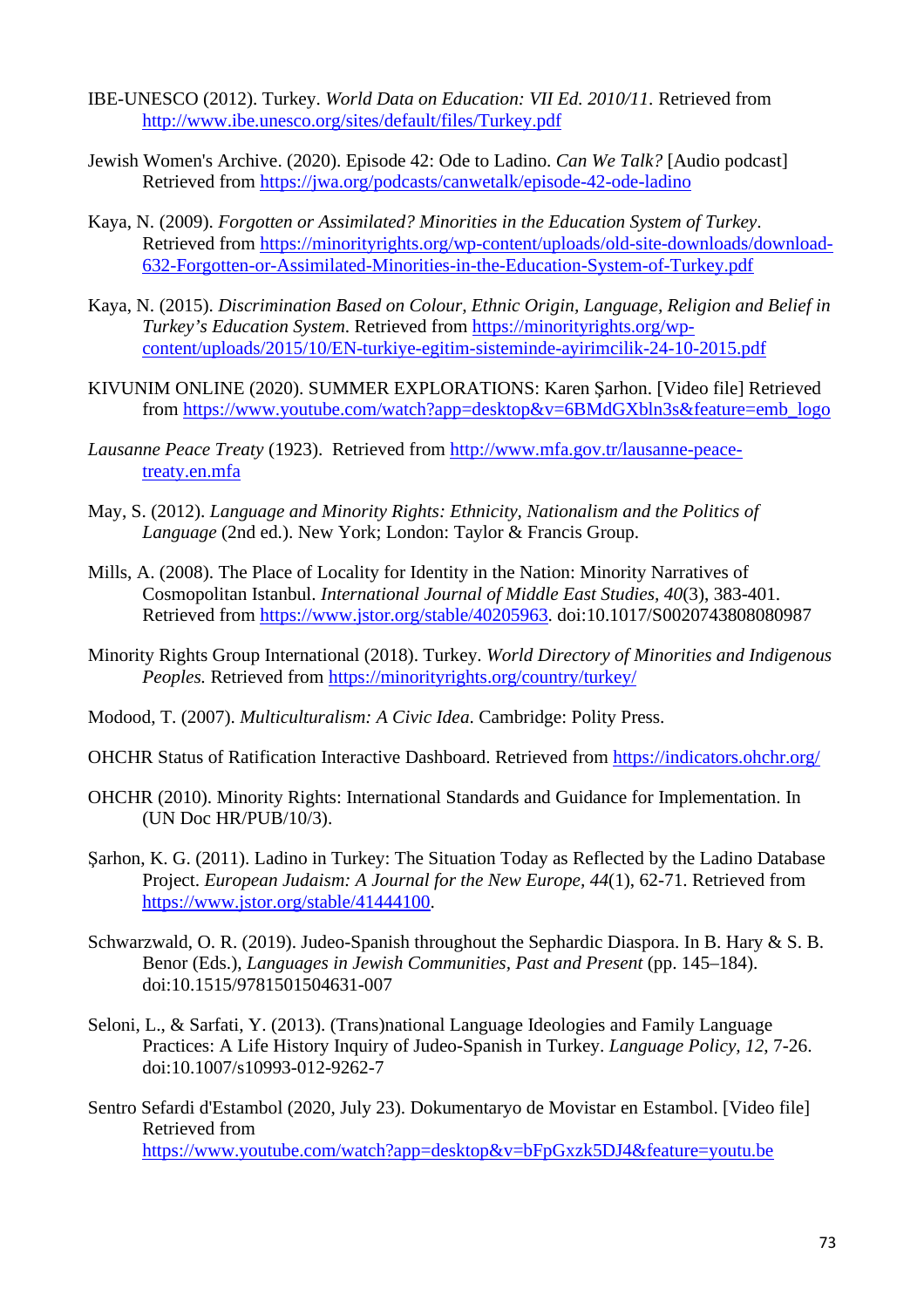IBE-UNESCO (2012). Turkey. *World Data on Education: VII Ed. 2010/11*. Retrieved from http://www.ibe.unesco.org/sites/default/files/Turkey.pdf

Jewish Women's Archive. (2020). Episode 42: Ode to Ladino. *Can We Talk?* [Audio podcast] Retrieved from https://jwa.org/podcasts/canwetalk/episode-42-ode-ladino

Kaya, N. (2009). *Forgotten or Assimilated? Minorities in the Education System of Turkey*. Retrieved from https://minorityrights.org/wp-content/uploads/old-site-downloads/download-632-Forgotten-or-Assimilated-Minorities-in-the-Education-System-of-Turkey.pdf

Kaya, N. (2015). *Discrimination Based on Colour, Ethnic Origin, Language, Religion and Belief in Turkey's Education System*. Retrieved from https://minorityrights.org/wp-content/uploads/2015/10/EN-turkiye-egitim-sisteminde-ayirimcilik-24-10-2015.pdf

KIVUNIM ONLINE (2020). SUMMER EXPLORATIONS: Karen Şarhon. [Video file] Retrieved from https://www.youtube.com/watch?app=desktop&v=6BMdGXbln3s&feature=emb_logo

*Lausanne Peace Treaty* (1923). Retrieved from http://www.mfa.gov.tr/lausanne-peace-treaty.en.mfa

May, S. (2012). *Language and Minority Rights: Ethnicity, Nationalism and the Politics of Language* (2nd ed.). New York; London: Taylor & Francis Group.

Mills, A. (2008). The Place of Locality for Identity in the Nation: Minority Narratives of Cosmopolitan Istanbul. *International Journal of Middle East Studies*, *40*(3), 383-401. Retrieved from https://www.jstor.org/stable/40205963. doi:10.1017/S0020743808080987

Minority Rights Group International (2018). Turkey. *World Directory of Minorities and Indigenous Peoples.* Retrieved from https://minorityrights.org/country/turkey/

Modood, T. (2007). *Multiculturalism: A Civic Idea*. Cambridge: Polity Press.

OHCHR Status of Ratification Interactive Dashboard. Retrieved from https://indicators.ohchr.org/

OHCHR (2010). Minority Rights: International Standards and Guidance for Implementation. In (UN Doc HR/PUB/10/3).

Şarhon, K. G. (2011). Ladino in Turkey: The Situation Today as Reflected by the Ladino Database Project. *European Judaism: A Journal for the New Europe*, *44*(1), 62-71. Retrieved from https://www.jstor.org/stable/41444100.

Schwarzwald, O. R. (2019). Judeo-Spanish throughout the Sephardic Diaspora. In B. Hary & S. B. Benor (Eds.), *Languages in Jewish Communities, Past and Present* (pp. 145–184). doi:10.1515/9781501504631-007

Seloni, L., & Sarfati, Y. (2013). (Trans)national Language Ideologies and Family Language Practices: A Life History Inquiry of Judeo-Spanish in Turkey. *Language Policy, 12*, 7-26. doi:10.1007/s10993-012-9262-7

Sentro Sefardi d'Estambol (2020, July 23). Dokumentaryo de Movistar en Estambol. [Video file] Retrieved from https://www.youtube.com/watch?app=desktop&v=bFpGxzk5DJ4&feature=youtu.be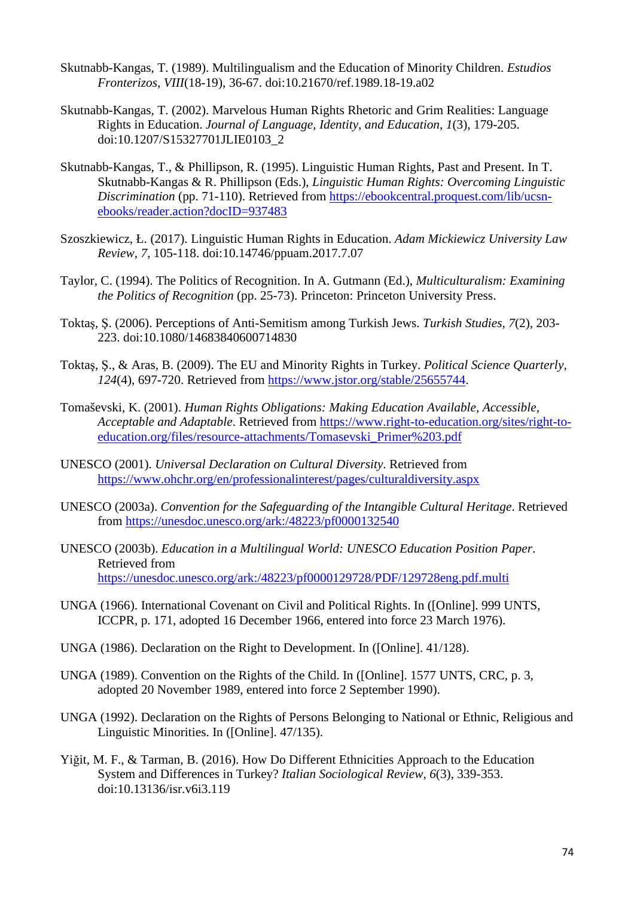Skutnabb-Kangas, T. (1989). Multilingualism and the Education of Minority Children. *Estudios Fronterizos, VIII*(18-19), 36-67. doi:10.21670/ref.1989.18-19.a02

Skutnabb-Kangas, T. (2002). Marvelous Human Rights Rhetoric and Grim Realities: Language Rights in Education. *Journal of Language, Identity, and Education, 1*(3), 179-205. doi:10.1207/S15327701JLIE0103_2

Skutnabb-Kangas, T., & Phillipson, R. (1995). Linguistic Human Rights, Past and Present. In T. Skutnabb-Kangas & R. Phillipson (Eds.), *Linguistic Human Rights: Overcoming Linguistic Discrimination* (pp. 71-110). Retrieved from https://ebookcentral.proquest.com/lib/ucsn-ebooks/reader.action?docID=937483

Szoszkiewicz, Ł. (2017). Linguistic Human Rights in Education. *Adam Mickiewicz University Law Review, 7*, 105-118. doi:10.14746/ppuam.2017.7.07

Taylor, C. (1994). The Politics of Recognition. In A. Gutmann (Ed.), *Multiculturalism: Examining the Politics of Recognition* (pp. 25-73). Princeton: Princeton University Press.

Toktaş, Ş. (2006). Perceptions of Anti-Semitism among Turkish Jews. *Turkish Studies, 7*(2), 203-223. doi:10.1080/14683840600714830

Toktaş, Ş., & Aras, B. (2009). The EU and Minority Rights in Turkey. *Political Science Quarterly, 124*(4), 697-720. Retrieved from https://www.jstor.org/stable/25655744.

Tomaševski, K. (2001). *Human Rights Obligations: Making Education Available, Accessible, Acceptable and Adaptable*. Retrieved from https://www.right-to-education.org/sites/right-to-education.org/files/resource-attachments/Tomasevski_Primer%203.pdf

UNESCO (2001). *Universal Declaration on Cultural Diversity*. Retrieved from https://www.ohchr.org/en/professionalinterest/pages/culturaldiversity.aspx

UNESCO (2003a). *Convention for the Safeguarding of the Intangible Cultural Heritage*. Retrieved from https://unesdoc.unesco.org/ark:/48223/pf0000132540

UNESCO (2003b). *Education in a Multilingual World: UNESCO Education Position Paper*. Retrieved from https://unesdoc.unesco.org/ark:/48223/pf0000129728/PDF/129728eng.pdf.multi

UNGA (1966). International Covenant on Civil and Political Rights. In ([Online]. 999 UNTS, ICCPR, p. 171, adopted 16 December 1966, entered into force 23 March 1976).

UNGA (1986). Declaration on the Right to Development. In ([Online]. 41/128).

UNGA (1989). Convention on the Rights of the Child. In ([Online]. 1577 UNTS, CRC, p. 3, adopted 20 November 1989, entered into force 2 September 1990).

UNGA (1992). Declaration on the Rights of Persons Belonging to National or Ethnic, Religious and Linguistic Minorities. In ([Online]. 47/135).

Yiğit, M. F., & Tarman, B. (2016). How Do Different Ethnicities Approach to the Education System and Differences in Turkey? *Italian Sociological Review, 6*(3), 339-353. doi:10.13136/isr.v6i3.119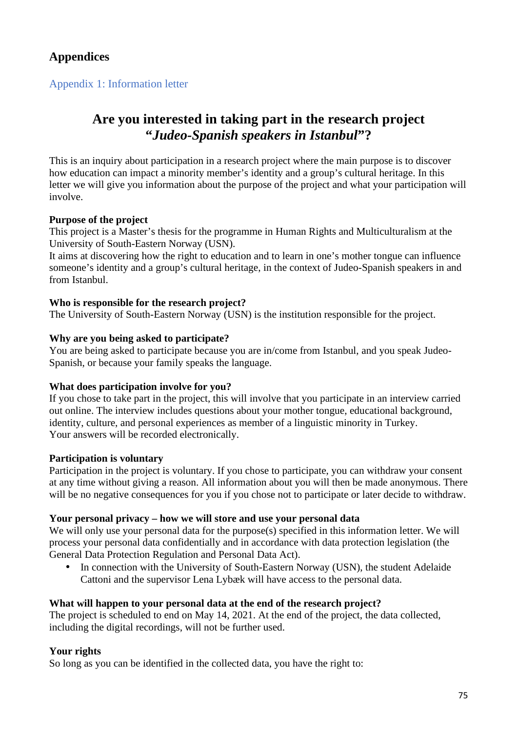# Appendices

## Appendix 1: Information letter

### Are you interested in taking part in the research project *"Judeo-Spanish speakers in Istanbul"*?

This is an inquiry about participation in a research project where the main purpose is to discover how education can impact a minority member's identity and a group's cultural heritage. In this letter we will give you information about the purpose of the project and what your participation will involve.

**Purpose of the project**
This project is a Master's thesis for the programme in Human Rights and Multiculturalism at the University of South-Eastern Norway (USN).
It aims at discovering how the right to education and to learn in one's mother tongue can influence someone's identity and a group's cultural heritage, in the context of Judeo-Spanish speakers in and from Istanbul.

**Who is responsible for the research project?**
The University of South-Eastern Norway (USN) is the institution responsible for the project.

**Why are you being asked to participate?**
You are being asked to participate because you are in/come from Istanbul, and you speak Judeo-Spanish, or because your family speaks the language.

**What does participation involve for you?**
If you chose to take part in the project, this will involve that you participate in an interview carried out online. The interview includes questions about your mother tongue, educational background, identity, culture, and personal experiences as member of a linguistic minority in Turkey.
Your answers will be recorded electronically.

**Participation is voluntary**
Participation in the project is voluntary. If you chose to participate, you can withdraw your consent at any time without giving a reason. All information about you will then be made anonymous. There will be no negative consequences for you if you chose not to participate or later decide to withdraw.

**Your personal privacy – how we will store and use your personal data**
We will only use your personal data for the purpose(s) specified in this information letter. We will process your personal data confidentially and in accordance with data protection legislation (the General Data Protection Regulation and Personal Data Act).

- In connection with the University of South-Eastern Norway (USN), the student Adelaide Cattoni and the supervisor Lena Lybæk will have access to the personal data.

**What will happen to your personal data at the end of the research project?**
The project is scheduled to end on May 14, 2021. At the end of the project, the data collected, including the digital recordings, will not be further used.

**Your rights**
So long as you can be identified in the collected data, you have the right to: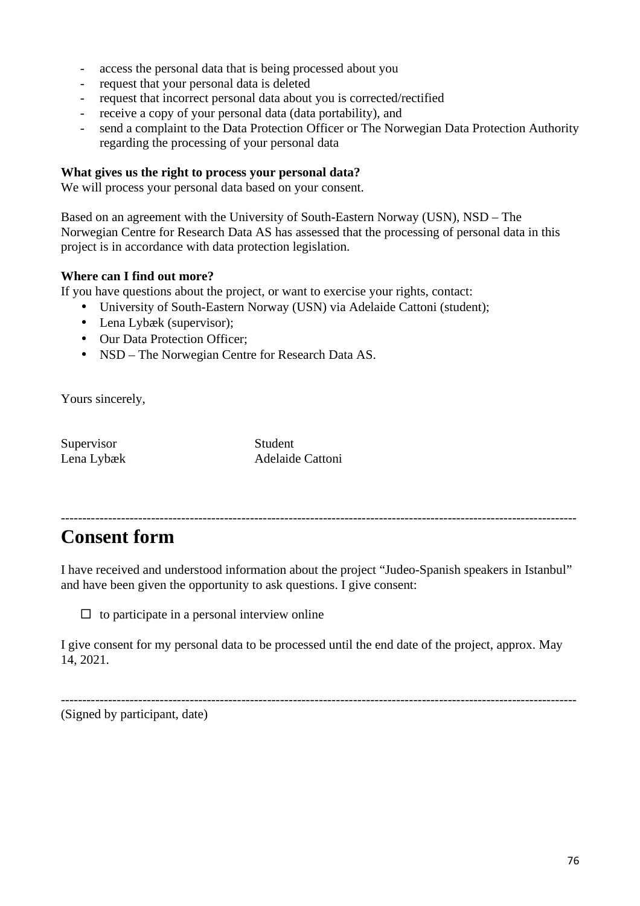- access the personal data that is being processed about you
- request that your personal data is deleted
- request that incorrect personal data about you is corrected/rectified
- receive a copy of your personal data (data portability), and
- send a complaint to the Data Protection Officer or The Norwegian Data Protection Authority regarding the processing of your personal data

**What gives us the right to process your personal data?**
We will process your personal data based on your consent.

Based on an agreement with the University of South-Eastern Norway (USN), NSD – The Norwegian Centre for Research Data AS has assessed that the processing of personal data in this project is in accordance with data protection legislation.

**Where can I find out more?**
If you have questions about the project, or want to exercise your rights, contact:

- University of South-Eastern Norway (USN) via Adelaide Cattoni (student);
- Lena Lybæk (supervisor);
- Our Data Protection Officer;
- NSD – The Norwegian Centre for Research Data AS.

Yours sincerely,

| Supervisor | Student |
|---|---|
| Lena Lybæk | Adelaide Cattoni |

---

# Consent form

I have received and understood information about the project "Judeo-Spanish speakers in Istanbul" and have been given the opportunity to ask questions. I give consent:

☐ to participate in a personal interview online

I give consent for my personal data to be processed until the end date of the project, approx. May 14, 2021.

---

(Signed by participant, date)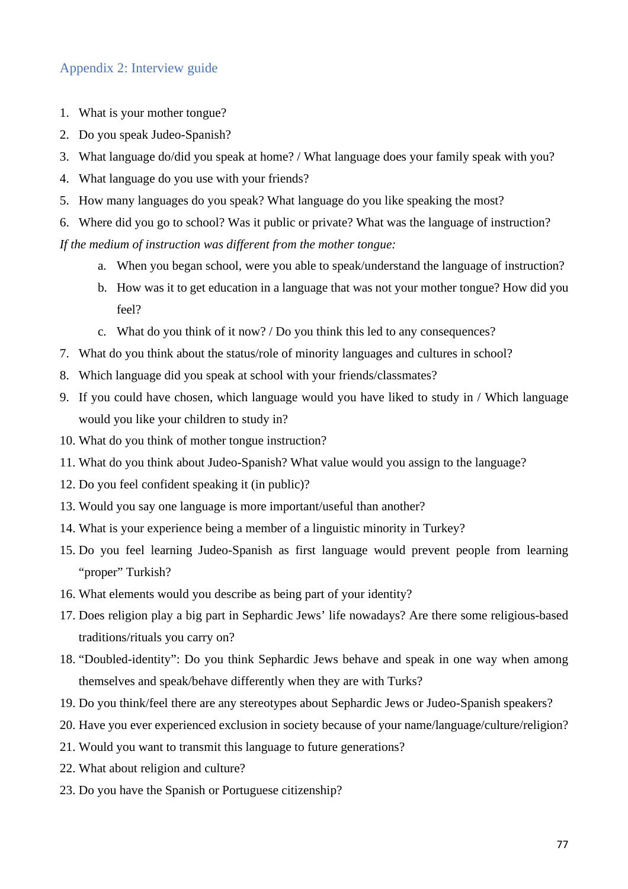## Appendix 2: Interview guide

1. What is your mother tongue?
2. Do you speak Judeo-Spanish?
3. What language do/did you speak at home? / What language does your family speak with you?
4. What language do you use with your friends?
5. How many languages do you speak? What language do you like speaking the most?
6. Where did you go to school? Was it public or private? What was the language of instruction?

*If the medium of instruction was different from the mother tongue:*

   a. When you began school, were you able to speak/understand the language of instruction?
   b. How was it to get education in a language that was not your mother tongue? How did you feel?
   c. What do you think of it now? / Do you think this led to any consequences?

7. What do you think about the status/role of minority languages and cultures in school?
8. Which language did you speak at school with your friends/classmates?
9. If you could have chosen, which language would you have liked to study in / Which language would you like your children to study in?
10. What do you think of mother tongue instruction?
11. What do you think about Judeo-Spanish? What value would you assign to the language?
12. Do you feel confident speaking it (in public)?
13. Would you say one language is more important/useful than another?
14. What is your experience being a member of a linguistic minority in Turkey?
15. Do you feel learning Judeo-Spanish as first language would prevent people from learning "proper" Turkish?
16. What elements would you describe as being part of your identity?
17. Does religion play a big part in Sephardic Jews' life nowadays? Are there some religious-based traditions/rituals you carry on?
18. "Doubled-identity": Do you think Sephardic Jews behave and speak in one way when among themselves and speak/behave differently when they are with Turks?
19. Do you think/feel there are any stereotypes about Sephardic Jews or Judeo-Spanish speakers?
20. Have you ever experienced exclusion in society because of your name/language/culture/religion?
21. Would you want to transmit this language to future generations?
22. What about religion and culture?
23. Do you have the Spanish or Portuguese citizenship?